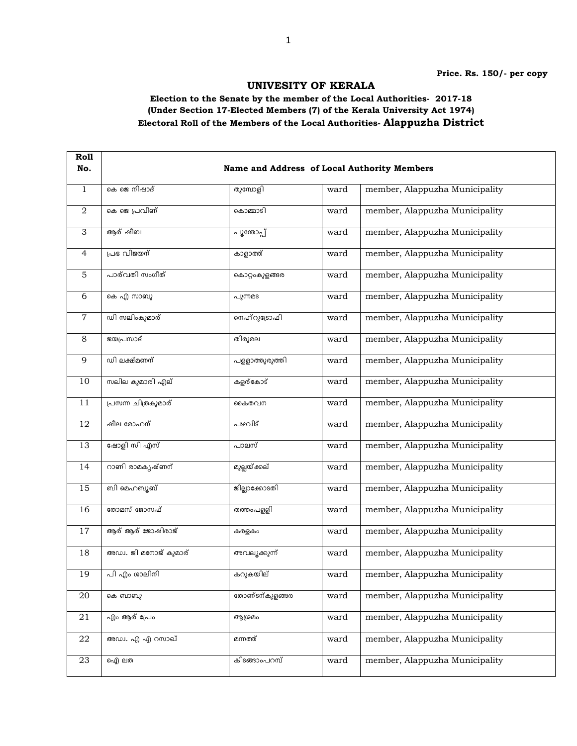**Price. Rs. 150/- per copy**

# UNIVESITY OF KERALA

### Election to the Senate by the member of the Local Authorities- 2017-18
### (Under Section 17-Elected Members (7) of the Kerala University Act 1974)
### Electoral Roll of the Members of the Local Authorities- Alappuzha District

| Roll No. | Name and Address of Local Authority Members | | | |
|---|---|---|---|---|
| 1 | കെ ജെ നിഷാദ് | തുമ്പോളി | ward | member, Alappuzha Municipality |
| 2 | കെ ജെ പ്രവീണ് | കൊമ്മാടി | ward | member, Alappuzha Municipality |
| 3 | ആര് ഷീബ | പൂന്തോപ്പ് | ward | member, Alappuzha Municipality |
| 4 | പ്രഭ വിജയന് | കാളാത്ത് | ward | member, Alappuzha Municipality |
| 5 | പാര്വതി സംഗീത് | കൊറ്റംകുളങ്ങര | ward | member, Alappuzha Municipality |
| 6 | കെ എ സാബു | പുന്നമട | ward | member, Alappuzha Municipality |
| 7 | ഡി സലിംകുമാര് | നെഹ്റുട്രോഫി | ward | member, Alappuzha Municipality |
| 8 | ജയപ്രസാദ് | തിരുമല | ward | member, Alappuzha Municipality |
| 9 | ഡി ലക്ഷ്മണന് | പള്ളാത്തുരുത്തി | ward | member, Alappuzha Municipality |
| 10 | സലില കുമാരി എല് | കളര്കോട് | ward | member, Alappuzha Municipality |
| 11 | പ്രസന്ന ചിത്രകുമാര് | കൈതവന | ward | member, Alappuzha Municipality |
| 12 | ഷീല മോഹന് | പഴവീട് | ward | member, Alappuzha Municipality |
| 13 | ഷോളി സി എസ് | പാലസ് | ward | member, Alappuzha Municipality |
| 14 | റാണി രാമകൃഷ്ണന് | മുല്ലയ്ക്കല് | ward | member, Alappuzha Municipality |
| 15 | ബി മെഹബൂബ് | ജില്ലാക്കോടതി | ward | member, Alappuzha Municipality |
| 16 | തോമസ് ജോസഫ് | തത്തംപള്ളി | ward | member, Alappuzha Municipality |
| 17 | ആര് ആര് ജോഷിരാജ് | കരളകം | ward | member, Alappuzha Municipality |
| 18 | അഡ്വ. ജി മനോജ് കുമാര് | അവലൂക്കുന്ന് | ward | member, Alappuzha Municipality |
| 19 | പി എം ശാലിനി | കറുകയില് | ward | member, Alappuzha Municipality |
| 20 | കെ ബാബു | തോണ്ടന്കുളങ്ങര | ward | member, Alappuzha Municipality |
| 21 | എം ആര് പ്രേം | ആശ്രമം | ward | member, Alappuzha Municipality |
| 22 | അഡ്വ. എ എ റസാഖ് | മന്നത്ത് | ward | member, Alappuzha Municipality |
| 23 | ഐ ലത | കിടങ്ങാംപറമ്പ് | ward | member, Alappuzha Municipality |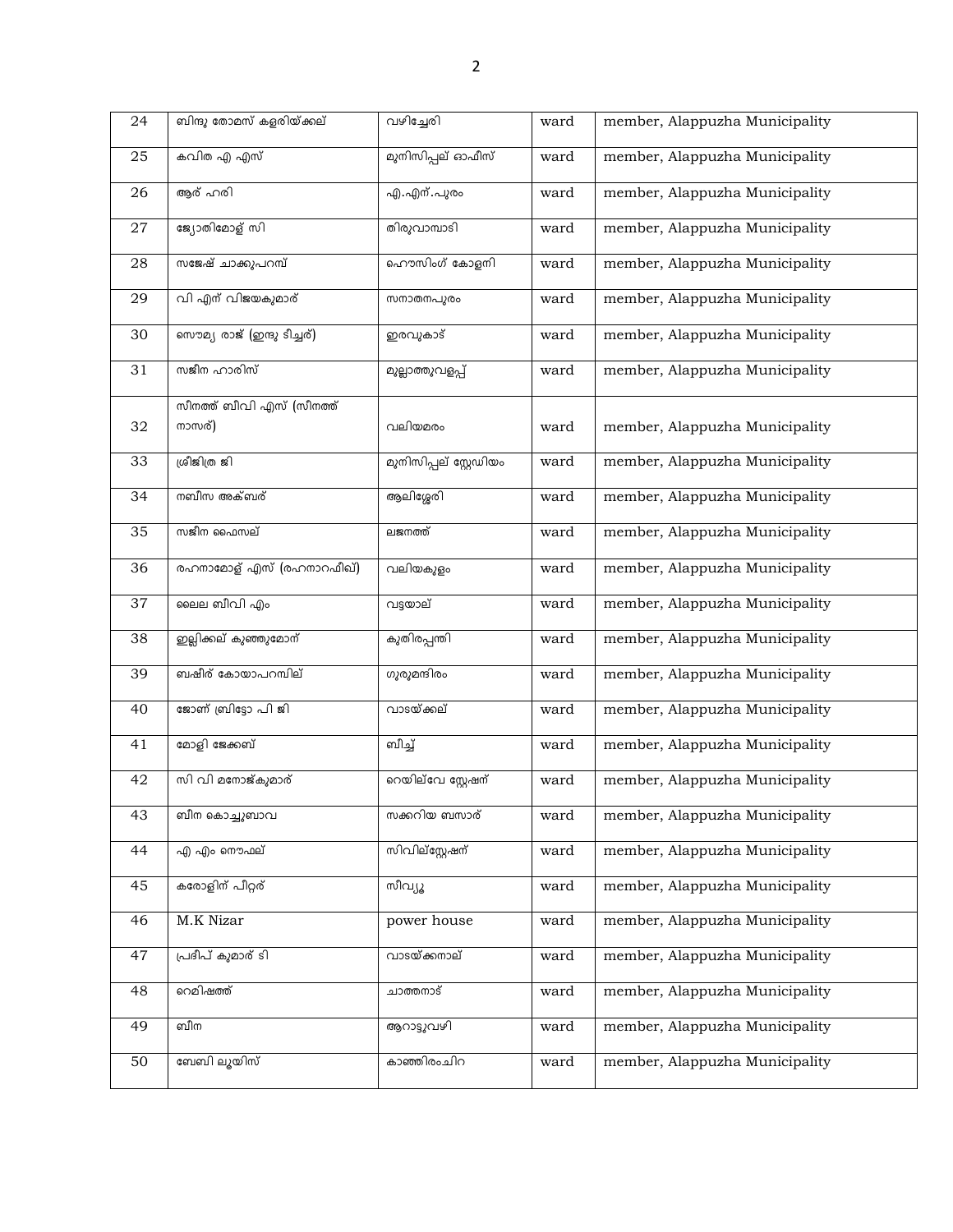| 24 | ബിന്ദു തോമസ് കളരിയ്ക്കല് | വഴിച്ചേരി | ward | member, Alappuzha Municipality |
|---|---|---|---|---|
| 25 | കവിത എ എസ് | മുനിസിപ്പല് ഓഫീസ് | ward | member, Alappuzha Municipality |
| 26 | ആര് ഹരി | എ.എന്.പുരം | ward | member, Alappuzha Municipality |
| 27 | ജ്യോതിമോള് സി | തിരുവാമ്പാടി | ward | member, Alappuzha Municipality |
| 28 | സജേഷ് ചാക്കുപറമ്പ് | ഹൌസിംഗ് കോളനി | ward | member, Alappuzha Municipality |
| 29 | വി എന് വിജയകുമാര് | സനാതനപുരം | ward | member, Alappuzha Municipality |
| 30 | സൌമ്യ രാജ് (ഇന്ദു ടീച്ചര്) | ഇരവുകാട് | ward | member, Alappuzha Municipality |
| 31 | സജീന ഹാരിസ് | മുല്ലാത്തുവളപ്പ് | ward | member, Alappuzha Municipality |
| 32 | സീനത്ത് ബീവി എസ് (സീനത്ത് നാസര്) | വലിയമരം | ward | member, Alappuzha Municipality |
| 33 | ശ്രീജിത്ര ജി | മുനിസിപ്പല് സ്റ്റേഡിയം | ward | member, Alappuzha Municipality |
| 34 | നബീസ അക്ബര് | ആലിശ്ശേരി | ward | member, Alappuzha Municipality |
| 35 | സജീന ഫൈസല് | ലജനത്ത് | ward | member, Alappuzha Municipality |
| 36 | രഹനാമോള് എസ് (രഹനാറഫീഖ്) | വലിയകുളം | ward | member, Alappuzha Municipality |
| 37 | ലൈല ബീവി എം | വട്ടയാല് | ward | member, Alappuzha Municipality |
| 38 | ഇല്ലിക്കല് കുഞ്ഞുമോന് | കുതിരപ്പന്തി | ward | member, Alappuzha Municipality |
| 39 | ബഷീര് കോയാപറമ്പില് | ഗുരുമന്ദിരം | ward | member, Alappuzha Municipality |
| 40 | ജോണ് ബ്രിട്ടോ പി ജി | വാടയ്ക്കല് | ward | member, Alappuzha Municipality |
| 41 | മോളി ജേക്കബ് | ബീച്ച് | ward | member, Alappuzha Municipality |
| 42 | സി വി മനോജ്കുമാര് | റെയില്വേ സ്റ്റേഷന് | ward | member, Alappuzha Municipality |
| 43 | ബീന കൊച്ചുബാവ | സക്കറിയ ബസാര് | ward | member, Alappuzha Municipality |
| 44 | എ എം നൌഫല് | സിവില്സ്റ്റേഷന് | ward | member, Alappuzha Municipality |
| 45 | കരോളിന് പീറ്റര് | സീവ്യൂ | ward | member, Alappuzha Municipality |
| 46 | M.K Nizar | power house | ward | member, Alappuzha Municipality |
| 47 | പ്രദീപ് കുമാര് ടി | വാടയ്ക്കനാല് | ward | member, Alappuzha Municipality |
| 48 | റെമിഷത്ത് | ചാത്തനാട് | ward | member, Alappuzha Municipality |
| 49 | ബീന | ആറാട്ടുവഴി | ward | member, Alappuzha Municipality |
| 50 | ബേബി ലൂയിസ് | കാഞ്ഞിരംചിറ | ward | member, Alappuzha Municipality |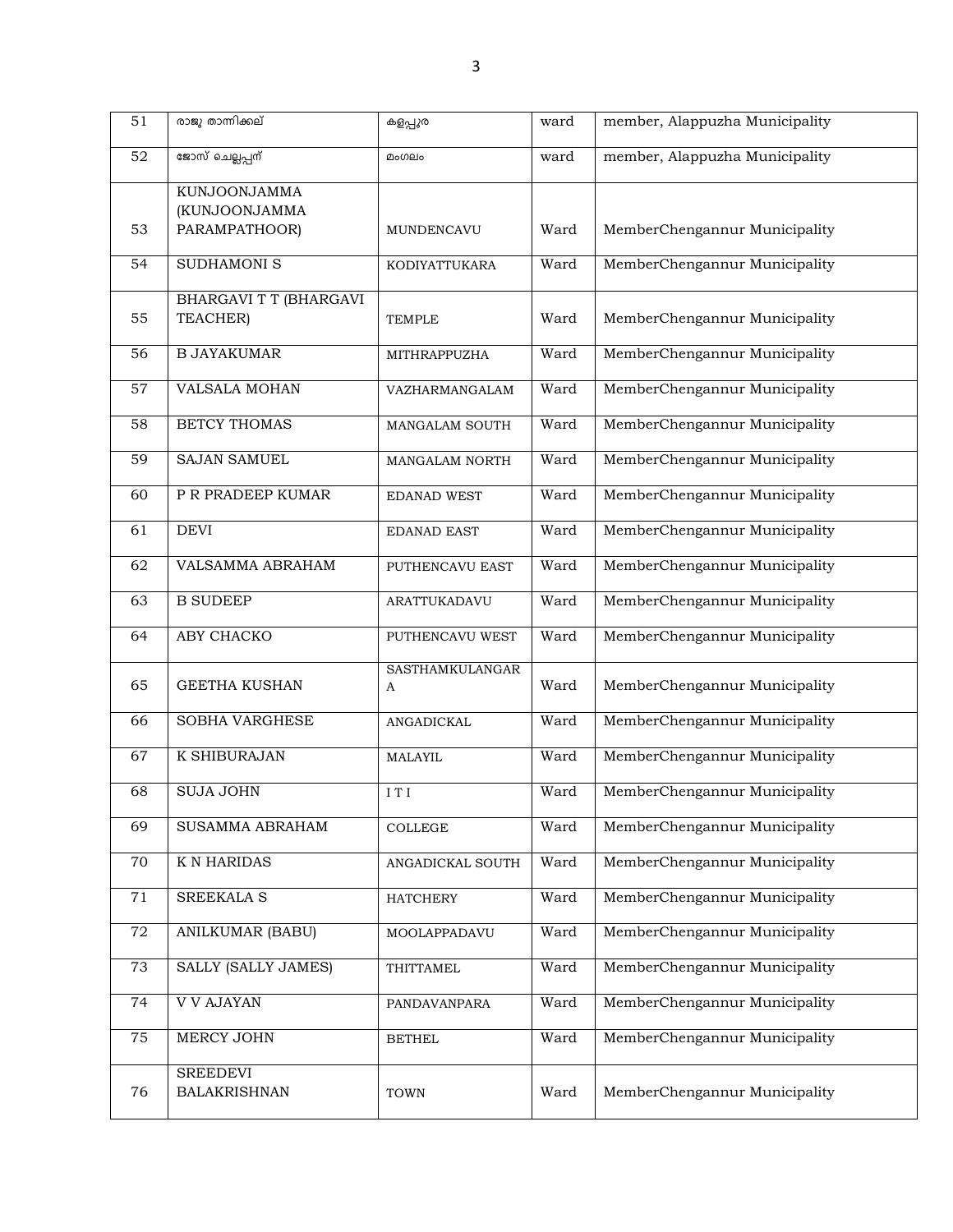| 51 | രാജു താന്നിക്കല് | കളപ്പുര | ward | member, Alappuzha Municipality |
|---|---|---|---|---|
| 52 | ജോസ് ചെല്ലപ്പന് | മംഗലം | ward | member, Alappuzha Municipality |
| 53 | KUNJOONJAMMA (KUNJOONJAMMA PARAMPATHOOR) | MUNDENCAVU | Ward | MemberChengannur Municipality |
| 54 | SUDHAMONI S | KODIYATTUKARA | Ward | MemberChengannur Municipality |
| 55 | BHARGAVI T T (BHARGAVI TEACHER) | TEMPLE | Ward | MemberChengannur Municipality |
| 56 | B JAYAKUMAR | MITHRAPPUZHA | Ward | MemberChengannur Municipality |
| 57 | VALSALA MOHAN | VAZHARMANGALAM | Ward | MemberChengannur Municipality |
| 58 | BETCY THOMAS | MANGALAM SOUTH | Ward | MemberChengannur Municipality |
| 59 | SAJAN SAMUEL | MANGALAM NORTH | Ward | MemberChengannur Municipality |
| 60 | P R PRADEEP KUMAR | EDANAD WEST | Ward | MemberChengannur Municipality |
| 61 | DEVI | EDANAD EAST | Ward | MemberChengannur Municipality |
| 62 | VALSAMMA ABRAHAM | PUTHENCAVU EAST | Ward | MemberChengannur Municipality |
| 63 | B SUDEEP | ARATTUKADAVU | Ward | MemberChengannur Municipality |
| 64 | ABY CHACKO | PUTHENCAVU WEST | Ward | MemberChengannur Municipality |
| 65 | GEETHA KUSHAN | SASTHAMKULANGARA | Ward | MemberChengannur Municipality |
| 66 | SOBHA VARGHESE | ANGADICKAL | Ward | MemberChengannur Municipality |
| 67 | K SHIBURAJAN | MALAYIL | Ward | MemberChengannur Municipality |
| 68 | SUJA JOHN | I T I | Ward | MemberChengannur Municipality |
| 69 | SUSAMMA ABRAHAM | COLLEGE | Ward | MemberChengannur Municipality |
| 70 | K N HARIDAS | ANGADICKAL SOUTH | Ward | MemberChengannur Municipality |
| 71 | SREEKALA S | HATCHERY | Ward | MemberChengannur Municipality |
| 72 | ANILKUMAR (BABU) | MOOLAPPADAVU | Ward | MemberChengannur Municipality |
| 73 | SALLY (SALLY JAMES) | THITTAMEL | Ward | MemberChengannur Municipality |
| 74 | V V AJAYAN | PANDAVANPARA | Ward | MemberChengannur Municipality |
| 75 | MERCY JOHN | BETHEL | Ward | MemberChengannur Municipality |
| 76 | SREEDEVI BALAKRISHNAN | TOWN | Ward | MemberChengannur Municipality |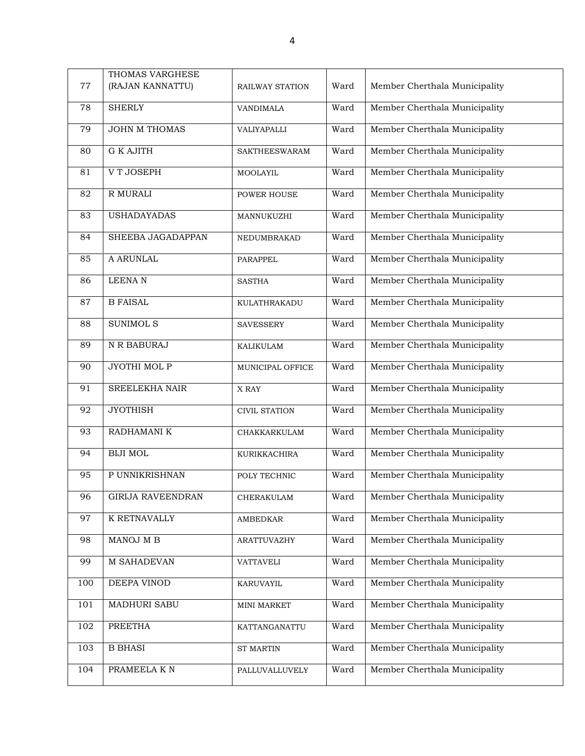| | | | | |
|---|---|---|---|---|
| 77 | THOMAS VARGHESE (RAJAN KANNATTU) | RAILWAY STATION | Ward | Member Cherthala Municipality |
| 78 | SHERLY | VANDIMALA | Ward | Member Cherthala Municipality |
| 79 | JOHN M THOMAS | VALIYAPALLI | Ward | Member Cherthala Municipality |
| 80 | G K AJITH | SAKTHEESWARAM | Ward | Member Cherthala Municipality |
| 81 | V T JOSEPH | MOOLAYIL | Ward | Member Cherthala Municipality |
| 82 | R MURALI | POWER HOUSE | Ward | Member Cherthala Municipality |
| 83 | USHADAYADAS | MANNUKUZHI | Ward | Member Cherthala Municipality |
| 84 | SHEEBA JAGADAPPAN | NEDUMBRAKAD | Ward | Member Cherthala Municipality |
| 85 | A ARUNLAL | PARAPPEL | Ward | Member Cherthala Municipality |
| 86 | LEENA N | SASTHA | Ward | Member Cherthala Municipality |
| 87 | B FAISAL | KULATHRAKADU | Ward | Member Cherthala Municipality |
| 88 | SUNIMOL S | SAVESSERY | Ward | Member Cherthala Municipality |
| 89 | N R BABURAJ | KALIKULAM | Ward | Member Cherthala Municipality |
| 90 | JYOTHI MOL P | MUNICIPAL OFFICE | Ward | Member Cherthala Municipality |
| 91 | SREELEKHA NAIR | X RAY | Ward | Member Cherthala Municipality |
| 92 | JYOTHISH | CIVIL STATION | Ward | Member Cherthala Municipality |
| 93 | RADHAMANI K | CHAKKARKULAM | Ward | Member Cherthala Municipality |
| 94 | BIJI MOL | KURIKKACHIRA | Ward | Member Cherthala Municipality |
| 95 | P UNNIKRISHNAN | POLY TECHNIC | Ward | Member Cherthala Municipality |
| 96 | GIRIJA RAVEENDRAN | CHERAKULAM | Ward | Member Cherthala Municipality |
| 97 | K RETNAVALLY | AMBEDKAR | Ward | Member Cherthala Municipality |
| 98 | MANOJ M B | ARATTUVAZHY | Ward | Member Cherthala Municipality |
| 99 | M SAHADEVAN | VATTAVELI | Ward | Member Cherthala Municipality |
| 100 | DEEPA VINOD | KARUVAYIL | Ward | Member Cherthala Municipality |
| 101 | MADHURI SABU | MINI MARKET | Ward | Member Cherthala Municipality |
| 102 | PREETHA | KATTANGANATTU | Ward | Member Cherthala Municipality |
| 103 | B BHASI | ST MARTIN | Ward | Member Cherthala Municipality |
| 104 | PRAMEELA K N | PALLUVALLUVELY | Ward | Member Cherthala Municipality |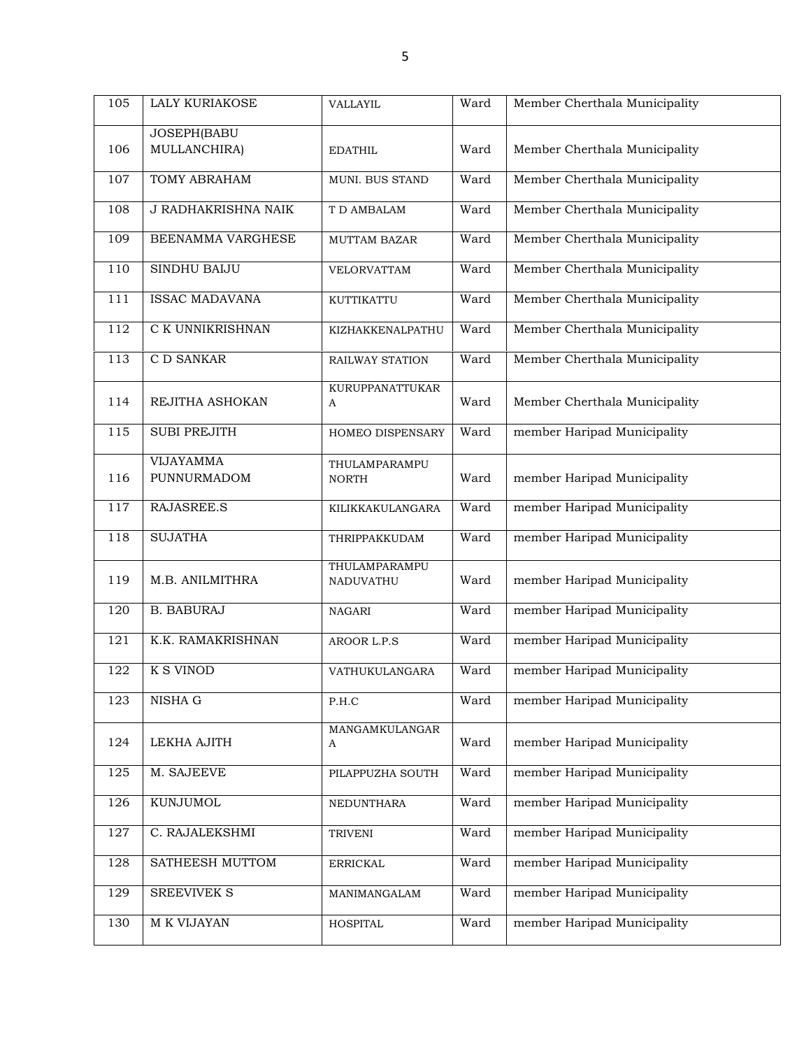| 105 | LALY KURIAKOSE | VALLAYIL | Ward | Member Cherthala Municipality |
|---|---|---|---|---|
| 106 | JOSEPH(BABU MULLANCHIRA) | EDATHIL | Ward | Member Cherthala Municipality |
| 107 | TOMY ABRAHAM | MUNI. BUS STAND | Ward | Member Cherthala Municipality |
| 108 | J RADHAKRISHNA NAIK | T D AMBALAM | Ward | Member Cherthala Municipality |
| 109 | BEENAMMA VARGHESE | MUTTAM BAZAR | Ward | Member Cherthala Municipality |
| 110 | SINDHU BAIJU | VELORVATTAM | Ward | Member Cherthala Municipality |
| 111 | ISSAC MADAVANA | KUTTIKATTU | Ward | Member Cherthala Municipality |
| 112 | C K UNNIKRISHNAN | KIZHAKKENALPATHU | Ward | Member Cherthala Municipality |
| 113 | C D SANKAR | RAILWAY STATION | Ward | Member Cherthala Municipality |
| 114 | REJITHA ASHOKAN | KURUPPANATTUKARA | Ward | Member Cherthala Municipality |
| 115 | SUBI PREJITH | HOMEO DISPENSARY | Ward | member Haripad Municipality |
| 116 | VIJAYAMMA PUNNURMADOM | THULAMPARAMPU NORTH | Ward | member Haripad Municipality |
| 117 | RAJASREE.S | KILIKKAKULANGARA | Ward | member Haripad Municipality |
| 118 | SUJATHA | THRIPPAKKUDAM | Ward | member Haripad Municipality |
| 119 | M.B. ANILMITHRA | THULAMPARAMPU NADUVATHU | Ward | member Haripad Municipality |
| 120 | B. BABURAJ | NAGARI | Ward | member Haripad Municipality |
| 121 | K.K. RAMAKRISHNAN | AROOR L.P.S | Ward | member Haripad Municipality |
| 122 | K S VINOD | VATHUKULANGARA | Ward | member Haripad Municipality |
| 123 | NISHA G | P.H.C | Ward | member Haripad Municipality |
| 124 | LEKHA AJITH | MANGAMKULANGARA | Ward | member Haripad Municipality |
| 125 | M. SAJEEVE | PILAPPUZHA SOUTH | Ward | member Haripad Municipality |
| 126 | KUNJUMOL | NEDUNTHARA | Ward | member Haripad Municipality |
| 127 | C. RAJALEKSHMI | TRIVENI | Ward | member Haripad Municipality |
| 128 | SATHEESH MUTTOM | ERRICKAL | Ward | member Haripad Municipality |
| 129 | SREEVIVEK S | MANIMANGALAM | Ward | member Haripad Municipality |
| 130 | M K VIJAYAN | HOSPITAL | Ward | member Haripad Municipality |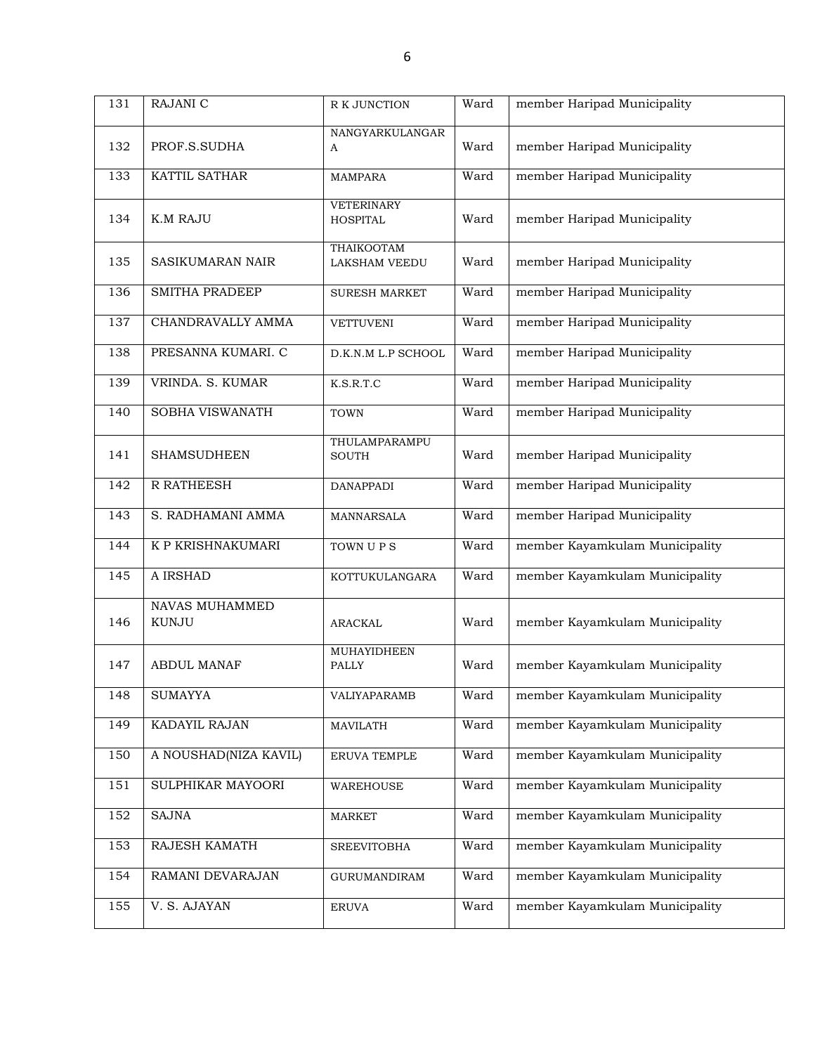| 131 | RAJANI C | R K JUNCTION | Ward | member Haripad Municipality |
|---|---|---|---|---|
| 132 | PROF.S.SUDHA | NANGYARKULANGARA | Ward | member Haripad Municipality |
| 133 | KATTIL SATHAR | MAMPARA | Ward | member Haripad Municipality |
| 134 | K.M RAJU | VETERINARY HOSPITAL | Ward | member Haripad Municipality |
| 135 | SASIKUMARAN NAIR | THAIKOOTAM LAKSHAM VEEDU | Ward | member Haripad Municipality |
| 136 | SMITHA PRADEEP | SURESH MARKET | Ward | member Haripad Municipality |
| 137 | CHANDRAVALLY AMMA | VETTUVENI | Ward | member Haripad Municipality |
| 138 | PRESANNA KUMARI. C | D.K.N.M L.P SCHOOL | Ward | member Haripad Municipality |
| 139 | VRINDA. S. KUMAR | K.S.R.T.C | Ward | member Haripad Municipality |
| 140 | SOBHA VISWANATH | TOWN | Ward | member Haripad Municipality |
| 141 | SHAMSUDHEEN | THULAMPARAMPU SOUTH | Ward | member Haripad Municipality |
| 142 | R RATHEESH | DANAPPADI | Ward | member Haripad Municipality |
| 143 | S. RADHAMANI AMMA | MANNARSALA | Ward | member Haripad Municipality |
| 144 | K P KRISHNAKUMARI | TOWN U P S | Ward | member Kayamkulam Municipality |
| 145 | A IRSHAD | KOTTUKULANGARA | Ward | member Kayamkulam Municipality |
| 146 | NAVAS MUHAMMED KUNJU | ARACKAL | Ward | member Kayamkulam Municipality |
| 147 | ABDUL MANAF | MUHAYIDHEEN PALLY | Ward | member Kayamkulam Municipality |
| 148 | SUMAYYA | VALIYAPARAMB | Ward | member Kayamkulam Municipality |
| 149 | KADAYIL RAJAN | MAVILATH | Ward | member Kayamkulam Municipality |
| 150 | A NOUSHAD(NIZA KAVIL) | ERUVA TEMPLE | Ward | member Kayamkulam Municipality |
| 151 | SULPHIKAR MAYOORI | WAREHOUSE | Ward | member Kayamkulam Municipality |
| 152 | SAJNA | MARKET | Ward | member Kayamkulam Municipality |
| 153 | RAJESH KAMATH | SREEVITOBHA | Ward | member Kayamkulam Municipality |
| 154 | RAMANI DEVARAJAN | GURUMANDIRAM | Ward | member Kayamkulam Municipality |
| 155 | V. S. AJAYAN | ERUVA | Ward | member Kayamkulam Municipality |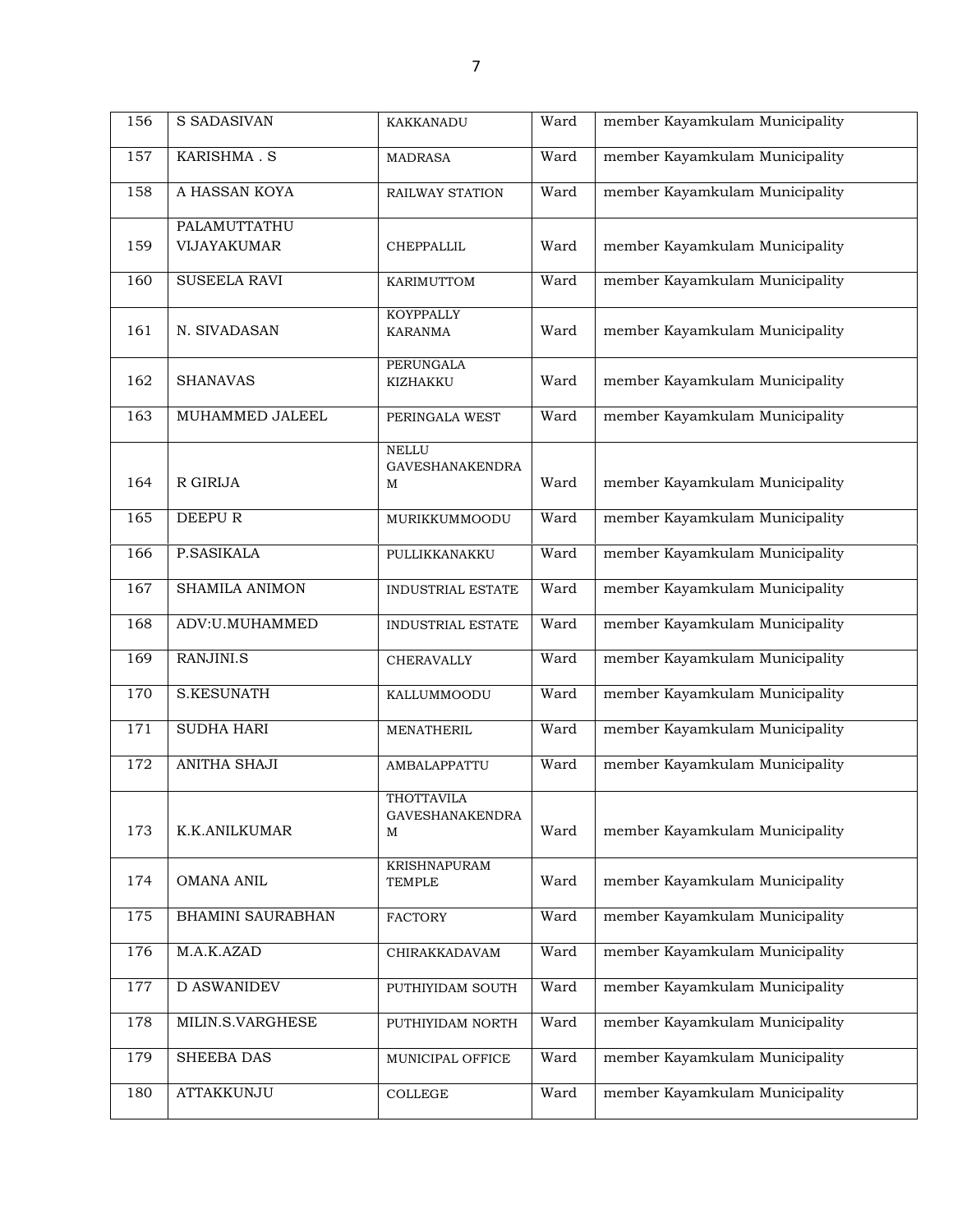| 156 | S SADASIVAN | KAKKANADU | Ward | member Kayamkulam Municipality |
|---|---|---|---|---|
| 157 | KARISHMA . S | MADRASA | Ward | member Kayamkulam Municipality |
| 158 | A HASSAN KOYA | RAILWAY STATION | Ward | member Kayamkulam Municipality |
| 159 | PALAMUTTATHU VIJAYAKUMAR | CHEPPALLIL | Ward | member Kayamkulam Municipality |
| 160 | SUSEELA RAVI | KARIMUTTOM | Ward | member Kayamkulam Municipality |
| 161 | N. SIVADASAN | KOYPPALLY KARANMA | Ward | member Kayamkulam Municipality |
| 162 | SHANAVAS | PERUNGALA KIZHAKKU | Ward | member Kayamkulam Municipality |
| 163 | MUHAMMED JALEEL | PERINGALA WEST | Ward | member Kayamkulam Municipality |
| 164 | R GIRIJA | NELLU GAVESHANAKENDRAM | Ward | member Kayamkulam Municipality |
| 165 | DEEPU R | MURIKKUMMOODU | Ward | member Kayamkulam Municipality |
| 166 | P.SASIKALA | PULLIKKANAKKU | Ward | member Kayamkulam Municipality |
| 167 | SHAMILA ANIMON | INDUSTRIAL ESTATE | Ward | member Kayamkulam Municipality |
| 168 | ADV:U.MUHAMMED | INDUSTRIAL ESTATE | Ward | member Kayamkulam Municipality |
| 169 | RANJINI.S | CHERAVALLY | Ward | member Kayamkulam Municipality |
| 170 | S.KESUNATH | KALLUMMOODU | Ward | member Kayamkulam Municipality |
| 171 | SUDHA HARI | MENATHERIL | Ward | member Kayamkulam Municipality |
| 172 | ANITHA SHAJI | AMBALAPPATTU | Ward | member Kayamkulam Municipality |
| 173 | K.K.ANILKUMAR | THOTTAVILA GAVESHANAKENDRAM | Ward | member Kayamkulam Municipality |
| 174 | OMANA ANIL | KRISHNAPURAM TEMPLE | Ward | member Kayamkulam Municipality |
| 175 | BHAMINI SAURABHAN | FACTORY | Ward | member Kayamkulam Municipality |
| 176 | M.A.K.AZAD | CHIRAKKADAVAM | Ward | member Kayamkulam Municipality |
| 177 | D ASWANIDEV | PUTHIYIDAM SOUTH | Ward | member Kayamkulam Municipality |
| 178 | MILIN.S.VARGHESE | PUTHIYIDAM NORTH | Ward | member Kayamkulam Municipality |
| 179 | SHEEBA DAS | MUNICIPAL OFFICE | Ward | member Kayamkulam Municipality |
| 180 | ATTAKKUNJU | COLLEGE | Ward | member Kayamkulam Municipality |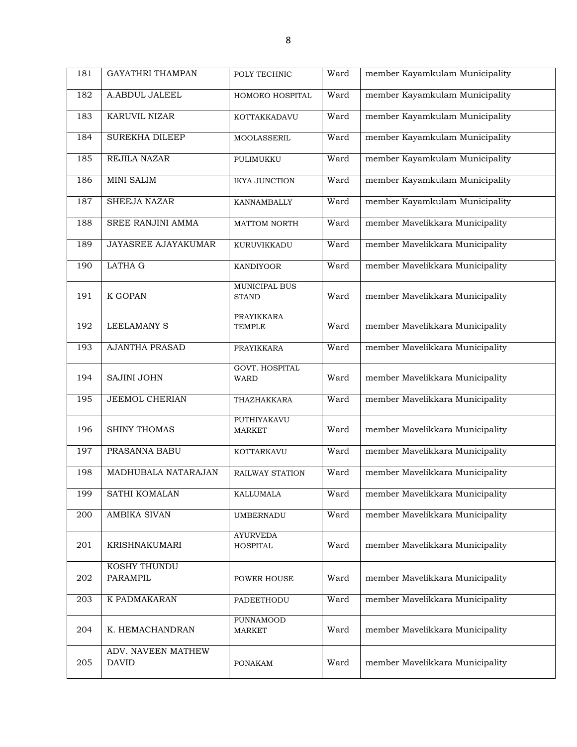| 181 | GAYATHRI THAMPAN | POLY TECHNIC | Ward | member Kayamkulam Municipality |
|---|---|---|---|---|
| 182 | A.ABDUL JALEEL | HOMOEO HOSPITAL | Ward | member Kayamkulam Municipality |
| 183 | KARUVIL NIZAR | KOTTAKKADAVU | Ward | member Kayamkulam Municipality |
| 184 | SUREKHA DILEEP | MOOLASSERIL | Ward | member Kayamkulam Municipality |
| 185 | REJILA NAZAR | PULIMUKKU | Ward | member Kayamkulam Municipality |
| 186 | MINI SALIM | IKYA JUNCTION | Ward | member Kayamkulam Municipality |
| 187 | SHEEJA NAZAR | KANNAMBALLY | Ward | member Kayamkulam Municipality |
| 188 | SREE RANJINI AMMA | MATTOM NORTH | Ward | member Mavelikkara Municipality |
| 189 | JAYASREE AJAYAKUMAR | KURUVIKKADU | Ward | member Mavelikkara Municipality |
| 190 | LATHA G | KANDIYOOR | Ward | member Mavelikkara Municipality |
| 191 | K GOPAN | MUNICIPAL BUS STAND | Ward | member Mavelikkara Municipality |
| 192 | LEELAMANY S | PRAYIKKARA TEMPLE | Ward | member Mavelikkara Municipality |
| 193 | AJANTHA PRASAD | PRAYIKKARA | Ward | member Mavelikkara Municipality |
| 194 | SAJINI JOHN | GOVT. HOSPITAL WARD | Ward | member Mavelikkara Municipality |
| 195 | JEEMOL CHERIAN | THAZHAKKARA | Ward | member Mavelikkara Municipality |
| 196 | SHINY THOMAS | PUTHIYAKAVU MARKET | Ward | member Mavelikkara Municipality |
| 197 | PRASANNA BABU | KOTTARKAVU | Ward | member Mavelikkara Municipality |
| 198 | MADHUBALA NATARAJAN | RAILWAY STATION | Ward | member Mavelikkara Municipality |
| 199 | SATHI KOMALAN | KALLUMALA | Ward | member Mavelikkara Municipality |
| 200 | AMBIKA SIVAN | UMBERNADU | Ward | member Mavelikkara Municipality |
| 201 | KRISHNAKUMARI | AYURVEDA HOSPITAL | Ward | member Mavelikkara Municipality |
| 202 | KOSHY THUNDU PARAMPIL | POWER HOUSE | Ward | member Mavelikkara Municipality |
| 203 | K PADMAKARAN | PADEETHODU | Ward | member Mavelikkara Municipality |
| 204 | K. HEMACHANDRAN | PUNNAMOOD MARKET | Ward | member Mavelikkara Municipality |
| 205 | ADV. NAVEEN MATHEW DAVID | PONAKAM | Ward | member Mavelikkara Municipality |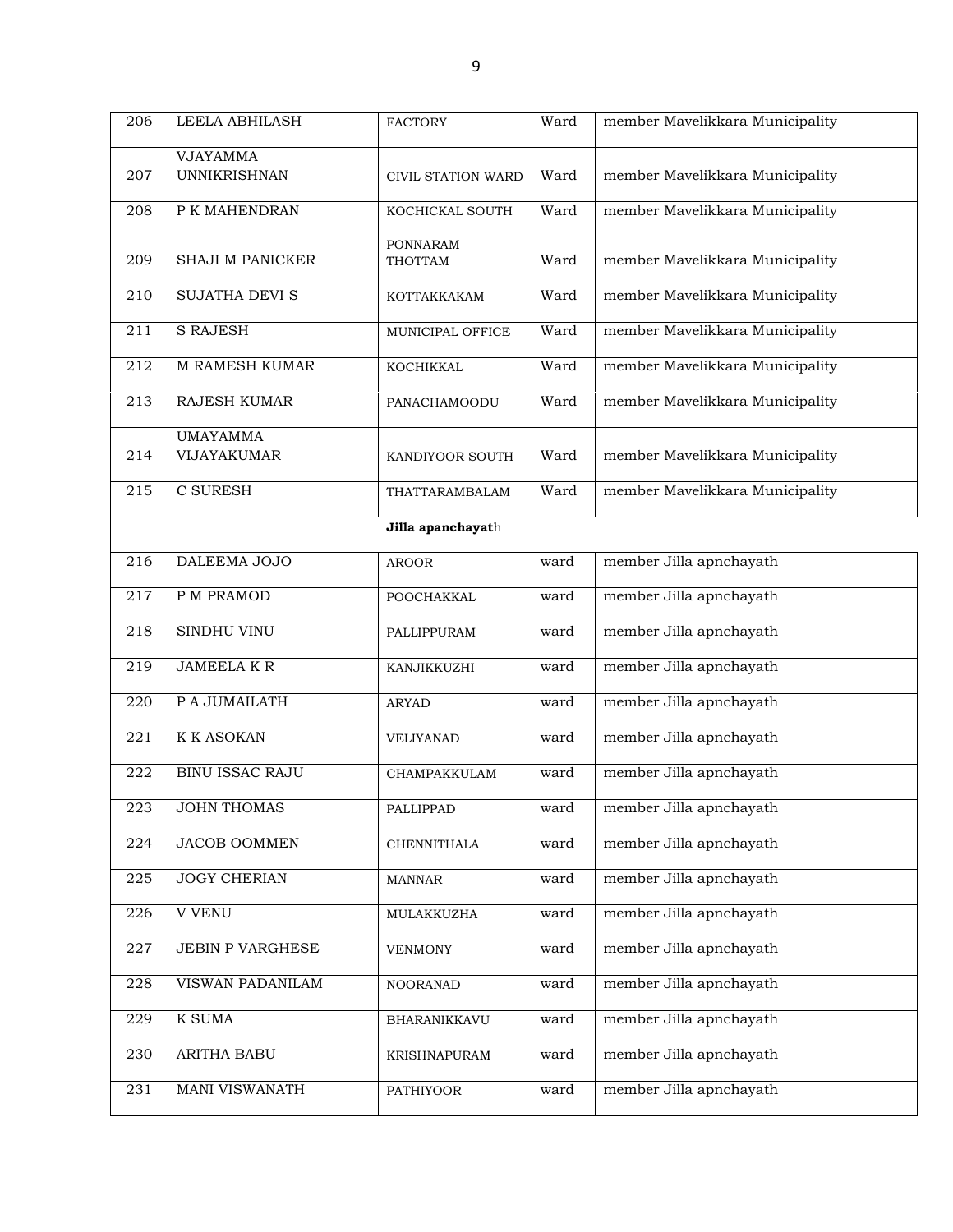| 206 | LEELA ABHILASH | FACTORY | Ward | member Mavelikkara Municipality |
|---|---|---|---|---|
| 207 | VJAYAMMA UNNIKRISHNAN | CIVIL STATION WARD | Ward | member Mavelikkara Municipality |
| 208 | P K MAHENDRAN | KOCHICKAL SOUTH | Ward | member Mavelikkara Municipality |
| 209 | SHAJI M PANICKER | PONNARAM THOTTAM | Ward | member Mavelikkara Municipality |
| 210 | SUJATHA DEVI S | KOTTAKKAKAM | Ward | member Mavelikkara Municipality |
| 211 | S RAJESH | MUNICIPAL OFFICE | Ward | member Mavelikkara Municipality |
| 212 | M RAMESH KUMAR | KOCHIKKAL | Ward | member Mavelikkara Municipality |
| 213 | RAJESH KUMAR | PANACHAMOODU | Ward | member Mavelikkara Municipality |
| 214 | UMAYAMMA VIJAYAKUMAR | KANDIYOOR SOUTH | Ward | member Mavelikkara Municipality |
| 215 | C SURESH | THATTARAMBALAM | Ward | member Mavelikkara Municipality |
| | | **Jilla apanchayat**h | | |
| 216 | DALEEMA JOJO | AROOR | ward | member Jilla apnchayath |
| 217 | P M PRAMOD | POOCHAKKAL | ward | member Jilla apnchayath |
| 218 | SINDHU VINU | PALLIPPURAM | ward | member Jilla apnchayath |
| 219 | JAMEELA K R | KANJIKKUZHI | ward | member Jilla apnchayath |
| 220 | P A JUMAILATH | ARYAD | ward | member Jilla apnchayath |
| 221 | K K ASOKAN | VELIYANAD | ward | member Jilla apnchayath |
| 222 | BINU ISSAC RAJU | CHAMPAKKULAM | ward | member Jilla apnchayath |
| 223 | JOHN THOMAS | PALLIPPAD | ward | member Jilla apnchayath |
| 224 | JACOB OOMMEN | CHENNITHALA | ward | member Jilla apnchayath |
| 225 | JOGY CHERIAN | MANNAR | ward | member Jilla apnchayath |
| 226 | V VENU | MULAKKUZHA | ward | member Jilla apnchayath |
| 227 | JEBIN P VARGHESE | VENMONY | ward | member Jilla apnchayath |
| 228 | VISWAN PADANILAM | NOORANAD | ward | member Jilla apnchayath |
| 229 | K SUMA | BHARANIKKAVU | ward | member Jilla apnchayath |
| 230 | ARITHA BABU | KRISHNAPURAM | ward | member Jilla apnchayath |
| 231 | MANI VISWANATH | PATHIYOOR | ward | member Jilla apnchayath |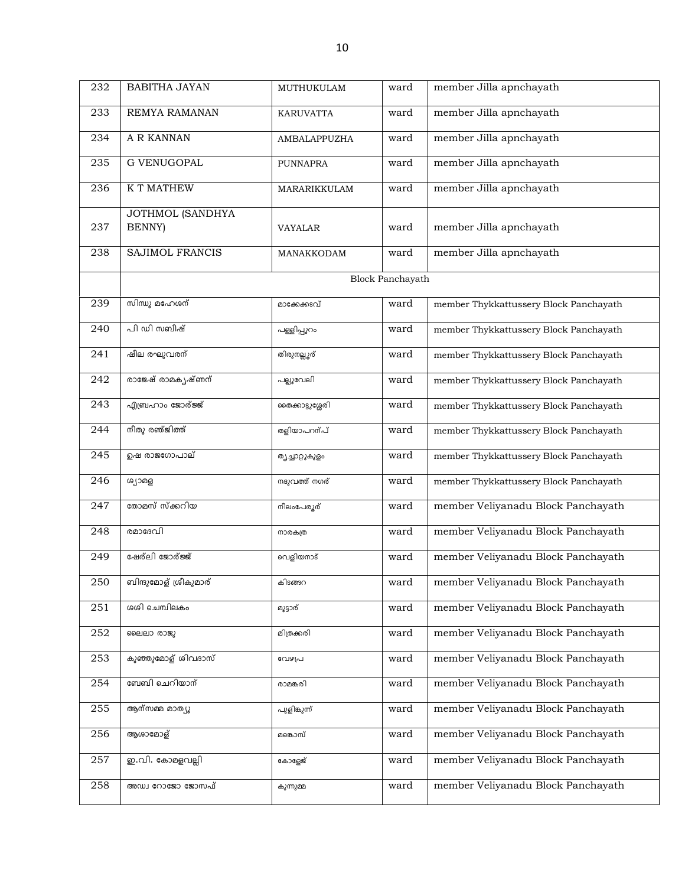| 232 | BABITHA JAYAN | MUTHUKULAM | ward | member Jilla apnchayath |
|---|---|---|---|---|
| 233 | REMYA RAMANAN | KARUVATTA | ward | member Jilla apnchayath |
| 234 | A R KANNAN | AMBALAPPUZHA | ward | member Jilla apnchayath |
| 235 | G VENUGOPAL | PUNNAPRA | ward | member Jilla apnchayath |
| 236 | K T MATHEW | MARARIKKULAM | ward | member Jilla apnchayath |
| 237 | JOTHMOL (SANDHYA BENNY) | VAYALAR | ward | member Jilla apnchayath |
| 238 | SAJIMOL FRANCIS | MANAKKODAM | ward | member Jilla apnchayath |
| | Block Panchayath | | | |
| 239 | സിന്ധു മഹേശന് | മാക്കേക്കടവ് | ward | member Thykkattussery Block Panchayath |
| 240 | പി ഡി സബീഷ് | പള്ളിപ്പുറം | ward | member Thykkattussery Block Panchayath |
| 241 | ഷീല രഘുവരന് | തിരുനല്ലൂര് | ward | member Thykkattussery Block Panchayath |
| 242 | രാജേഷ് രാമകൃഷ്ണന് | പല്ലുവേലി | ward | member Thykkattussery Block Panchayath |
| 243 | എബ്രഹാം ജോര്ജ്ജ് | തൈക്കാട്ടുശ്ശേരി | ward | member Thykkattussery Block Panchayath |
| 244 | നീതു രഞ്ജിത്ത് | തളിയാപറന്പ് | ward | member Thykkattussery Block Panchayath |
| 245 | ഉഷ രാജഗോപാല് | തൃച്ചാറ്റുകുളം | ward | member Thykkattussery Block Panchayath |
| 246 | ശ്യാമള | നദുവത്ത് നഗര് | ward | member Thykkattussery Block Panchayath |
| 247 | തോമസ് സ്ക്കറിയ | നീലംപേരൂര് | ward | member Veliyanadu Block Panchayath |
| 248 | രമാദേവി | നാരകത്ര | ward | member Veliyanadu Block Panchayath |
| 249 | ഷേര്ലി ജോര്ജ്ജ് | വെളിയനാട് | ward | member Veliyanadu Block Panchayath |
| 250 | ബിന്ദുമോള് ശ്രീകുമാര് | കിടങ്ങറ | ward | member Veliyanadu Block Panchayath |
| 251 | ശശി ചെമ്പിലകം | മുട്ടാര് | ward | member Veliyanadu Block Panchayath |
| 252 | ലൈലാ രാജു | മിത്രക്കരി | ward | member Veliyanadu Block Panchayath |
| 253 | കുഞ്ഞുമോള് ശിവദാസ് | വേഴപ്ര | ward | member Veliyanadu Block Panchayath |
| 254 | ബേബി ചെറിയാന് | രാമങ്കരി | ward | member Veliyanadu Block Panchayath |
| 255 | ആന്സമ്മ മാത്യു | പുളിങ്കുന്ന് | ward | member Veliyanadu Block Panchayath |
| 256 | ആശാമോള് | മങ്കൊമ്പ് | ward | member Veliyanadu Block Panchayath |
| 257 | ഇ.വി. കോമളവല്ലി | കോളേജ് | ward | member Veliyanadu Block Panchayath |
| 258 | അഡ്വ റോജോ ജോസഫ് | കുന്നുമ്മ | ward | member Veliyanadu Block Panchayath |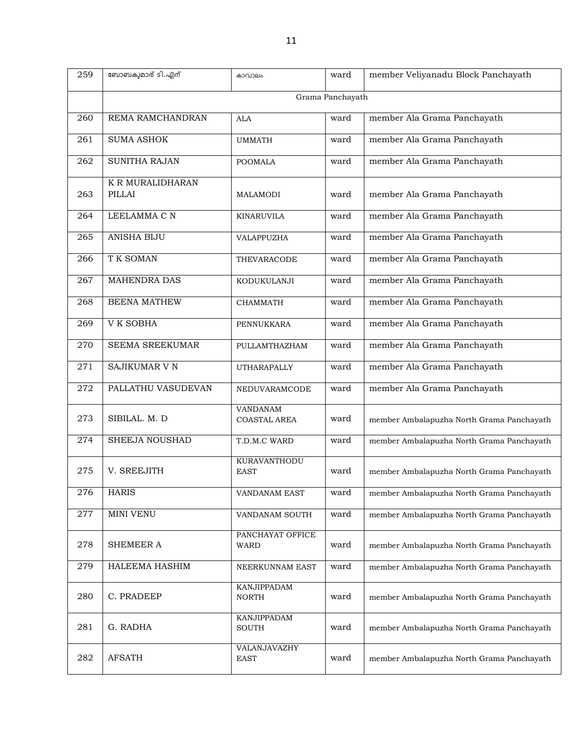| 259 | ബോബകുമാര് ടി.എന് | കാവാലം | ward | member Veliyanadu Block Panchayath |
|---|---|---|---|---|
| | Grama Panchayath | | | |
| 260 | REMA RAMCHANDRAN | ALA | ward | member Ala Grama Panchayath |
| 261 | SUMA ASHOK | UMMATH | ward | member Ala Grama Panchayath |
| 262 | SUNITHA RAJAN | POOMALA | ward | member Ala Grama Panchayath |
| 263 | K R MURALIDHARAN PILLAI | MALAMODI | ward | member Ala Grama Panchayath |
| 264 | LEELAMMA C N | KINARUVILA | ward | member Ala Grama Panchayath |
| 265 | ANISHA BIJU | VALAPPUZHA | ward | member Ala Grama Panchayath |
| 266 | T K SOMAN | THEVARACODE | ward | member Ala Grama Panchayath |
| 267 | MAHENDRA DAS | KODUKULANJI | ward | member Ala Grama Panchayath |
| 268 | BEENA MATHEW | CHAMMATH | ward | member Ala Grama Panchayath |
| 269 | V K SOBHA | PENNUKKARA | ward | member Ala Grama Panchayath |
| 270 | SEEMA SREEKUMAR | PULLAMTHAZHAM | ward | member Ala Grama Panchayath |
| 271 | SAJIKUMAR V N | UTHARAPALLY | ward | member Ala Grama Panchayath |
| 272 | PALLATHU VASUDEVAN | NEDUVARAMCODE | ward | member Ala Grama Panchayath |
| 273 | SIBILAL. M. D | VANDANAM COASTAL AREA | ward | member Ambalapuzha North Grama Panchayath |
| 274 | SHEEJA NOUSHAD | T.D.M.C WARD | ward | member Ambalapuzha North Grama Panchayath |
| 275 | V. SREEJITH | KURAVANTHODU EAST | ward | member Ambalapuzha North Grama Panchayath |
| 276 | HARIS | VANDANAM EAST | ward | member Ambalapuzha North Grama Panchayath |
| 277 | MINI VENU | VANDANAM SOUTH | ward | member Ambalapuzha North Grama Panchayath |
| 278 | SHEMEER A | PANCHAYAT OFFICE WARD | ward | member Ambalapuzha North Grama Panchayath |
| 279 | HALEEMA HASHIM | NEERKUNNAM EAST | ward | member Ambalapuzha North Grama Panchayath |
| 280 | C. PRADEEP | KANJIPPADAM NORTH | ward | member Ambalapuzha North Grama Panchayath |
| 281 | G. RADHA | KANJIPPADAM SOUTH | ward | member Ambalapuzha North Grama Panchayath |
| 282 | AFSATH | VALANJAVAZHY EAST | ward | member Ambalapuzha North Grama Panchayath |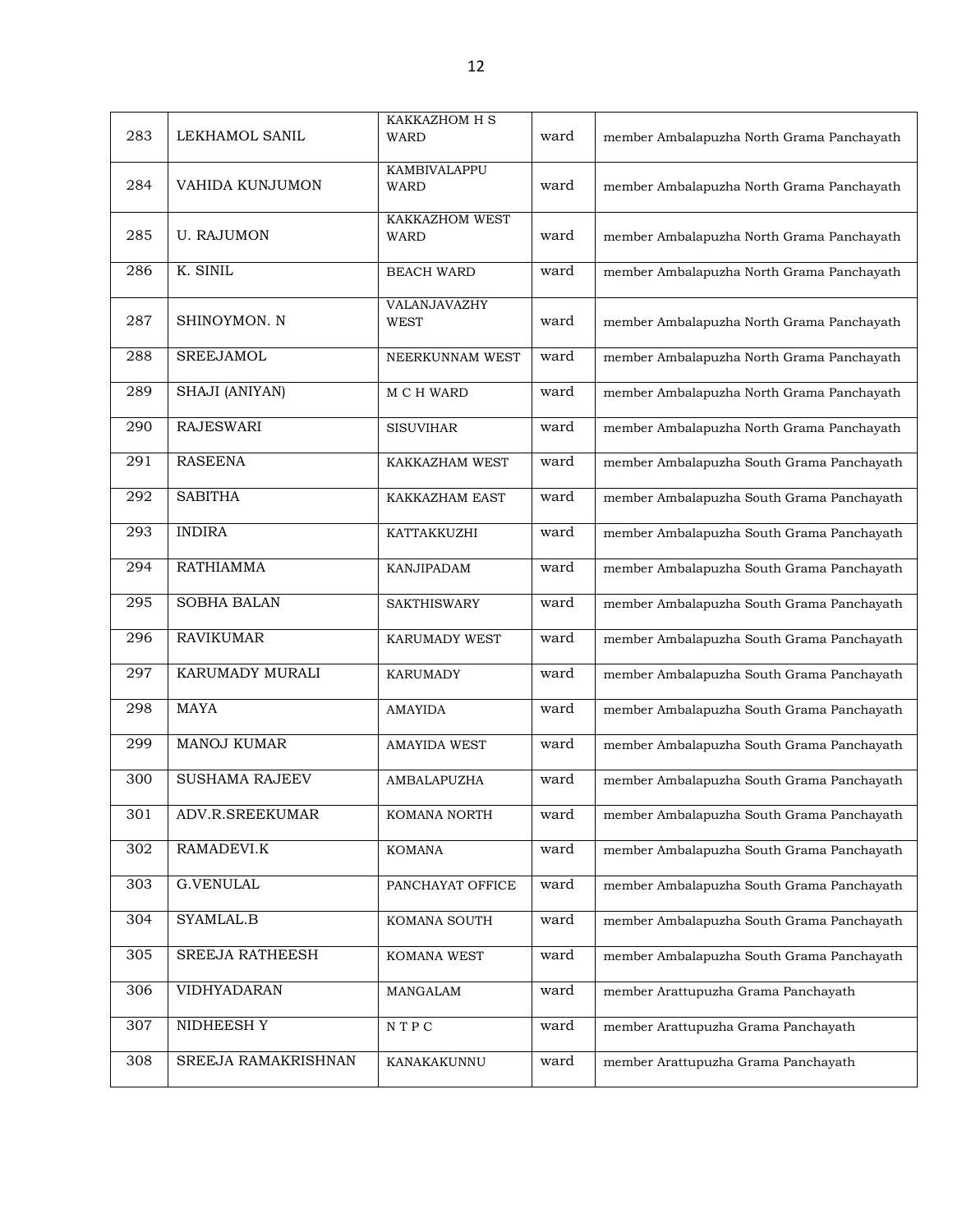| 283 | LEKHAMOL SANIL | KAKKAZHOM H S WARD | ward | member Ambalapuzha North Grama Panchayath |
|---|---|---|---|---|
| 284 | VAHIDA KUNJUMON | KAMBIVALAPPU WARD | ward | member Ambalapuzha North Grama Panchayath |
| 285 | U. RAJUMON | KAKKAZHOM WEST WARD | ward | member Ambalapuzha North Grama Panchayath |
| 286 | K. SINIL | BEACH WARD | ward | member Ambalapuzha North Grama Panchayath |
| 287 | SHINOYMON. N | VALANJAVAZHY WEST | ward | member Ambalapuzha North Grama Panchayath |
| 288 | SREEJAMOL | NEERKUNNAM WEST | ward | member Ambalapuzha North Grama Panchayath |
| 289 | SHAJI (ANIYAN) | M C H WARD | ward | member Ambalapuzha North Grama Panchayath |
| 290 | RAJESWARI | SISUVIHAR | ward | member Ambalapuzha North Grama Panchayath |
| 291 | RASEENA | KAKKAZHAM WEST | ward | member Ambalapuzha South Grama Panchayath |
| 292 | SABITHA | KAKKAZHAM EAST | ward | member Ambalapuzha South Grama Panchayath |
| 293 | INDIRA | KATTAKKUZHI | ward | member Ambalapuzha South Grama Panchayath |
| 294 | RATHIAMMA | KANJIPADAM | ward | member Ambalapuzha South Grama Panchayath |
| 295 | SOBHA BALAN | SAKTHISWARY | ward | member Ambalapuzha South Grama Panchayath |
| 296 | RAVIKUMAR | KARUMADY WEST | ward | member Ambalapuzha South Grama Panchayath |
| 297 | KARUMADY MURALI | KARUMADY | ward | member Ambalapuzha South Grama Panchayath |
| 298 | MAYA | AMAYIDA | ward | member Ambalapuzha South Grama Panchayath |
| 299 | MANOJ KUMAR | AMAYIDA WEST | ward | member Ambalapuzha South Grama Panchayath |
| 300 | SUSHAMA RAJEEV | AMBALAPUZHA | ward | member Ambalapuzha South Grama Panchayath |
| 301 | ADV.R.SREEKUMAR | KOMANA NORTH | ward | member Ambalapuzha South Grama Panchayath |
| 302 | RAMADEVI.K | KOMANA | ward | member Ambalapuzha South Grama Panchayath |
| 303 | G.VENULAL | PANCHAYAT OFFICE | ward | member Ambalapuzha South Grama Panchayath |
| 304 | SYAMLAL.B | KOMANA SOUTH | ward | member Ambalapuzha South Grama Panchayath |
| 305 | SREEJA RATHEESH | KOMANA WEST | ward | member Ambalapuzha South Grama Panchayath |
| 306 | VIDHYADARAN | MANGALAM | ward | member Arattupuzha Grama Panchayath |
| 307 | NIDHEESH Y | N T P C | ward | member Arattupuzha Grama Panchayath |
| 308 | SREEJA RAMAKRISHNAN | KANAKAKUNNU | ward | member Arattupuzha Grama Panchayath |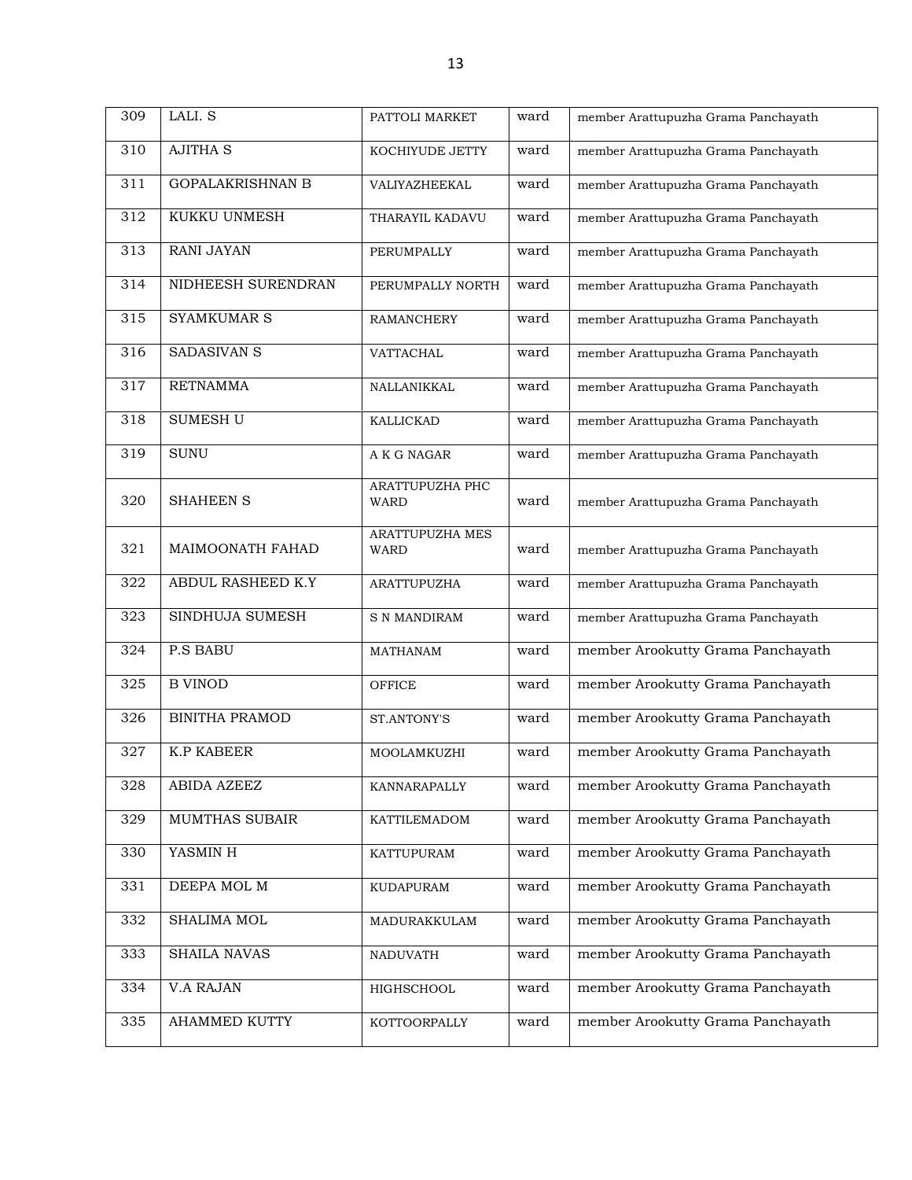| 309 | LALI. S | PATTOLI MARKET | ward | member Arattupuzha Grama Panchayath |
|---|---|---|---|---|
| 310 | AJITHA S | KOCHIYUDE JETTY | ward | member Arattupuzha Grama Panchayath |
| 311 | GOPALAKRISHNAN B | VALIYAZHEEKAL | ward | member Arattupuzha Grama Panchayath |
| 312 | KUKKU UNMESH | THARAYIL KADAVU | ward | member Arattupuzha Grama Panchayath |
| 313 | RANI JAYAN | PERUMPALLY | ward | member Arattupuzha Grama Panchayath |
| 314 | NIDHEESH SURENDRAN | PERUMPALLY NORTH | ward | member Arattupuzha Grama Panchayath |
| 315 | SYAMKUMAR S | RAMANCHERY | ward | member Arattupuzha Grama Panchayath |
| 316 | SADASIVAN S | VATTACHAL | ward | member Arattupuzha Grama Panchayath |
| 317 | RETNAMMA | NALLANIKKAL | ward | member Arattupuzha Grama Panchayath |
| 318 | SUMESH U | KALLICKAD | ward | member Arattupuzha Grama Panchayath |
| 319 | SUNU | A K G NAGAR | ward | member Arattupuzha Grama Panchayath |
| 320 | SHAHEEN S | ARATTUPUZHA PHC WARD | ward | member Arattupuzha Grama Panchayath |
| 321 | MAIMOONATH FAHAD | ARATTUPUZHA MES WARD | ward | member Arattupuzha Grama Panchayath |
| 322 | ABDUL RASHEED K.Y | ARATTUPUZHA | ward | member Arattupuzha Grama Panchayath |
| 323 | SINDHUJA SUMESH | S N MANDIRAM | ward | member Arattupuzha Grama Panchayath |
| 324 | P.S BABU | MATHANAM | ward | member Arookutty Grama Panchayath |
| 325 | B VINOD | OFFICE | ward | member Arookutty Grama Panchayath |
| 326 | BINITHA PRAMOD | ST.ANTONY'S | ward | member Arookutty Grama Panchayath |
| 327 | K.P KABEER | MOOLAMKUZHI | ward | member Arookutty Grama Panchayath |
| 328 | ABIDA AZEEZ | KANNARAPALLY | ward | member Arookutty Grama Panchayath |
| 329 | MUMTHAS SUBAIR | KATTILEMADOM | ward | member Arookutty Grama Panchayath |
| 330 | YASMIN H | KATTUPURAM | ward | member Arookutty Grama Panchayath |
| 331 | DEEPA MOL M | KUDAPURAM | ward | member Arookutty Grama Panchayath |
| 332 | SHALIMA MOL | MADURAKKULAM | ward | member Arookutty Grama Panchayath |
| 333 | SHAILA NAVAS | NADUVATH | ward | member Arookutty Grama Panchayath |
| 334 | V.A RAJAN | HIGHSCHOOL | ward | member Arookutty Grama Panchayath |
| 335 | AHAMMED KUTTY | KOTTOORPALLY | ward | member Arookutty Grama Panchayath |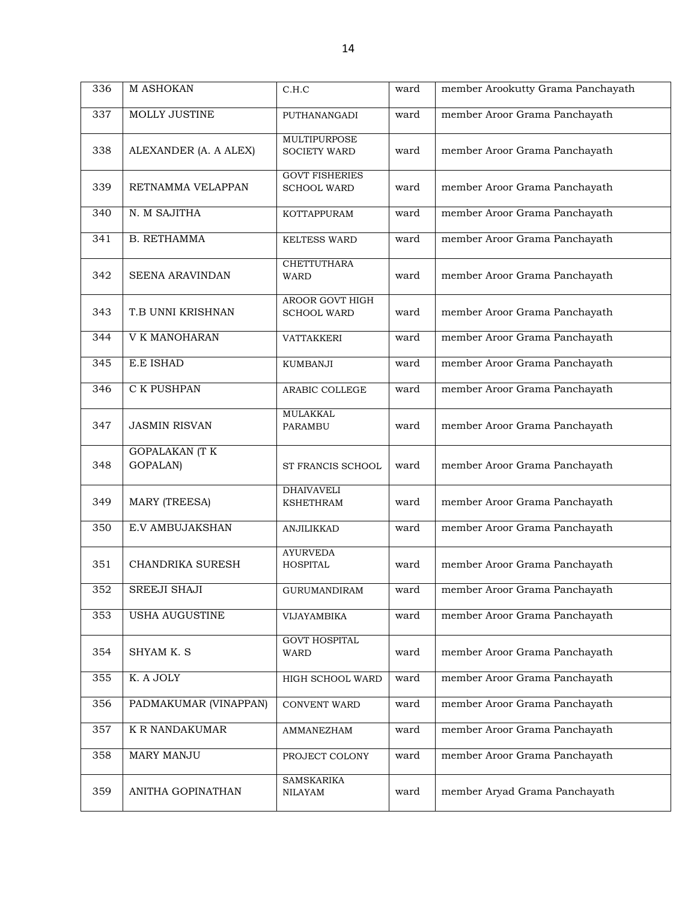| 336 | M ASHOKAN | C.H.C | ward | member Arookutty Grama Panchayath |
|---|---|---|---|---|
| 337 | MOLLY JUSTINE | PUTHANANGADI | ward | member Aroor Grama Panchayath |
| 338 | ALEXANDER (A. A ALEX) | MULTIPURPOSE SOCIETY WARD | ward | member Aroor Grama Panchayath |
| 339 | RETNAMMA VELAPPAN | GOVT FISHERIES SCHOOL WARD | ward | member Aroor Grama Panchayath |
| 340 | N. M SAJITHA | KOTTAPPURAM | ward | member Aroor Grama Panchayath |
| 341 | B. RETHAMMA | KELTESS WARD | ward | member Aroor Grama Panchayath |
| 342 | SEENA ARAVINDAN | CHETTUTHARA WARD | ward | member Aroor Grama Panchayath |
| 343 | T.B UNNI KRISHNAN | AROOR GOVT HIGH SCHOOL WARD | ward | member Aroor Grama Panchayath |
| 344 | V K MANOHARAN | VATTAKKERI | ward | member Aroor Grama Panchayath |
| 345 | E.E ISHAD | KUMBANJI | ward | member Aroor Grama Panchayath |
| 346 | C K PUSHPAN | ARABIC COLLEGE | ward | member Aroor Grama Panchayath |
| 347 | JASMIN RISVAN | MULAKKAL PARAMBU | ward | member Aroor Grama Panchayath |
| 348 | GOPALAKAN (T K GOPALAN) | ST FRANCIS SCHOOL | ward | member Aroor Grama Panchayath |
| 349 | MARY (TREESA) | DHAIVAVELI KSHETHRAM | ward | member Aroor Grama Panchayath |
| 350 | E.V AMBUJAKSHAN | ANJILIKKAD | ward | member Aroor Grama Panchayath |
| 351 | CHANDRIKA SURESH | AYURVEDA HOSPITAL | ward | member Aroor Grama Panchayath |
| 352 | SREEJI SHAJI | GURUMANDIRAM | ward | member Aroor Grama Panchayath |
| 353 | USHA AUGUSTINE | VIJAYAMBIKA | ward | member Aroor Grama Panchayath |
| 354 | SHYAM K. S | GOVT HOSPITAL WARD | ward | member Aroor Grama Panchayath |
| 355 | K. A JOLY | HIGH SCHOOL WARD | ward | member Aroor Grama Panchayath |
| 356 | PADMAKUMAR (VINAPPAN) | CONVENT WARD | ward | member Aroor Grama Panchayath |
| 357 | K R NANDAKUMAR | AMMANEZHAM | ward | member Aroor Grama Panchayath |
| 358 | MARY MANJU | PROJECT COLONY | ward | member Aroor Grama Panchayath |
| 359 | ANITHA GOPINATHAN | SAMSKARIKA NILAYAM | ward | member Aryad Grama Panchayath |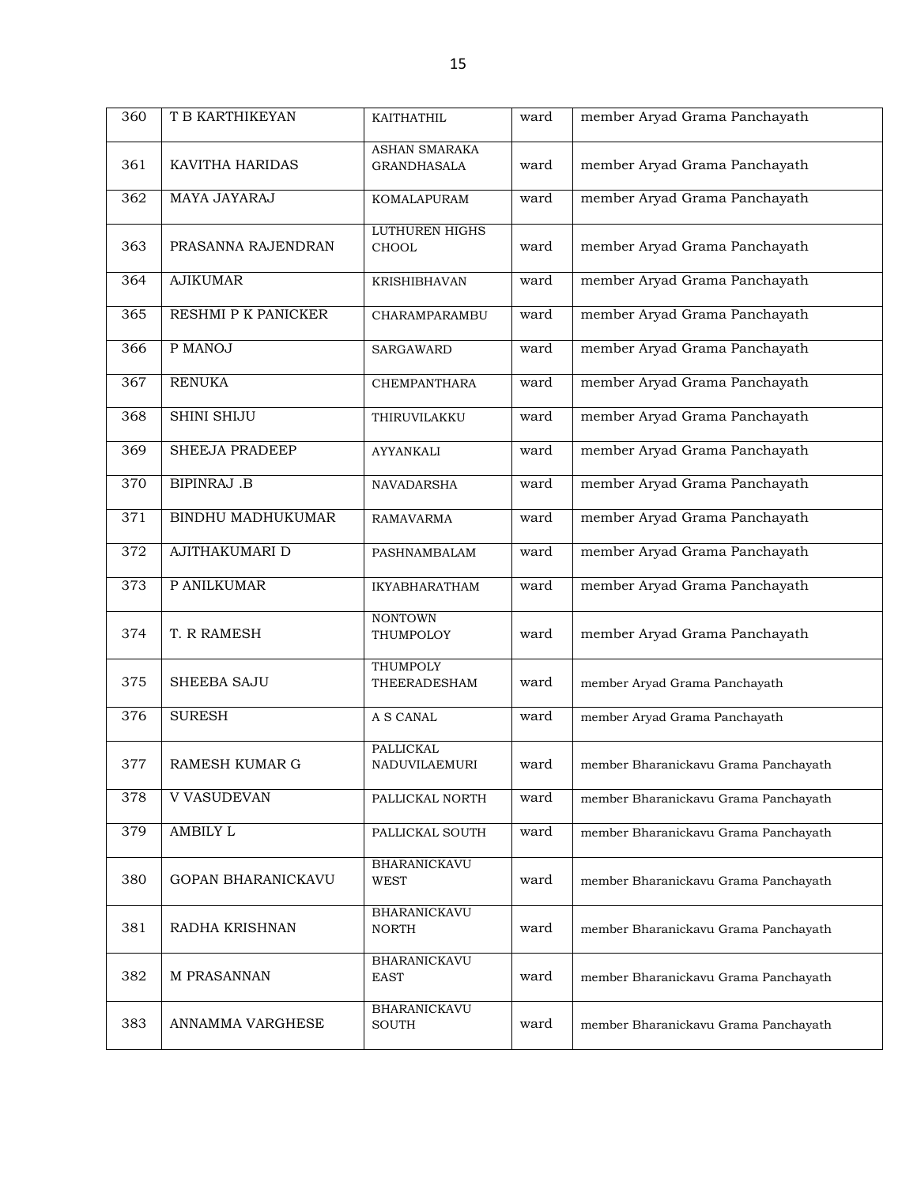| 360 | T B KARTHIKEYAN | KAITHATHIL | ward | member Aryad Grama Panchayath |
|---|---|---|---|---|
| 361 | KAVITHA HARIDAS | ASHAN SMARAKA GRANDHASALA | ward | member Aryad Grama Panchayath |
| 362 | MAYA JAYARAJ | KOMALAPURAM | ward | member Aryad Grama Panchayath |
| 363 | PRASANNA RAJENDRAN | LUTHUREN HIGHS CHOOL | ward | member Aryad Grama Panchayath |
| 364 | AJIKUMAR | KRISHIBHAVAN | ward | member Aryad Grama Panchayath |
| 365 | RESHMI P K PANICKER | CHARAMPARAMBU | ward | member Aryad Grama Panchayath |
| 366 | P MANOJ | SARGAWARD | ward | member Aryad Grama Panchayath |
| 367 | RENUKA | CHEMPANTHARA | ward | member Aryad Grama Panchayath |
| 368 | SHINI SHIJU | THIRUVILAKKU | ward | member Aryad Grama Panchayath |
| 369 | SHEEJA PRADEEP | AYYANKALI | ward | member Aryad Grama Panchayath |
| 370 | BIPINRAJ .B | NAVADARSHA | ward | member Aryad Grama Panchayath |
| 371 | BINDHU MADHUKUMAR | RAMAVARMA | ward | member Aryad Grama Panchayath |
| 372 | AJITHAKUMARI D | PASHNAMBALAM | ward | member Aryad Grama Panchayath |
| 373 | P ANILKUMAR | IKYABHARATHAM | ward | member Aryad Grama Panchayath |
| 374 | T. R RAMESH | NONTOWN THUMPOLOY | ward | member Aryad Grama Panchayath |
| 375 | SHEEBA SAJU | THUMPOLY THEERADESHAM | ward | member Aryad Grama Panchayath |
| 376 | SURESH | A S CANAL | ward | member Aryad Grama Panchayath |
| 377 | RAMESH KUMAR G | PALLICKAL NADUVILAEMURI | ward | member Bharanickavu Grama Panchayath |
| 378 | V VASUDEVAN | PALLICKAL NORTH | ward | member Bharanickavu Grama Panchayath |
| 379 | AMBILY L | PALLICKAL SOUTH | ward | member Bharanickavu Grama Panchayath |
| 380 | GOPAN BHARANICKAVU | BHARANICKAVU WEST | ward | member Bharanickavu Grama Panchayath |
| 381 | RADHA KRISHNAN | BHARANICKAVU NORTH | ward | member Bharanickavu Grama Panchayath |
| 382 | M PRASANNAN | BHARANICKAVU EAST | ward | member Bharanickavu Grama Panchayath |
| 383 | ANNAMMA VARGHESE | BHARANICKAVU SOUTH | ward | member Bharanickavu Grama Panchayath |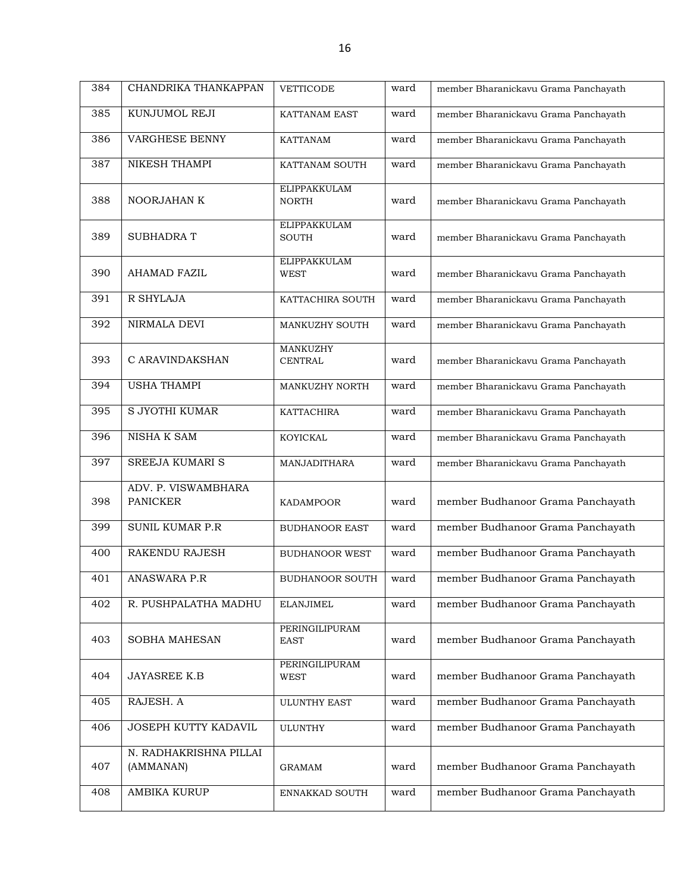| 384 | CHANDRIKA THANKAPPAN | VETTICODE | ward | member Bharanickavu Grama Panchayath |
|---|---|---|---|---|
| 385 | KUNJUMOL REJI | KATTANAM EAST | ward | member Bharanickavu Grama Panchayath |
| 386 | VARGHESE BENNY | KATTANAM | ward | member Bharanickavu Grama Panchayath |
| 387 | NIKESH THAMPI | KATTANAM SOUTH | ward | member Bharanickavu Grama Panchayath |
| 388 | NOORJAHAN K | ELIPPAKKULAM NORTH | ward | member Bharanickavu Grama Panchayath |
| 389 | SUBHADRA T | ELIPPAKKULAM SOUTH | ward | member Bharanickavu Grama Panchayath |
| 390 | AHAMAD FAZIL | ELIPPAKKULAM WEST | ward | member Bharanickavu Grama Panchayath |
| 391 | R SHYLAJA | KATTACHIRA SOUTH | ward | member Bharanickavu Grama Panchayath |
| 392 | NIRMALA DEVI | MANKUZHY SOUTH | ward | member Bharanickavu Grama Panchayath |
| 393 | C ARAVINDAKSHAN | MANKUZHY CENTRAL | ward | member Bharanickavu Grama Panchayath |
| 394 | USHA THAMPI | MANKUZHY NORTH | ward | member Bharanickavu Grama Panchayath |
| 395 | S JYOTHI KUMAR | KATTACHIRA | ward | member Bharanickavu Grama Panchayath |
| 396 | NISHA K SAM | KOYICKAL | ward | member Bharanickavu Grama Panchayath |
| 397 | SREEJA KUMARI S | MANJADITHARA | ward | member Bharanickavu Grama Panchayath |
| 398 | ADV. P. VISWAMBHARA PANICKER | KADAMPOOR | ward | member Budhanoor Grama Panchayath |
| 399 | SUNIL KUMAR P.R | BUDHANOOR EAST | ward | member Budhanoor Grama Panchayath |
| 400 | RAKENDU RAJESH | BUDHANOOR WEST | ward | member Budhanoor Grama Panchayath |
| 401 | ANASWARA P.R | BUDHANOOR SOUTH | ward | member Budhanoor Grama Panchayath |
| 402 | R. PUSHPALATHA MADHU | ELANJIMEL | ward | member Budhanoor Grama Panchayath |
| 403 | SOBHA MAHESAN | PERINGILIPURAM EAST | ward | member Budhanoor Grama Panchayath |
| 404 | JAYASREE K.B | PERINGILIPURAM WEST | ward | member Budhanoor Grama Panchayath |
| 405 | RAJESH. A | ULUNTHY EAST | ward | member Budhanoor Grama Panchayath |
| 406 | JOSEPH KUTTY KADAVIL | ULUNTHY | ward | member Budhanoor Grama Panchayath |
| 407 | N. RADHAKRISHNA PILLAI (AMMANAN) | GRAMAM | ward | member Budhanoor Grama Panchayath |
| 408 | AMBIKA KURUP | ENNAKKAD SOUTH | ward | member Budhanoor Grama Panchayath |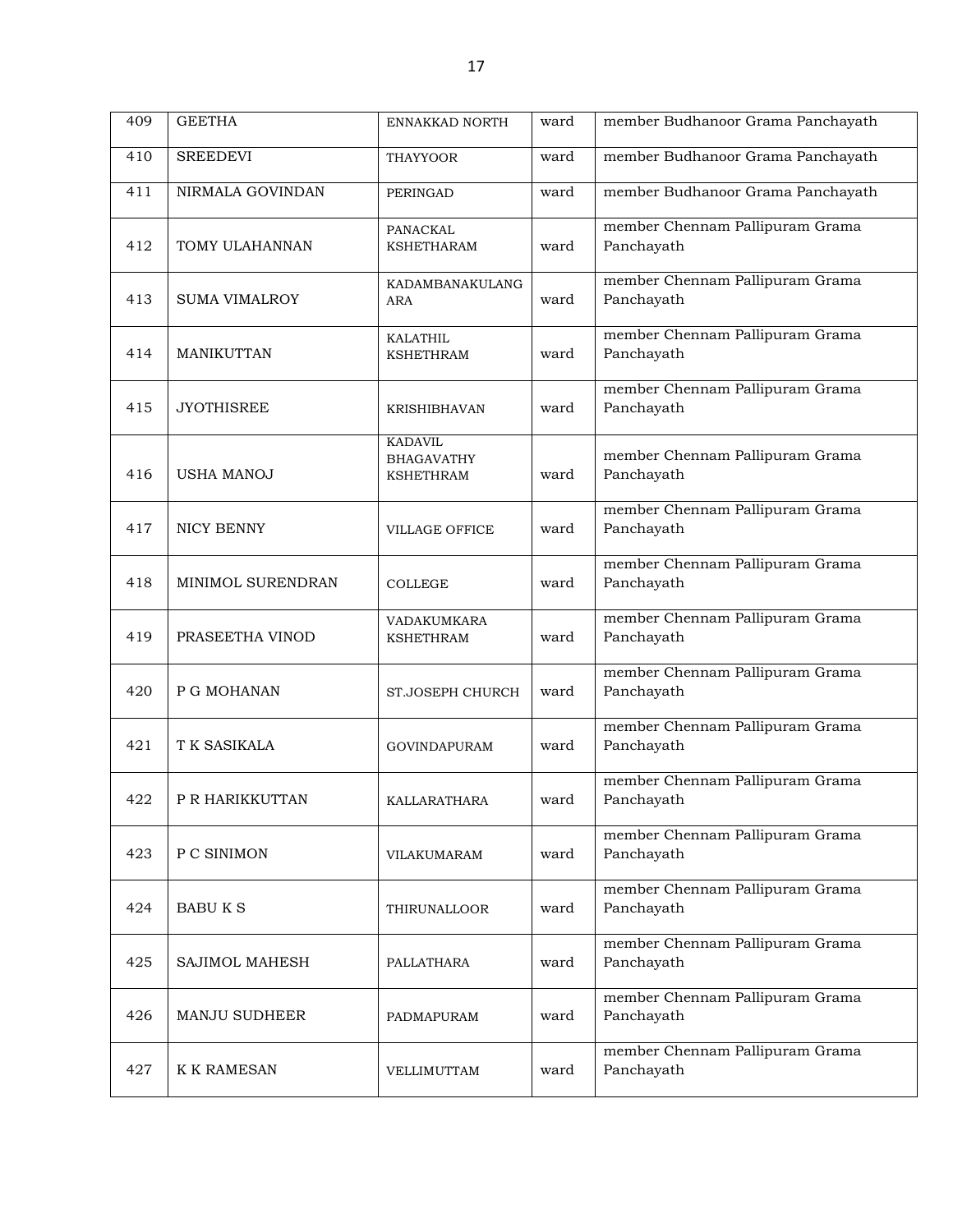| 409 | GEETHA | ENNAKKAD NORTH | ward | member Budhanoor Grama Panchayath |
|---|---|---|---|---|
| 410 | SREEDEVI | THAYYOOR | ward | member Budhanoor Grama Panchayath |
| 411 | NIRMALA GOVINDAN | PERINGAD | ward | member Budhanoor Grama Panchayath |
| 412 | TOMY ULAHANNAN | PANACKAL KSHETHARAM | ward | member Chennam Pallipuram Grama Panchayath |
| 413 | SUMA VIMALROY | KADAMBANAKULANGARA | ward | member Chennam Pallipuram Grama Panchayath |
| 414 | MANIKUTTAN | KALATHIL KSHETHRAM | ward | member Chennam Pallipuram Grama Panchayath |
| 415 | JYOTHISREE | KRISHIBHAVAN | ward | member Chennam Pallipuram Grama Panchayath |
| 416 | USHA MANOJ | KADAVIL BHAGAVATHY KSHETHRAM | ward | member Chennam Pallipuram Grama Panchayath |
| 417 | NICY BENNY | VILLAGE OFFICE | ward | member Chennam Pallipuram Grama Panchayath |
| 418 | MINIMOL SURENDRAN | COLLEGE | ward | member Chennam Pallipuram Grama Panchayath |
| 419 | PRASEETHA VINOD | VADAKUMKARA KSHETHRAM | ward | member Chennam Pallipuram Grama Panchayath |
| 420 | P G MOHANAN | ST.JOSEPH CHURCH | ward | member Chennam Pallipuram Grama Panchayath |
| 421 | T K SASIKALA | GOVINDAPURAM | ward | member Chennam Pallipuram Grama Panchayath |
| 422 | P R HARIKKUTTAN | KALLARATHARA | ward | member Chennam Pallipuram Grama Panchayath |
| 423 | P C SINIMON | VILAKUMARAM | ward | member Chennam Pallipuram Grama Panchayath |
| 424 | BABU K S | THIRUNALLOOR | ward | member Chennam Pallipuram Grama Panchayath |
| 425 | SAJIMOL MAHESH | PALLATHARA | ward | member Chennam Pallipuram Grama Panchayath |
| 426 | MANJU SUDHEER | PADMAPURAM | ward | member Chennam Pallipuram Grama Panchayath |
| 427 | K K RAMESAN | VELLIMUTTAM | ward | member Chennam Pallipuram Grama Panchayath |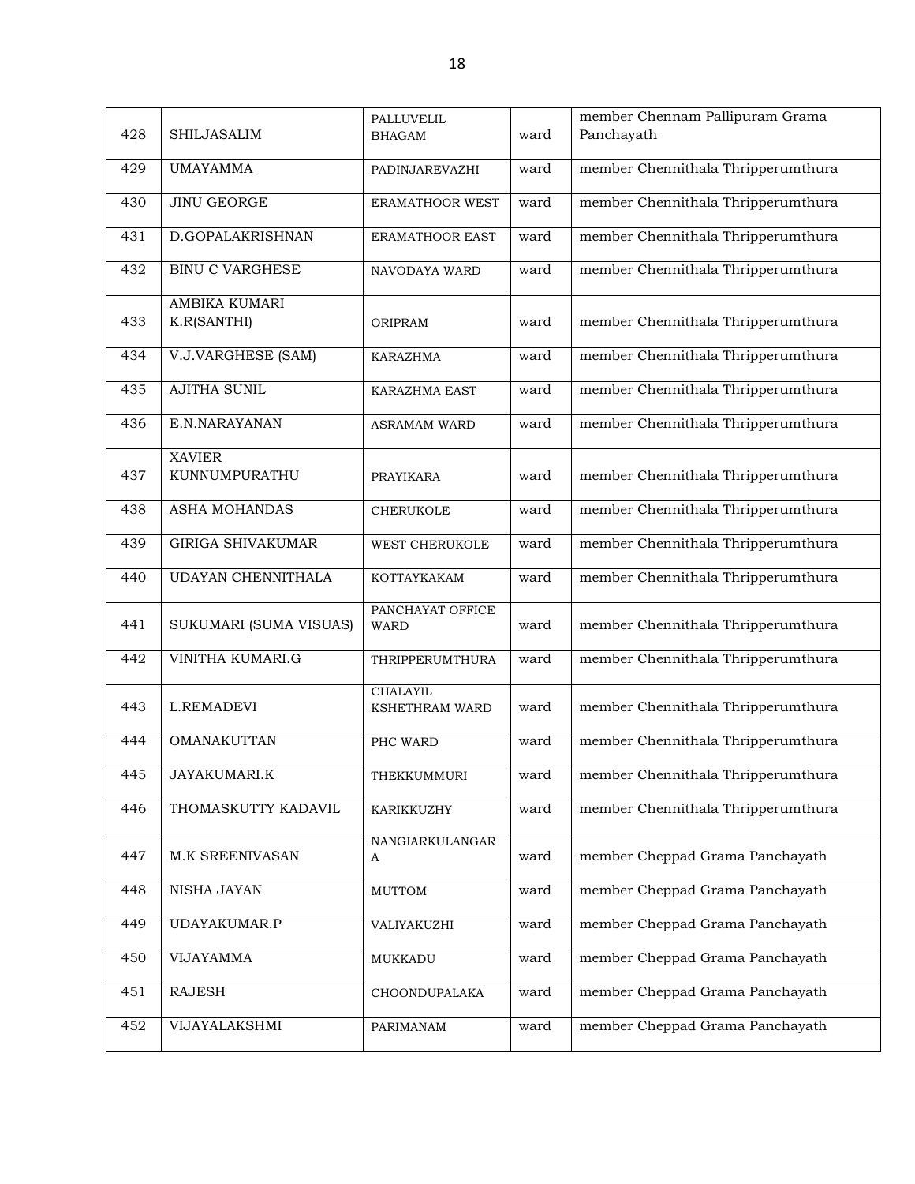| 428 | SHILJASALIM | PALLUVELIL BHAGAM | ward | member Chennam Pallipuram Grama Panchayath |
|---|---|---|---|---|
| 429 | UMAYAMMA | PADINJAREVAZHI | ward | member Chennithala Thripperumthura |
| 430 | JINU GEORGE | ERAMATHOOR WEST | ward | member Chennithala Thripperumthura |
| 431 | D.GOPALAKRISHNAN | ERAMATHOOR EAST | ward | member Chennithala Thripperumthura |
| 432 | BINU C VARGHESE | NAVODAYA WARD | ward | member Chennithala Thripperumthura |
| 433 | AMBIKA KUMARI K.R(SANTHI) | ORIPRAM | ward | member Chennithala Thripperumthura |
| 434 | V.J.VARGHESE (SAM) | KARAZHMA | ward | member Chennithala Thripperumthura |
| 435 | AJITHA SUNIL | KARAZHMA EAST | ward | member Chennithala Thripperumthura |
| 436 | E.N.NARAYANAN | ASRAMAM WARD | ward | member Chennithala Thripperumthura |
| 437 | XAVIER KUNNUMPURATHU | PRAYIKARA | ward | member Chennithala Thripperumthura |
| 438 | ASHA MOHANDAS | CHERUKOLE | ward | member Chennithala Thripperumthura |
| 439 | GIRIGA SHIVAKUMAR | WEST CHERUKOLE | ward | member Chennithala Thripperumthura |
| 440 | UDAYAN CHENNITHALA | KOTTAYKAKAM | ward | member Chennithala Thripperumthura |
| 441 | SUKUMARI (SUMA VISUAS) | PANCHAYAT OFFICE WARD | ward | member Chennithala Thripperumthura |
| 442 | VINITHA KUMARI.G | THRIPPERUMTHURA | ward | member Chennithala Thripperumthura |
| 443 | L.REMADEVI | CHALAYIL KSHETHRAM WARD | ward | member Chennithala Thripperumthura |
| 444 | OMANAKUTTAN | PHC WARD | ward | member Chennithala Thripperumthura |
| 445 | JAYAKUMARI.K | THEKKUMMURI | ward | member Chennithala Thripperumthura |
| 446 | THOMASKUTTY KADAVIL | KARIKKUZHY | ward | member Chennithala Thripperumthura |
| 447 | M.K SREENIVASAN | NANGIARKULANGARA | ward | member Cheppad Grama Panchayath |
| 448 | NISHA JAYAN | MUTTOM | ward | member Cheppad Grama Panchayath |
| 449 | UDAYAKUMAR.P | VALIYAKUZHI | ward | member Cheppad Grama Panchayath |
| 450 | VIJAYAMMA | MUKKADU | ward | member Cheppad Grama Panchayath |
| 451 | RAJESH | CHOONDUPALAKA | ward | member Cheppad Grama Panchayath |
| 452 | VIJAYALAKSHMI | PARIMANAM | ward | member Cheppad Grama Panchayath |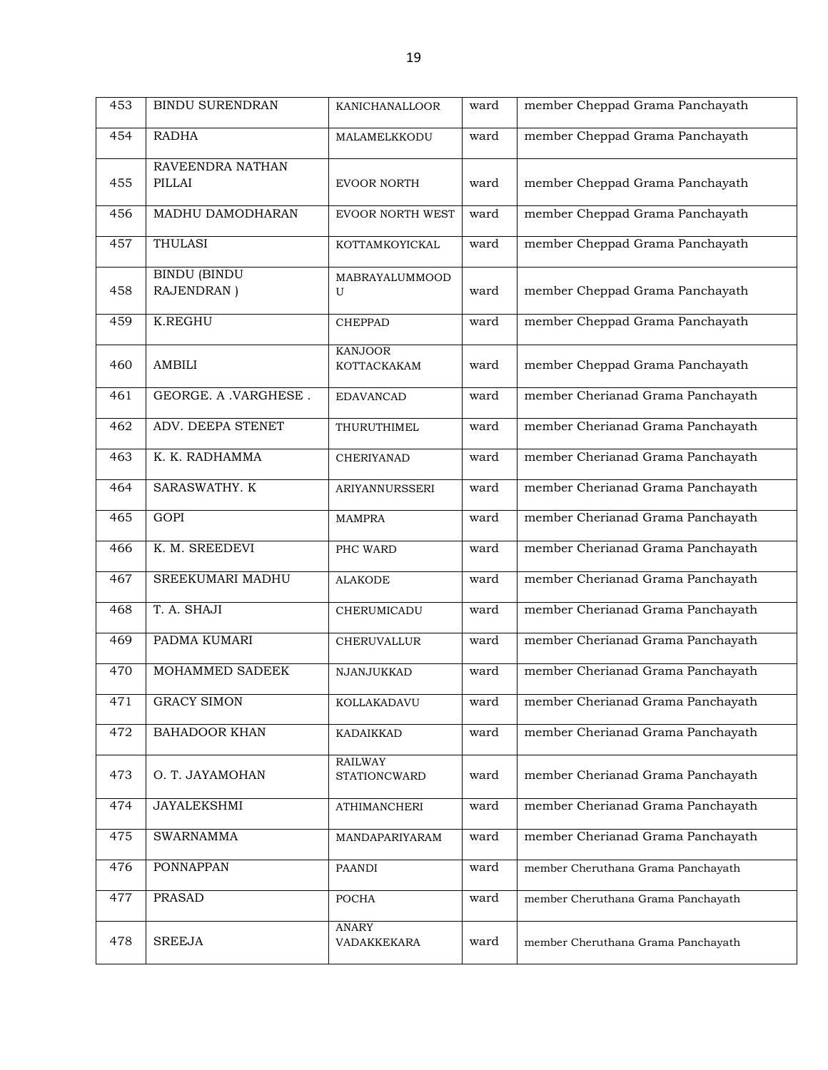| 453 | BINDU SURENDRAN | KANICHANALLOOR | ward | member Cheppad Grama Panchayath |
|---|---|---|---|---|
| 454 | RADHA | MALAMELKKODU | ward | member Cheppad Grama Panchayath |
| 455 | RAVEENDRA NATHAN PILLAI | EVOOR NORTH | ward | member Cheppad Grama Panchayath |
| 456 | MADHU DAMODHARAN | EVOOR NORTH WEST | ward | member Cheppad Grama Panchayath |
| 457 | THULASI | KOTTAMKOYICKAL | ward | member Cheppad Grama Panchayath |
| 458 | BINDU (BINDU RAJENDRAN ) | MABRAYALUMMOOD U | ward | member Cheppad Grama Panchayath |
| 459 | K.REGHU | CHEPPAD | ward | member Cheppad Grama Panchayath |
| 460 | AMBILI | KANJOOR KOTTACKAKAM | ward | member Cheppad Grama Panchayath |
| 461 | GEORGE. A .VARGHESE . | EDAVANCAD | ward | member Cherianad Grama Panchayath |
| 462 | ADV. DEEPA STENET | THURUTHIMEL | ward | member Cherianad Grama Panchayath |
| 463 | K. K. RADHAMMA | CHERIYANAD | ward | member Cherianad Grama Panchayath |
| 464 | SARASWATHY. K | ARIYANNURSSERI | ward | member Cherianad Grama Panchayath |
| 465 | GOPI | MAMPRA | ward | member Cherianad Grama Panchayath |
| 466 | K. M. SREEDEVI | PHC WARD | ward | member Cherianad Grama Panchayath |
| 467 | SREEKUMARI MADHU | ALAKODE | ward | member Cherianad Grama Panchayath |
| 468 | T. A. SHAJI | CHERUMICADU | ward | member Cherianad Grama Panchayath |
| 469 | PADMA KUMARI | CHERUVALLUR | ward | member Cherianad Grama Panchayath |
| 470 | MOHAMMED SADEEK | NJANJUKKAD | ward | member Cherianad Grama Panchayath |
| 471 | GRACY SIMON | KOLLAKADAVU | ward | member Cherianad Grama Panchayath |
| 472 | BAHADOOR KHAN | KADAIKKAD | ward | member Cherianad Grama Panchayath |
| 473 | O. T. JAYAMOHAN | RAILWAY STATIONCWARD | ward | member Cherianad Grama Panchayath |
| 474 | JAYALEKSHMI | ATHIMANCHERI | ward | member Cherianad Grama Panchayath |
| 475 | SWARNAMMA | MANDAPARIYARAM | ward | member Cherianad Grama Panchayath |
| 476 | PONNAPPAN | PAANDI | ward | member Cheruthana Grama Panchayath |
| 477 | PRASAD | POCHA | ward | member Cheruthana Grama Panchayath |
| 478 | SREEJA | ANARY VADAKKEKARA | ward | member Cheruthana Grama Panchayath |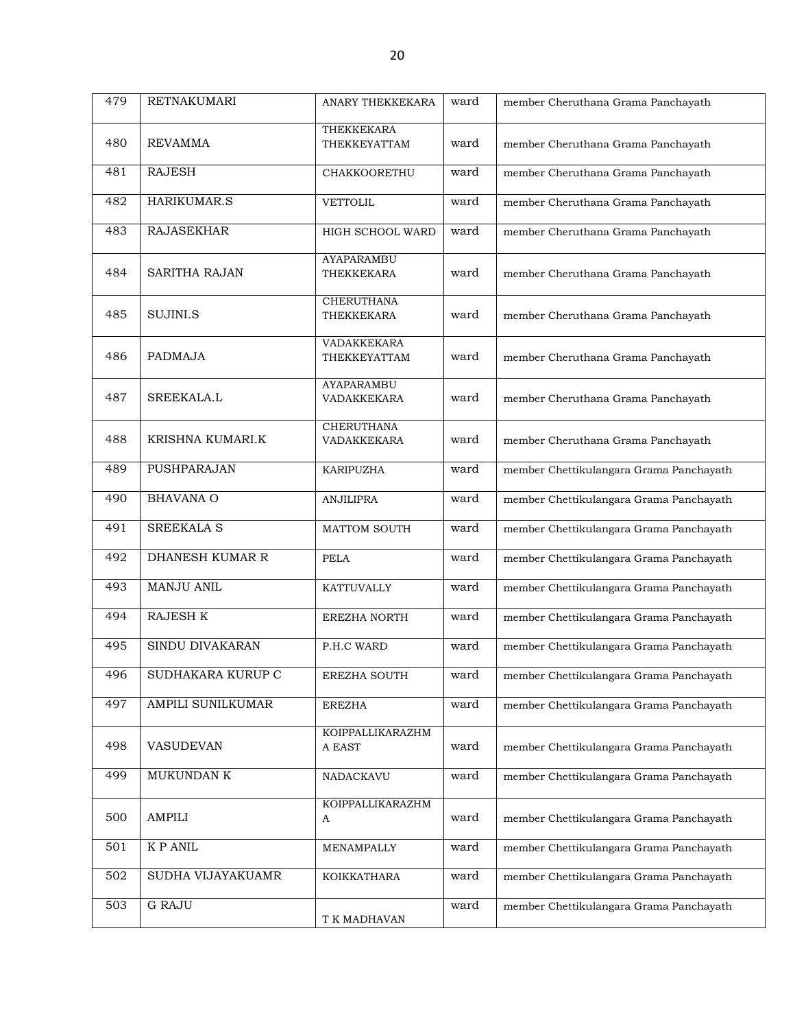| 479 | RETNAKUMARI | ANARY THEKKEKARA | ward | member Cheruthana Grama Panchayath |
|---|---|---|---|---|
| 480 | REVAMMA | THEKKEKARA THEKKEYATTAM | ward | member Cheruthana Grama Panchayath |
| 481 | RAJESH | CHAKKOORETHU | ward | member Cheruthana Grama Panchayath |
| 482 | HARIKUMAR.S | VETTOLIL | ward | member Cheruthana Grama Panchayath |
| 483 | RAJASEKHAR | HIGH SCHOOL WARD | ward | member Cheruthana Grama Panchayath |
| 484 | SARITHA RAJAN | AYAPARAMBU THEKKEKARA | ward | member Cheruthana Grama Panchayath |
| 485 | SUJINI.S | CHERUTHANA THEKKEKARA | ward | member Cheruthana Grama Panchayath |
| 486 | PADMAJA | VADAKKEKARA THEKKEYATTAM | ward | member Cheruthana Grama Panchayath |
| 487 | SREEKALA.L | AYAPARAMBU VADAKKEKARA | ward | member Cheruthana Grama Panchayath |
| 488 | KRISHNA KUMARI.K | CHERUTHANA VADAKKEKARA | ward | member Cheruthana Grama Panchayath |
| 489 | PUSHPARAJAN | KARIPUZHA | ward | member Chettikulangara Grama Panchayath |
| 490 | BHAVANA O | ANJILIPRA | ward | member Chettikulangara Grama Panchayath |
| 491 | SREEKALA S | MATTOM SOUTH | ward | member Chettikulangara Grama Panchayath |
| 492 | DHANESH KUMAR R | PELA | ward | member Chettikulangara Grama Panchayath |
| 493 | MANJU ANIL | KATTUVALLY | ward | member Chettikulangara Grama Panchayath |
| 494 | RAJESH K | EREZHA NORTH | ward | member Chettikulangara Grama Panchayath |
| 495 | SINDU DIVAKARAN | P.H.C WARD | ward | member Chettikulangara Grama Panchayath |
| 496 | SUDHAKARA KURUP C | EREZHA SOUTH | ward | member Chettikulangara Grama Panchayath |
| 497 | AMPILI SUNILKUMAR | EREZHA | ward | member Chettikulangara Grama Panchayath |
| 498 | VASUDEVAN | KOIPPALLIKARAZHMA EAST | ward | member Chettikulangara Grama Panchayath |
| 499 | MUKUNDAN K | NADACKAVU | ward | member Chettikulangara Grama Panchayath |
| 500 | AMPILI | KOIPPALLIKARAZHMA | ward | member Chettikulangara Grama Panchayath |
| 501 | K P ANIL | MENAMPALLY | ward | member Chettikulangara Grama Panchayath |
| 502 | SUDHA VIJAYAKUAMR | KOIKKATHARA | ward | member Chettikulangara Grama Panchayath |
| 503 | G RAJU | T K MADHAVAN | ward | member Chettikulangara Grama Panchayath |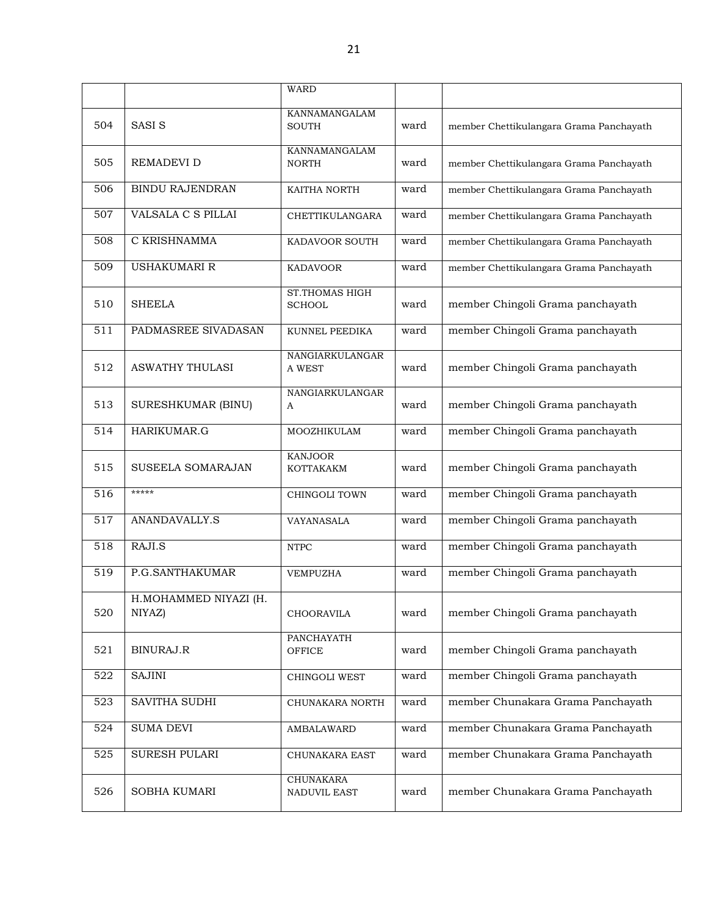| | | WARD | | |
|---|---|---|---|---|
| 504 | SASI S | KANNAMANGALAM SOUTH | ward | member Chettikulangara Grama Panchayath |
| 505 | REMADEVI D | KANNAMANGALAM NORTH | ward | member Chettikulangara Grama Panchayath |
| 506 | BINDU RAJENDRAN | KAITHA NORTH | ward | member Chettikulangara Grama Panchayath |
| 507 | VALSALA C S PILLAI | CHETTIKULANGARA | ward | member Chettikulangara Grama Panchayath |
| 508 | C KRISHNAMMA | KADAVOOR SOUTH | ward | member Chettikulangara Grama Panchayath |
| 509 | USHAKUMARI R | KADAVOOR | ward | member Chettikulangara Grama Panchayath |
| 510 | SHEELA | ST.THOMAS HIGH SCHOOL | ward | member Chingoli Grama panchayath |
| 511 | PADMASREE SIVADASAN | KUNNEL PEEDIKA | ward | member Chingoli Grama panchayath |
| 512 | ASWATHY THULASI | NANGIARKULANGARA WEST | ward | member Chingoli Grama panchayath |
| 513 | SURESHKUMAR (BINU) | NANGIARKULANGARA | ward | member Chingoli Grama panchayath |
| 514 | HARIKUMAR.G | MOOZHIKULAM | ward | member Chingoli Grama panchayath |
| 515 | SUSEELA SOMARAJAN | KANJOOR KOTTAKAKM | ward | member Chingoli Grama panchayath |
| 516 | ***** | CHINGOLI TOWN | ward | member Chingoli Grama panchayath |
| 517 | ANANDAVALLY.S | VAYANASALA | ward | member Chingoli Grama panchayath |
| 518 | RAJI.S | NTPC | ward | member Chingoli Grama panchayath |
| 519 | P.G.SANTHAKUMAR | VEMPUZHA | ward | member Chingoli Grama panchayath |
| 520 | H.MOHAMMED NIYAZI (H. NIYAZ) | CHOORAVILA | ward | member Chingoli Grama panchayath |
| 521 | BINURAJ.R | PANCHAYATH OFFICE | ward | member Chingoli Grama panchayath |
| 522 | SAJINI | CHINGOLI WEST | ward | member Chingoli Grama panchayath |
| 523 | SAVITHA SUDHI | CHUNAKARA NORTH | ward | member Chunakara Grama Panchayath |
| 524 | SUMA DEVI | AMBALAWARD | ward | member Chunakara Grama Panchayath |
| 525 | SURESH PULARI | CHUNAKARA EAST | ward | member Chunakara Grama Panchayath |
| 526 | SOBHA KUMARI | CHUNAKARA NADUVIL EAST | ward | member Chunakara Grama Panchayath |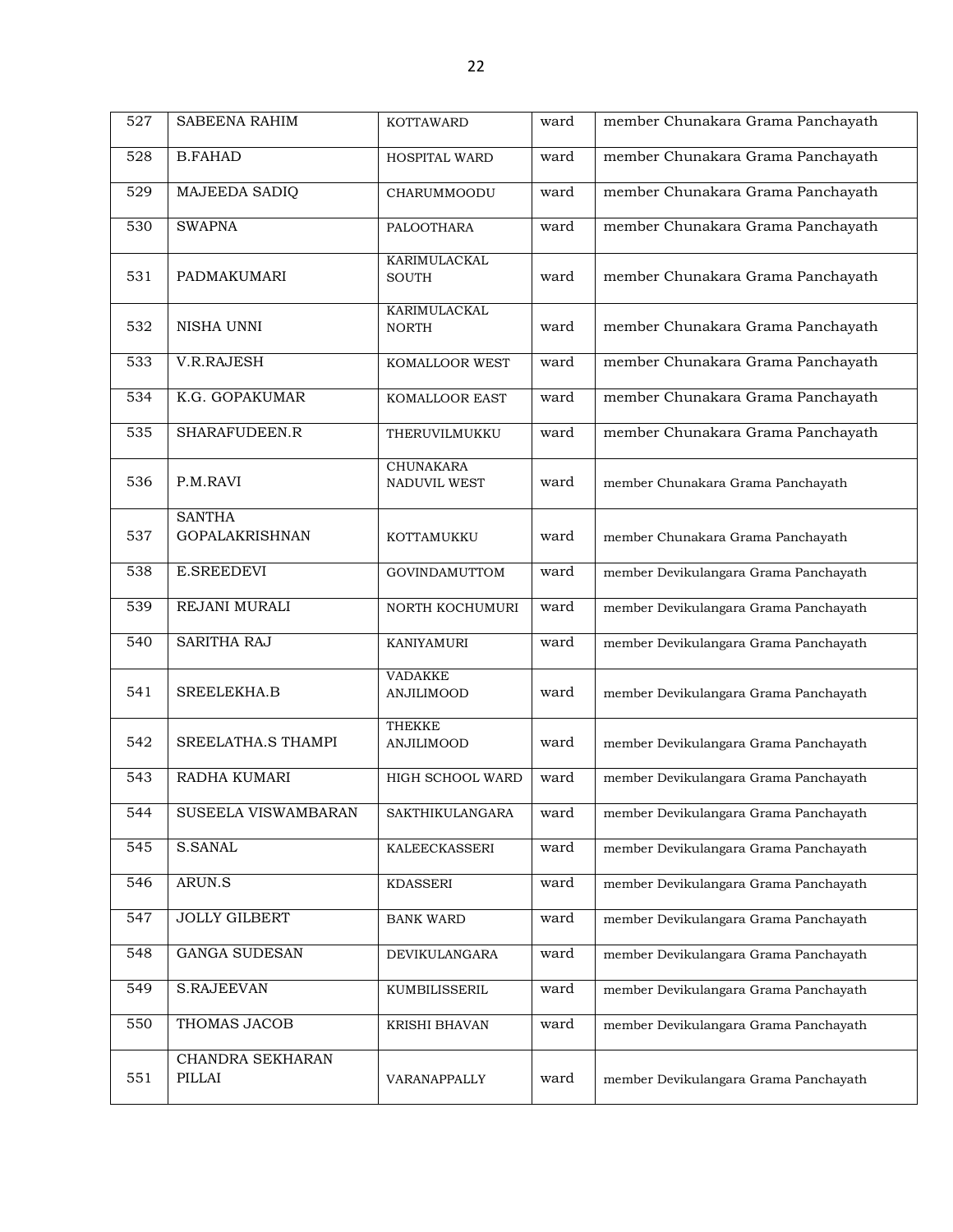| 527 | SABEENA RAHIM | KOTTAWARD | ward | member Chunakara Grama Panchayath |
|---|---|---|---|---|
| 528 | B.FAHAD | HOSPITAL WARD | ward | member Chunakara Grama Panchayath |
| 529 | MAJEEDA SADIQ | CHARUMMOODU | ward | member Chunakara Grama Panchayath |
| 530 | SWAPNA | PALOOTHARA | ward | member Chunakara Grama Panchayath |
| 531 | PADMAKUMARI | KARIMULACKAL SOUTH | ward | member Chunakara Grama Panchayath |
| 532 | NISHA UNNI | KARIMULACKAL NORTH | ward | member Chunakara Grama Panchayath |
| 533 | V.R.RAJESH | KOMALLOOR WEST | ward | member Chunakara Grama Panchayath |
| 534 | K.G. GOPAKUMAR | KOMALLOOR EAST | ward | member Chunakara Grama Panchayath |
| 535 | SHARAFUDEEN.R | THERUVILMUKKU | ward | member Chunakara Grama Panchayath |
| 536 | P.M.RAVI | CHUNAKARA NADUVIL WEST | ward | member Chunakara Grama Panchayath |
| 537 | SANTHA GOPALAKRISHNAN | KOTTAMUKKU | ward | member Chunakara Grama Panchayath |
| 538 | E.SREEDEVI | GOVINDAMUTTOM | ward | member Devikulangara Grama Panchayath |
| 539 | REJANI MURALI | NORTH KOCHUMURI | ward | member Devikulangara Grama Panchayath |
| 540 | SARITHA RAJ | KANIYAMURI | ward | member Devikulangara Grama Panchayath |
| 541 | SREELEKHA.B | VADAKKE ANJILIMOOD | ward | member Devikulangara Grama Panchayath |
| 542 | SREELATHA.S THAMPI | THEKKE ANJILIMOOD | ward | member Devikulangara Grama Panchayath |
| 543 | RADHA KUMARI | HIGH SCHOOL WARD | ward | member Devikulangara Grama Panchayath |
| 544 | SUSEELA VISWAMBARAN | SAKTHIKULANGARA | ward | member Devikulangara Grama Panchayath |
| 545 | S.SANAL | KALEECKASSERI | ward | member Devikulangara Grama Panchayath |
| 546 | ARUN.S | KDASSERI | ward | member Devikulangara Grama Panchayath |
| 547 | JOLLY GILBERT | BANK WARD | ward | member Devikulangara Grama Panchayath |
| 548 | GANGA SUDESAN | DEVIKULANGARA | ward | member Devikulangara Grama Panchayath |
| 549 | S.RAJEEVAN | KUMBILISSERIL | ward | member Devikulangara Grama Panchayath |
| 550 | THOMAS JACOB | KRISHI BHAVAN | ward | member Devikulangara Grama Panchayath |
| 551 | CHANDRA SEKHARAN PILLAI | VARANAPPALLY | ward | member Devikulangara Grama Panchayath |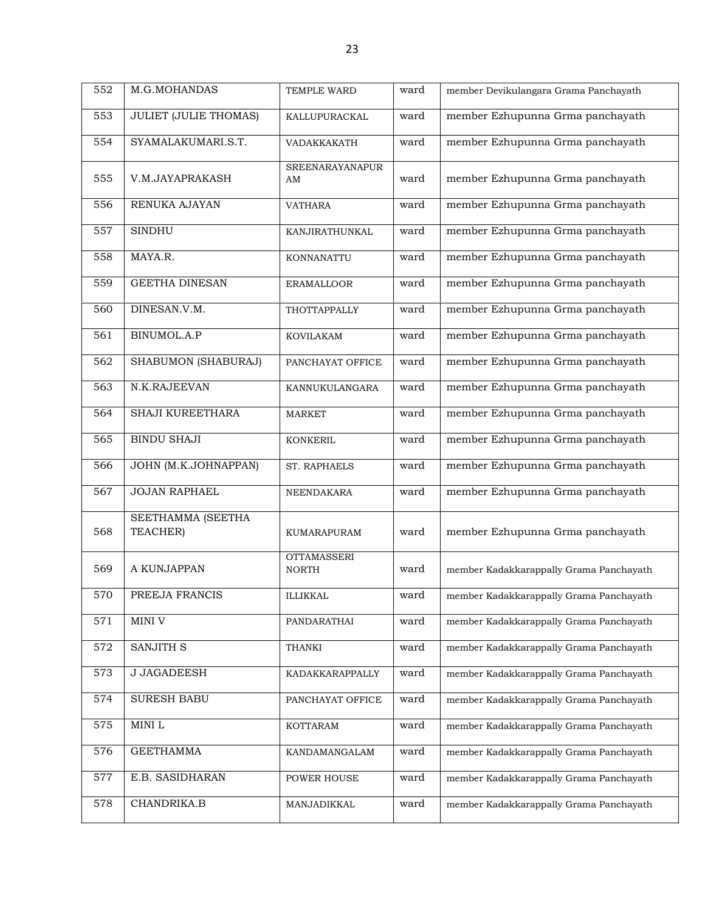| 552 | M.G.MOHANDAS | TEMPLE WARD | ward | member Devikulangara Grama Panchayath |
|---|---|---|---|---|
| 553 | JULIET (JULIE THOMAS) | KALLUPURACKAL | ward | member Ezhupunna Grma panchayath |
| 554 | SYAMALAKUMARI.S.T. | VADAKKAKATH | ward | member Ezhupunna Grma panchayath |
| 555 | V.M.JAYAPRAKASH | SREENARAYANAPURAM | ward | member Ezhupunna Grma panchayath |
| 556 | RENUKA AJAYAN | VATHARA | ward | member Ezhupunna Grma panchayath |
| 557 | SINDHU | KANJIRATHUNKAL | ward | member Ezhupunna Grma panchayath |
| 558 | MAYA.R. | KONNANATTU | ward | member Ezhupunna Grma panchayath |
| 559 | GEETHA DINESAN | ERAMALLOOR | ward | member Ezhupunna Grma panchayath |
| 560 | DINESAN.V.M. | THOTTAPPALLY | ward | member Ezhupunna Grma panchayath |
| 561 | BINUMOL.A.P | KOVILAKAM | ward | member Ezhupunna Grma panchayath |
| 562 | SHABUMON (SHABURAJ) | PANCHAYAT OFFICE | ward | member Ezhupunna Grma panchayath |
| 563 | N.K.RAJEEVAN | KANNUKULANGARA | ward | member Ezhupunna Grma panchayath |
| 564 | SHAJI KUREETHARA | MARKET | ward | member Ezhupunna Grma panchayath |
| 565 | BINDU SHAJI | KONKERIL | ward | member Ezhupunna Grma panchayath |
| 566 | JOHN (M.K.JOHNAPPAN) | ST. RAPHAELS | ward | member Ezhupunna Grma panchayath |
| 567 | JOJAN RAPHAEL | NEENDAKARA | ward | member Ezhupunna Grma panchayath |
| 568 | SEETHAMMA (SEETHA TEACHER) | KUMARAPURAM | ward | member Ezhupunna Grma panchayath |
| 569 | A KUNJAPPAN | OTTAMASSERI NORTH | ward | member Kadakkarappally Grama Panchayath |
| 570 | PREEJA FRANCIS | ILLIKKAL | ward | member Kadakkarappally Grama Panchayath |
| 571 | MINI V | PANDARATHAI | ward | member Kadakkarappally Grama Panchayath |
| 572 | SANJITH S | THANKI | ward | member Kadakkarappally Grama Panchayath |
| 573 | J JAGADEESH | KADAKKARAPPALLY | ward | member Kadakkarappally Grama Panchayath |
| 574 | SURESH BABU | PANCHAYAT OFFICE | ward | member Kadakkarappally Grama Panchayath |
| 575 | MINI L | KOTTARAM | ward | member Kadakkarappally Grama Panchayath |
| 576 | GEETHAMMA | KANDAMANGALAM | ward | member Kadakkarappally Grama Panchayath |
| 577 | E.B. SASIDHARAN | POWER HOUSE | ward | member Kadakkarappally Grama Panchayath |
| 578 | CHANDRIKA.B | MANJADIKKAL | ward | member Kadakkarappally Grama Panchayath |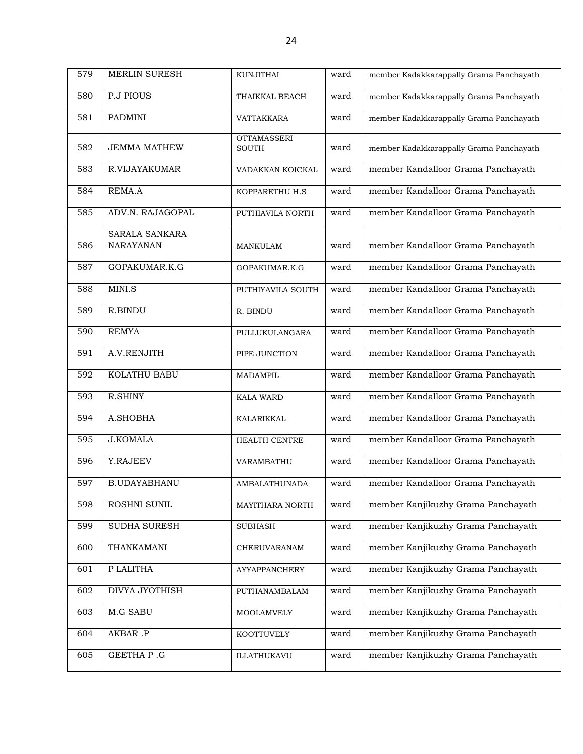| 579 | MERLIN SURESH | KUNJITHAI | ward | member Kadakkarappally Grama Panchayath |
|---|---|---|---|---|
| 580 | P.J PIOUS | THAIKKAL BEACH | ward | member Kadakkarappally Grama Panchayath |
| 581 | PADMINI | VATTAKKARA | ward | member Kadakkarappally Grama Panchayath |
| 582 | JEMMA MATHEW | OTTAMASSERI SOUTH | ward | member Kadakkarappally Grama Panchayath |
| 583 | R.VIJAYAKUMAR | VADAKKAN KOICKAL | ward | member Kandalloor Grama Panchayath |
| 584 | REMA.A | KOPPARETHU H.S | ward | member Kandalloor Grama Panchayath |
| 585 | ADV.N. RAJAGOPAL | PUTHIAVILA NORTH | ward | member Kandalloor Grama Panchayath |
| 586 | SARALA SANKARA NARAYANAN | MANKULAM | ward | member Kandalloor Grama Panchayath |
| 587 | GOPAKUMAR.K.G | GOPAKUMAR.K.G | ward | member Kandalloor Grama Panchayath |
| 588 | MINI.S | PUTHIYAVILA SOUTH | ward | member Kandalloor Grama Panchayath |
| 589 | R.BINDU | R. BINDU | ward | member Kandalloor Grama Panchayath |
| 590 | REMYA | PULLUKULANGARA | ward | member Kandalloor Grama Panchayath |
| 591 | A.V.RENJITH | PIPE JUNCTION | ward | member Kandalloor Grama Panchayath |
| 592 | KOLATHU BABU | MADAMPIL | ward | member Kandalloor Grama Panchayath |
| 593 | R.SHINY | KALA WARD | ward | member Kandalloor Grama Panchayath |
| 594 | A.SHOBHA | KALARIKKAL | ward | member Kandalloor Grama Panchayath |
| 595 | J.KOMALA | HEALTH CENTRE | ward | member Kandalloor Grama Panchayath |
| 596 | Y.RAJEEV | VARAMBATHU | ward | member Kandalloor Grama Panchayath |
| 597 | B.UDAYABHANU | AMBALATHUNADA | ward | member Kandalloor Grama Panchayath |
| 598 | ROSHNI SUNIL | MAYITHARA NORTH | ward | member Kanjikuzhy Grama Panchayath |
| 599 | SUDHA SURESH | SUBHASH | ward | member Kanjikuzhy Grama Panchayath |
| 600 | THANKAMANI | CHERUVARANAM | ward | member Kanjikuzhy Grama Panchayath |
| 601 | P LALITHA | AYYAPPANCHERY | ward | member Kanjikuzhy Grama Panchayath |
| 602 | DIVYA JYOTHISH | PUTHANAMBALAM | ward | member Kanjikuzhy Grama Panchayath |
| 603 | M.G SABU | MOOLAMVELY | ward | member Kanjikuzhy Grama Panchayath |
| 604 | AKBAR .P | KOOTTUVELY | ward | member Kanjikuzhy Grama Panchayath |
| 605 | GEETHA P .G | ILLATHUKAVU | ward | member Kanjikuzhy Grama Panchayath |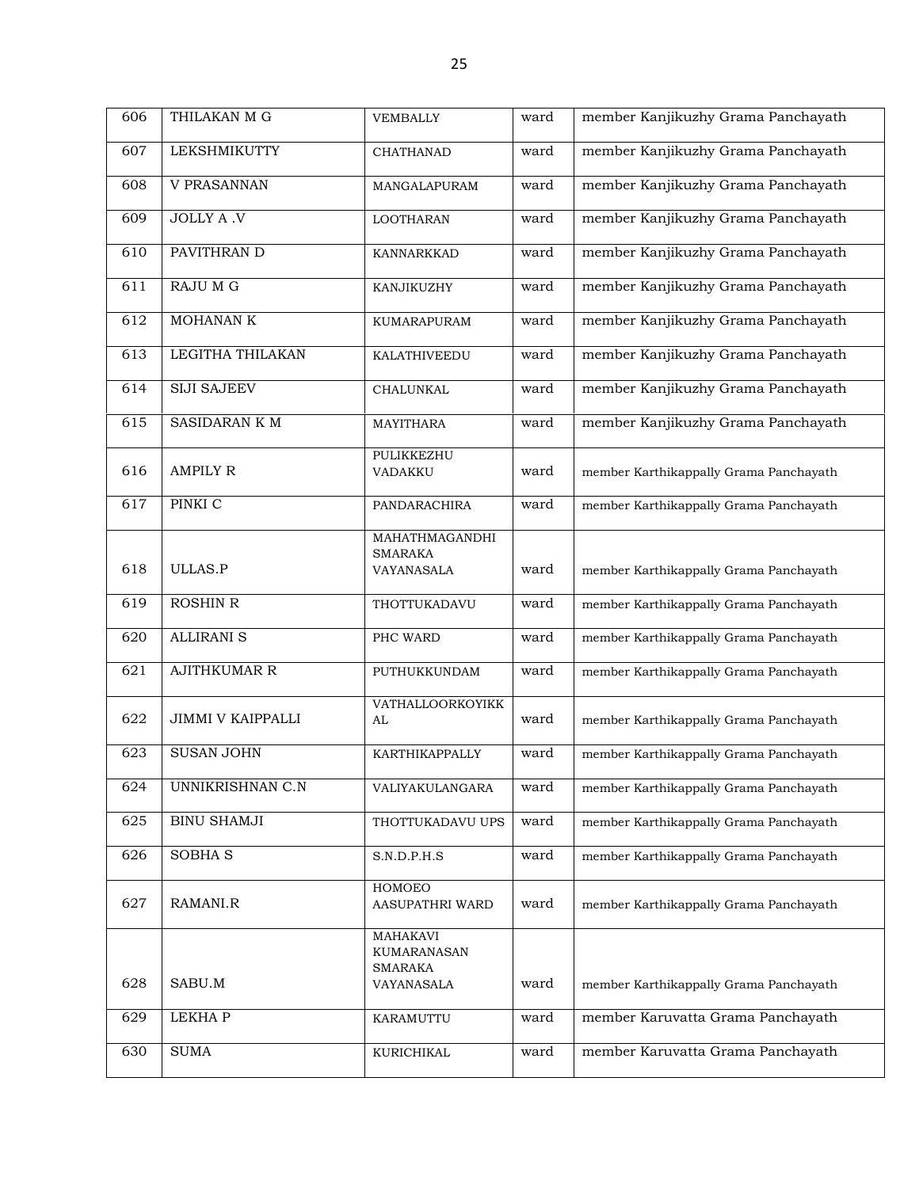| 606 | THILAKAN M G | VEMBALLY | ward | member Kanjikuzhy Grama Panchayath |
|---|---|---|---|---|
| 607 | LEKSHMIKUTTY | CHATHANAD | ward | member Kanjikuzhy Grama Panchayath |
| 608 | V PRASANNAN | MANGALAPURAM | ward | member Kanjikuzhy Grama Panchayath |
| 609 | JOLLY A .V | LOOTHARAN | ward | member Kanjikuzhy Grama Panchayath |
| 610 | PAVITHRAN D | KANNARKKAD | ward | member Kanjikuzhy Grama Panchayath |
| 611 | RAJU M G | KANJIKUZHY | ward | member Kanjikuzhy Grama Panchayath |
| 612 | MOHANAN K | KUMARAPURAM | ward | member Kanjikuzhy Grama Panchayath |
| 613 | LEGITHA THILAKAN | KALATHIVEEDU | ward | member Kanjikuzhy Grama Panchayath |
| 614 | SIJI SAJEEV | CHALUNKAL | ward | member Kanjikuzhy Grama Panchayath |
| 615 | SASIDARAN K M | MAYITHARA | ward | member Kanjikuzhy Grama Panchayath |
| 616 | AMPILY R | PULIKKEZHU VADAKKU | ward | member Karthikappally Grama Panchayath |
| 617 | PINKI C | PANDARACHIRA | ward | member Karthikappally Grama Panchayath |
| 618 | ULLAS.P | MAHATHMAGANDHI SMARAKA VAYANASALA | ward | member Karthikappally Grama Panchayath |
| 619 | ROSHIN R | THOTTUKADAVU | ward | member Karthikappally Grama Panchayath |
| 620 | ALLIRANI S | PHC WARD | ward | member Karthikappally Grama Panchayath |
| 621 | AJITHKUMAR R | PUTHUKKUNDAM | ward | member Karthikappally Grama Panchayath |
| 622 | JIMMI V KAIPPALLI | VATHALLOORKOYIKKAL | ward | member Karthikappally Grama Panchayath |
| 623 | SUSAN JOHN | KARTHIKAPPALLY | ward | member Karthikappally Grama Panchayath |
| 624 | UNNIKRISHNAN C.N | VALIYAKULANGARA | ward | member Karthikappally Grama Panchayath |
| 625 | BINU SHAMJI | THOTTUKADAVU UPS | ward | member Karthikappally Grama Panchayath |
| 626 | SOBHA S | S.N.D.P.H.S | ward | member Karthikappally Grama Panchayath |
| 627 | RAMANI.R | HOMOEO AASUPATHRI WARD | ward | member Karthikappally Grama Panchayath |
| 628 | SABU.M | MAHAKAVI KUMARANASAN SMARAKA VAYANASALA | ward | member Karthikappally Grama Panchayath |
| 629 | LEKHA P | KARAMUTTU | ward | member Karuvatta Grama Panchayath |
| 630 | SUMA | KURICHIKAL | ward | member Karuvatta Grama Panchayath |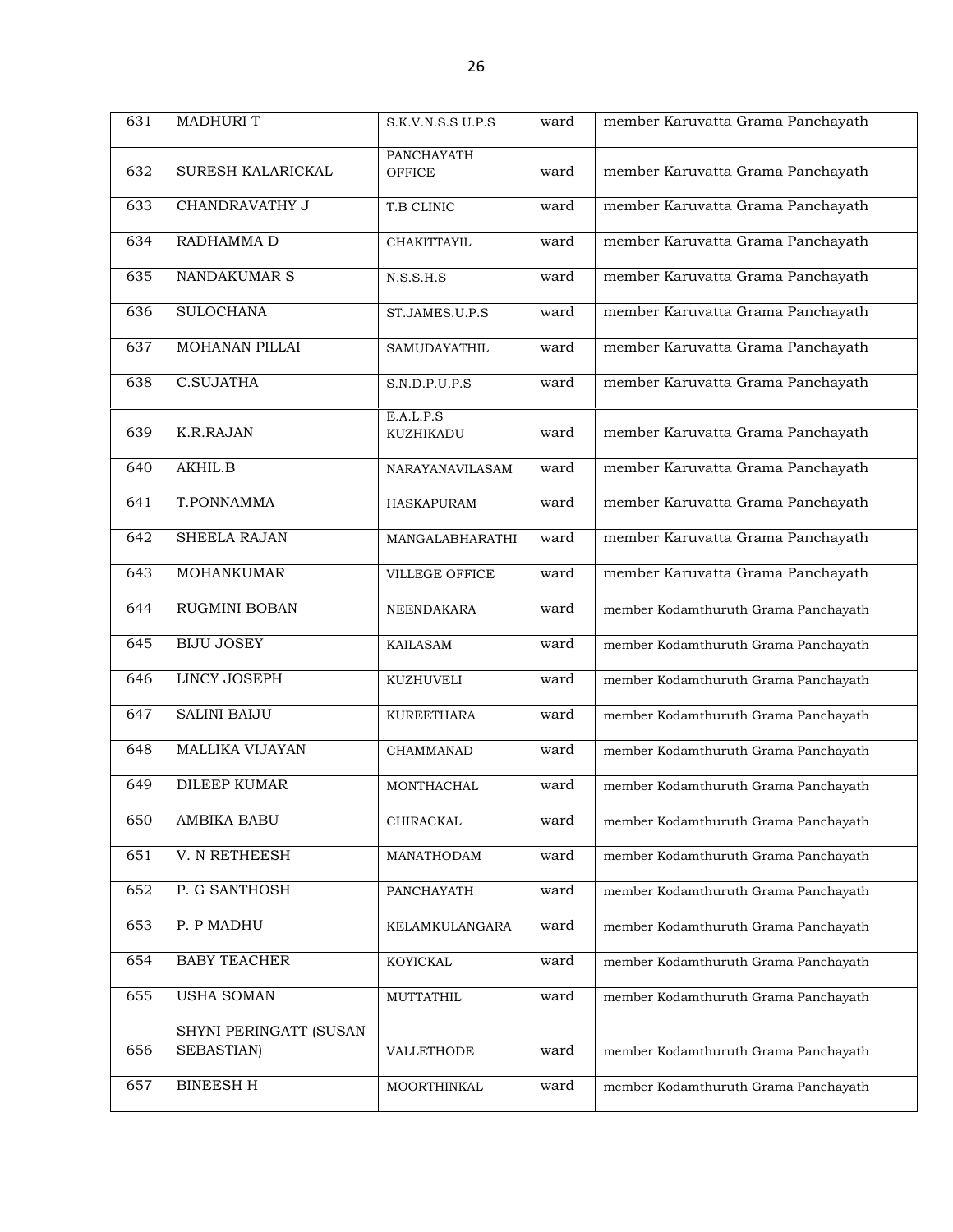| 631 | MADHURI T | S.K.V.N.S.S U.P.S | ward | member Karuvatta Grama Panchayath |
|---|---|---|---|---|
| 632 | SURESH KALARICKAL | PANCHAYATH OFFICE | ward | member Karuvatta Grama Panchayath |
| 633 | CHANDRAVATHY J | T.B CLINIC | ward | member Karuvatta Grama Panchayath |
| 634 | RADHAMMA D | CHAKITTAYIL | ward | member Karuvatta Grama Panchayath |
| 635 | NANDAKUMAR S | N.S.S.H.S | ward | member Karuvatta Grama Panchayath |
| 636 | SULOCHANA | ST.JAMES.U.P.S | ward | member Karuvatta Grama Panchayath |
| 637 | MOHANAN PILLAI | SAMUDAYATHIL | ward | member Karuvatta Grama Panchayath |
| 638 | C.SUJATHA | S.N.D.P.U.P.S | ward | member Karuvatta Grama Panchayath |
| 639 | K.R.RAJAN | E.A.L.P.S KUZHIKADU | ward | member Karuvatta Grama Panchayath |
| 640 | AKHIL.B | NARAYANAVILASAM | ward | member Karuvatta Grama Panchayath |
| 641 | T.PONNAMMA | HASKAPURAM | ward | member Karuvatta Grama Panchayath |
| 642 | SHEELA RAJAN | MANGALABHARATHI | ward | member Karuvatta Grama Panchayath |
| 643 | MOHANKUMAR | VILLEGE OFFICE | ward | member Karuvatta Grama Panchayath |
| 644 | RUGMINI BOBAN | NEENDAKARA | ward | member Kodamthuruth Grama Panchayath |
| 645 | BIJU JOSEY | KAILASAM | ward | member Kodamthuruth Grama Panchayath |
| 646 | LINCY JOSEPH | KUZHUVELI | ward | member Kodamthuruth Grama Panchayath |
| 647 | SALINI BAIJU | KUREETHARA | ward | member Kodamthuruth Grama Panchayath |
| 648 | MALLIKA VIJAYAN | CHAMMANAD | ward | member Kodamthuruth Grama Panchayath |
| 649 | DILEEP KUMAR | MONTHACHAL | ward | member Kodamthuruth Grama Panchayath |
| 650 | AMBIKA BABU | CHIRACKAL | ward | member Kodamthuruth Grama Panchayath |
| 651 | V. N RETHEESH | MANATHODAM | ward | member Kodamthuruth Grama Panchayath |
| 652 | P. G SANTHOSH | PANCHAYATH | ward | member Kodamthuruth Grama Panchayath |
| 653 | P. P MADHU | KELAMKULANGARA | ward | member Kodamthuruth Grama Panchayath |
| 654 | BABY TEACHER | KOYICKAL | ward | member Kodamthuruth Grama Panchayath |
| 655 | USHA SOMAN | MUTTATHIL | ward | member Kodamthuruth Grama Panchayath |
| 656 | SHYNI PERINGATT (SUSAN SEBASTIAN) | VALLETHODE | ward | member Kodamthuruth Grama Panchayath |
| 657 | BINEESH H | MOORTHINKAL | ward | member Kodamthuruth Grama Panchayath |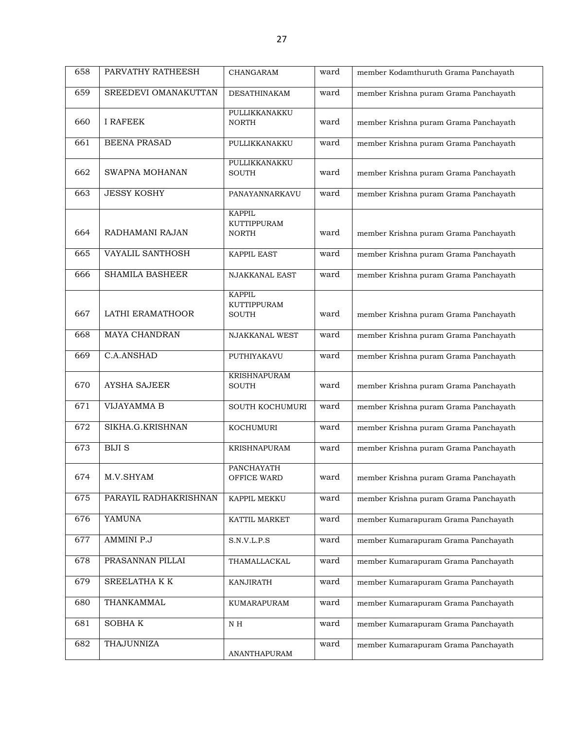| 658 | PARVATHY RATHEESH | CHANGARAM | ward | member Kodamthuruth Grama Panchayath |
|---|---|---|---|---|
| 659 | SREEDEVI OMANAKUTTAN | DESATHINAKAM | ward | member Krishna puram Grama Panchayath |
| 660 | I RAFEEK | PULLIKKANAKKU NORTH | ward | member Krishna puram Grama Panchayath |
| 661 | BEENA PRASAD | PULLIKKANAKKU | ward | member Krishna puram Grama Panchayath |
| 662 | SWAPNA MOHANAN | PULLIKKANAKKU SOUTH | ward | member Krishna puram Grama Panchayath |
| 663 | JESSY KOSHY | PANAYANNARKAVU | ward | member Krishna puram Grama Panchayath |
| 664 | RADHAMANI RAJAN | KAPPIL KUTTIPPURAM NORTH | ward | member Krishna puram Grama Panchayath |
| 665 | VAYALIL SANTHOSH | KAPPIL EAST | ward | member Krishna puram Grama Panchayath |
| 666 | SHAMILA BASHEER | NJAKKANAL EAST | ward | member Krishna puram Grama Panchayath |
| 667 | LATHI ERAMATHOOR | KAPPIL KUTTIPPURAM SOUTH | ward | member Krishna puram Grama Panchayath |
| 668 | MAYA CHANDRAN | NJAKKANAL WEST | ward | member Krishna puram Grama Panchayath |
| 669 | C.A.ANSHAD | PUTHIYAKAVU | ward | member Krishna puram Grama Panchayath |
| 670 | AYSHA SAJEER | KRISHNAPURAM SOUTH | ward | member Krishna puram Grama Panchayath |
| 671 | VIJAYAMMA B | SOUTH KOCHUMURI | ward | member Krishna puram Grama Panchayath |
| 672 | SIKHA.G.KRISHNAN | KOCHUMURI | ward | member Krishna puram Grama Panchayath |
| 673 | BIJI S | KRISHNAPURAM | ward | member Krishna puram Grama Panchayath |
| 674 | M.V.SHYAM | PANCHAYATH OFFICE WARD | ward | member Krishna puram Grama Panchayath |
| 675 | PARAYIL RADHAKRISHNAN | KAPPIL MEKKU | ward | member Krishna puram Grama Panchayath |
| 676 | YAMUNA | KATTIL MARKET | ward | member Kumarapuram Grama Panchayath |
| 677 | AMMINI P.J | S.N.V.L.P.S | ward | member Kumarapuram Grama Panchayath |
| 678 | PRASANNAN PILLAI | THAMALLACKAL | ward | member Kumarapuram Grama Panchayath |
| 679 | SREELATHA K K | KANJIRATH | ward | member Kumarapuram Grama Panchayath |
| 680 | THANKAMMAL | KUMARAPURAM | ward | member Kumarapuram Grama Panchayath |
| 681 | SOBHA K | N H | ward | member Kumarapuram Grama Panchayath |
| 682 | THAJUNNIZA | ANANTHAPURAM | ward | member Kumarapuram Grama Panchayath |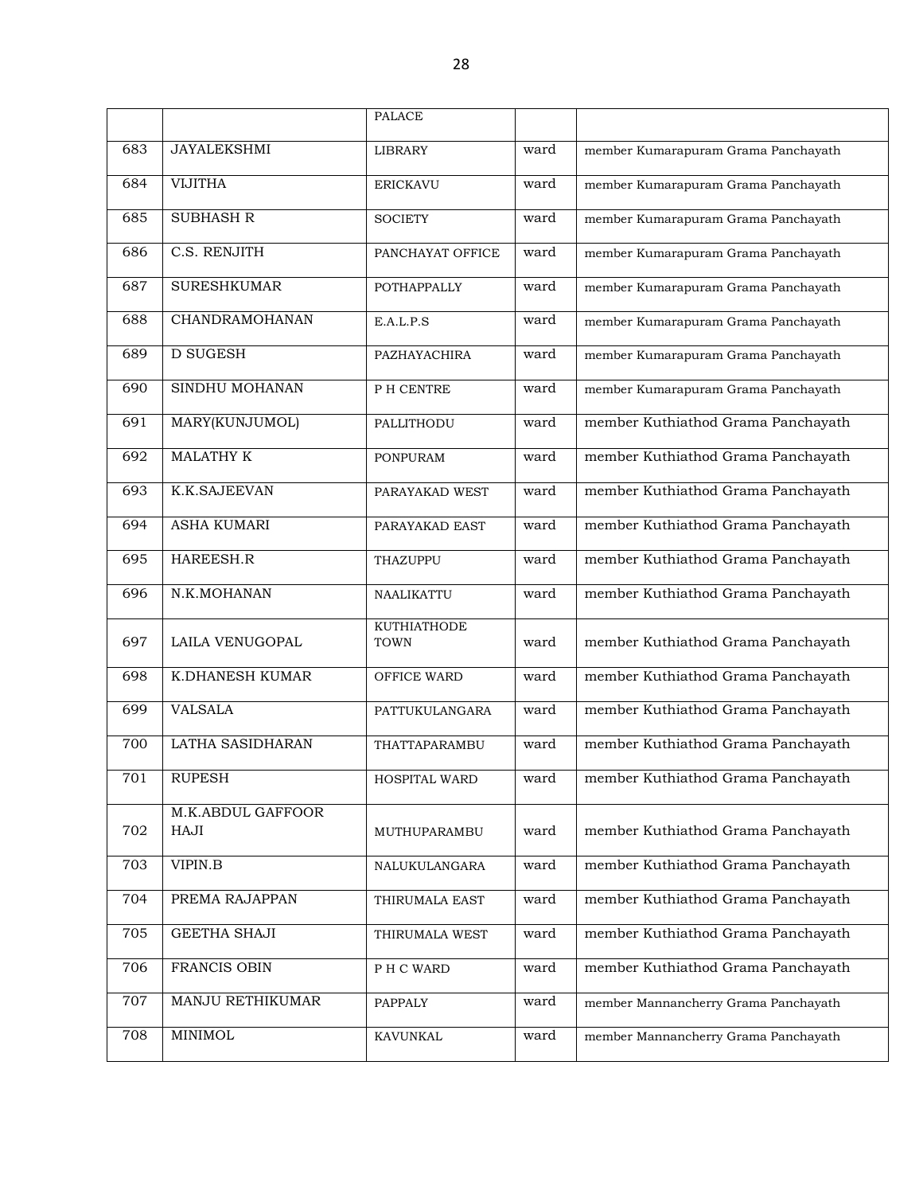|  |  | PALACE |  |  |
|---|---|---|---|---|
| 683 | JAYALEKSHMI | LIBRARY | ward | member Kumarapuram Grama Panchayath |
| 684 | VIJITHA | ERICKAVU | ward | member Kumarapuram Grama Panchayath |
| 685 | SUBHASH R | SOCIETY | ward | member Kumarapuram Grama Panchayath |
| 686 | C.S. RENJITH | PANCHAYAT OFFICE | ward | member Kumarapuram Grama Panchayath |
| 687 | SURESHKUMAR | POTHAPPALLY | ward | member Kumarapuram Grama Panchayath |
| 688 | CHANDRAMOHANAN | E.A.L.P.S | ward | member Kumarapuram Grama Panchayath |
| 689 | D SUGESH | PAZHAYACHIRA | ward | member Kumarapuram Grama Panchayath |
| 690 | SINDHU MOHANAN | P H CENTRE | ward | member Kumarapuram Grama Panchayath |
| 691 | MARY(KUNJUMOL) | PALLITHODU | ward | member Kuthiathod Grama Panchayath |
| 692 | MALATHY K | PONPURAM | ward | member Kuthiathod Grama Panchayath |
| 693 | K.K.SAJEEVAN | PARAYAKAD WEST | ward | member Kuthiathod Grama Panchayath |
| 694 | ASHA KUMARI | PARAYAKAD EAST | ward | member Kuthiathod Grama Panchayath |
| 695 | HAREESH.R | THAZUPPU | ward | member Kuthiathod Grama Panchayath |
| 696 | N.K.MOHANAN | NAALIKATTU | ward | member Kuthiathod Grama Panchayath |
| 697 | LAILA VENUGOPAL | KUTHIATHODE TOWN | ward | member Kuthiathod Grama Panchayath |
| 698 | K.DHANESH KUMAR | OFFICE WARD | ward | member Kuthiathod Grama Panchayath |
| 699 | VALSALA | PATTUKULANGARA | ward | member Kuthiathod Grama Panchayath |
| 700 | LATHA SASIDHARAN | THATTAPARAMBU | ward | member Kuthiathod Grama Panchayath |
| 701 | RUPESH | HOSPITAL WARD | ward | member Kuthiathod Grama Panchayath |
| 702 | M.K.ABDUL GAFFOOR HAJI | MUTHUPARAMBU | ward | member Kuthiathod Grama Panchayath |
| 703 | VIPIN.B | NALUKULANGARA | ward | member Kuthiathod Grama Panchayath |
| 704 | PREMA RAJAPPAN | THIRUMALA EAST | ward | member Kuthiathod Grama Panchayath |
| 705 | GEETHA SHAJI | THIRUMALA WEST | ward | member Kuthiathod Grama Panchayath |
| 706 | FRANCIS OBIN | P H C WARD | ward | member Kuthiathod Grama Panchayath |
| 707 | MANJU RETHIKUMAR | PAPPALY | ward | member Mannancherry Grama Panchayath |
| 708 | MINIMOL | KAVUNKAL | ward | member Mannancherry Grama Panchayath |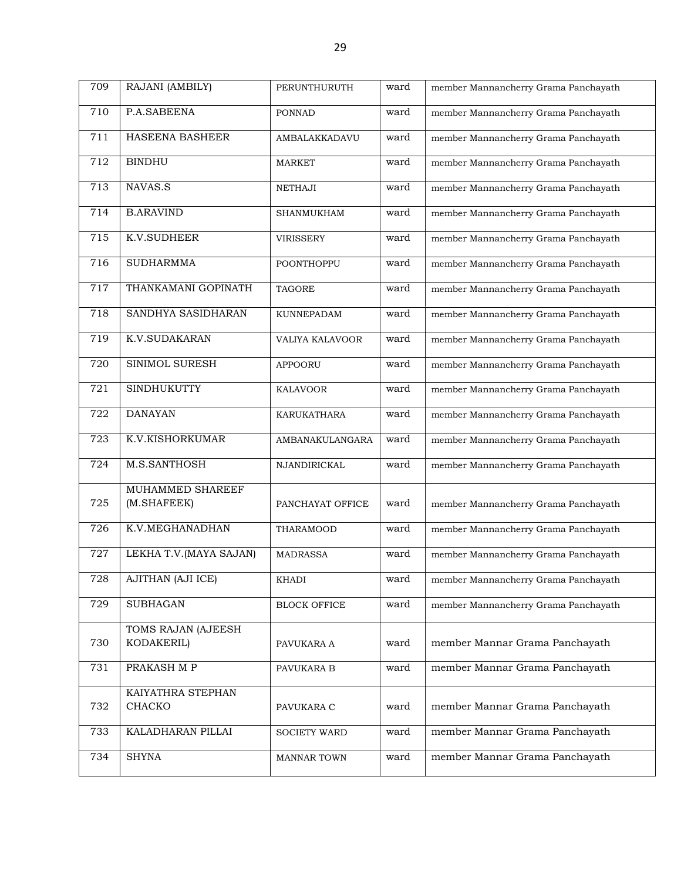| 709 | RAJANI (AMBILY) | PERUNTHURUTH | ward | member Mannancherry Grama Panchayath |
|---|---|---|---|---|
| 710 | P.A.SABEENA | PONNAD | ward | member Mannancherry Grama Panchayath |
| 711 | HASEENA BASHEER | AMBALAKKADAVU | ward | member Mannancherry Grama Panchayath |
| 712 | BINDHU | MARKET | ward | member Mannancherry Grama Panchayath |
| 713 | NAVAS.S | NETHAJI | ward | member Mannancherry Grama Panchayath |
| 714 | B.ARAVIND | SHANMUKHAM | ward | member Mannancherry Grama Panchayath |
| 715 | K.V.SUDHEER | VIRISSERY | ward | member Mannancherry Grama Panchayath |
| 716 | SUDHARMMA | POONTHOPPU | ward | member Mannancherry Grama Panchayath |
| 717 | THANKAMANI GOPINATH | TAGORE | ward | member Mannancherry Grama Panchayath |
| 718 | SANDHYA SASIDHARAN | KUNNEPADAM | ward | member Mannancherry Grama Panchayath |
| 719 | K.V.SUDAKARAN | VALIYA KALAVOOR | ward | member Mannancherry Grama Panchayath |
| 720 | SINIMOL SURESH | APPOORU | ward | member Mannancherry Grama Panchayath |
| 721 | SINDHUKUTTY | KALAVOOR | ward | member Mannancherry Grama Panchayath |
| 722 | DANAYAN | KARUKATHARA | ward | member Mannancherry Grama Panchayath |
| 723 | K.V.KISHORKUMAR | AMBANAKULANGARA | ward | member Mannancherry Grama Panchayath |
| 724 | M.S.SANTHOSH | NJANDIRICKAL | ward | member Mannancherry Grama Panchayath |
| 725 | MUHAMMED SHAREEF (M.SHAFEEK) | PANCHAYAT OFFICE | ward | member Mannancherry Grama Panchayath |
| 726 | K.V.MEGHANADHAN | THARAMOOD | ward | member Mannancherry Grama Panchayath |
| 727 | LEKHA T.V.(MAYA SAJAN) | MADRASSA | ward | member Mannancherry Grama Panchayath |
| 728 | AJITHAN (AJI ICE) | KHADI | ward | member Mannancherry Grama Panchayath |
| 729 | SUBHAGAN | BLOCK OFFICE | ward | member Mannancherry Grama Panchayath |
| 730 | TOMS RAJAN (AJEESH KODAKERIL) | PAVUKARA A | ward | member Mannar Grama Panchayath |
| 731 | PRAKASH M P | PAVUKARA B | ward | member Mannar Grama Panchayath |
| 732 | KAIYATHRA STEPHAN CHACKO | PAVUKARA C | ward | member Mannar Grama Panchayath |
| 733 | KALADHARAN PILLAI | SOCIETY WARD | ward | member Mannar Grama Panchayath |
| 734 | SHYNA | MANNAR TOWN | ward | member Mannar Grama Panchayath |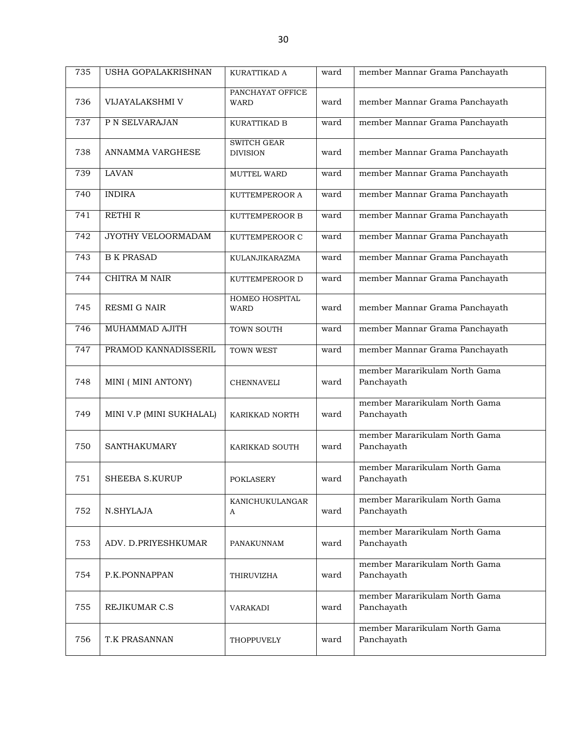| 735 | USHA GOPALAKRISHNAN | KURATTIKAD A | ward | member Mannar Grama Panchayath |
|---|---|---|---|---|
| 736 | VIJAYALAKSHMI V | PANCHAYAT OFFICE WARD | ward | member Mannar Grama Panchayath |
| 737 | P N SELVARAJAN | KURATTIKAD B | ward | member Mannar Grama Panchayath |
| 738 | ANNAMMA VARGHESE | SWITCH GEAR DIVISION | ward | member Mannar Grama Panchayath |
| 739 | LAVAN | MUTTEL WARD | ward | member Mannar Grama Panchayath |
| 740 | INDIRA | KUTTEMPEROOR A | ward | member Mannar Grama Panchayath |
| 741 | RETHI R | KUTTEMPEROOR B | ward | member Mannar Grama Panchayath |
| 742 | JYOTHY VELOORMADAM | KUTTEMPEROOR C | ward | member Mannar Grama Panchayath |
| 743 | B K PRASAD | KULANJIKARAZMA | ward | member Mannar Grama Panchayath |
| 744 | CHITRA M NAIR | KUTTEMPEROOR D | ward | member Mannar Grama Panchayath |
| 745 | RESMI G NAIR | HOMEO HOSPITAL WARD | ward | member Mannar Grama Panchayath |
| 746 | MUHAMMAD AJITH | TOWN SOUTH | ward | member Mannar Grama Panchayath |
| 747 | PRAMOD KANNADISSERIL | TOWN WEST | ward | member Mannar Grama Panchayath |
| 748 | MINI ( MINI ANTONY) | CHENNAVELI | ward | member Mararikulam North Gama Panchayath |
| 749 | MINI V.P (MINI SUKHALAL) | KARIKKAD NORTH | ward | member Mararikulam North Gama Panchayath |
| 750 | SANTHAKUMARY | KARIKKAD SOUTH | ward | member Mararikulam North Gama Panchayath |
| 751 | SHEEBA S.KURUP | POKLASERY | ward | member Mararikulam North Gama Panchayath |
| 752 | N.SHYLAJA | KANICHUKULANGARA | ward | member Mararikulam North Gama Panchayath |
| 753 | ADV. D.PRIYESHKUMAR | PANAKUNNAM | ward | member Mararikulam North Gama Panchayath |
| 754 | P.K.PONNAPPAN | THIRUVIZHA | ward | member Mararikulam North Gama Panchayath |
| 755 | REJIKUMAR C.S | VARAKADI | ward | member Mararikulam North Gama Panchayath |
| 756 | T.K PRASANNAN | THOPPUVELY | ward | member Mararikulam North Gama Panchayath |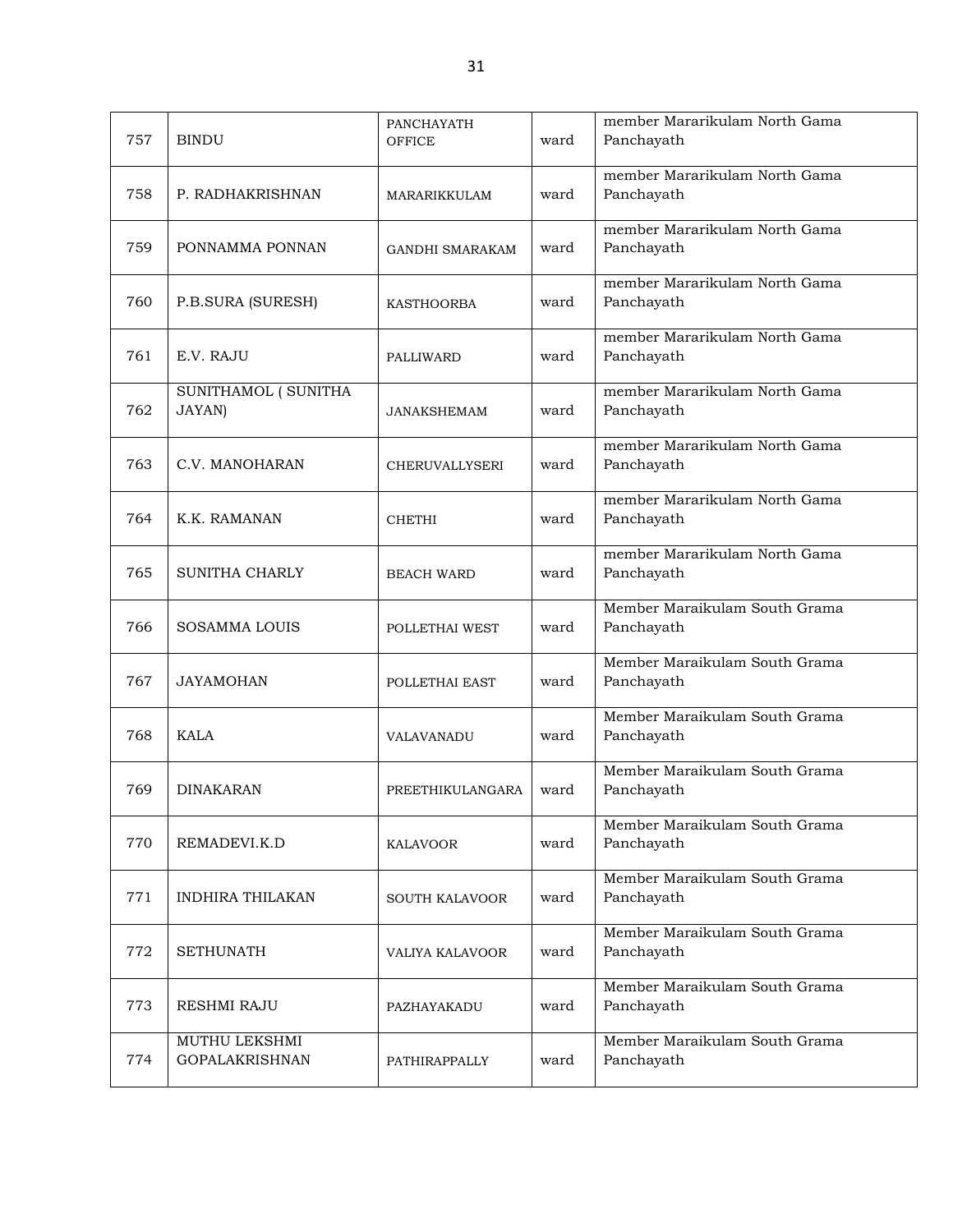| 757 | BINDU | PANCHAYATH OFFICE | ward | member Mararikulam North Gama Panchayath |
|---|---|---|---|---|
| 758 | P. RADHAKRISHNAN | MARARIKKULAM | ward | member Mararikulam North Gama Panchayath |
| 759 | PONNAMMA PONNAN | GANDHI SMARAKAM | ward | member Mararikulam North Gama Panchayath |
| 760 | P.B.SURA (SURESH) | KASTHOORBA | ward | member Mararikulam North Gama Panchayath |
| 761 | E.V. RAJU | PALLIWARD | ward | member Mararikulam North Gama Panchayath |
| 762 | SUNITHAMOL ( SUNITHA JAYAN) | JANAKSHEMAM | ward | member Mararikulam North Gama Panchayath |
| 763 | C.V. MANOHARAN | CHERUVALLYSERI | ward | member Mararikulam North Gama Panchayath |
| 764 | K.K. RAMANAN | CHETHI | ward | member Mararikulam North Gama Panchayath |
| 765 | SUNITHA CHARLY | BEACH WARD | ward | member Mararikulam North Gama Panchayath |
| 766 | SOSAMMA LOUIS | POLLETHAI WEST | ward | Member Maraikulam South Grama Panchayath |
| 767 | JAYAMOHAN | POLLETHAI EAST | ward | Member Maraikulam South Grama Panchayath |
| 768 | KALA | VALAVANADU | ward | Member Maraikulam South Grama Panchayath |
| 769 | DINAKARAN | PREETHIKULANGARA | ward | Member Maraikulam South Grama Panchayath |
| 770 | REMADEVI.K.D | KALAVOOR | ward | Member Maraikulam South Grama Panchayath |
| 771 | INDHIRA THILAKAN | SOUTH KALAVOOR | ward | Member Maraikulam South Grama Panchayath |
| 772 | SETHUNATH | VALIYA KALAVOOR | ward | Member Maraikulam South Grama Panchayath |
| 773 | RESHMI RAJU | PAZHAYAKADU | ward | Member Maraikulam South Grama Panchayath |
| 774 | MUTHU LEKSHMI GOPALAKRISHNAN | PATHIRAPPALLY | ward | Member Maraikulam South Grama Panchayath |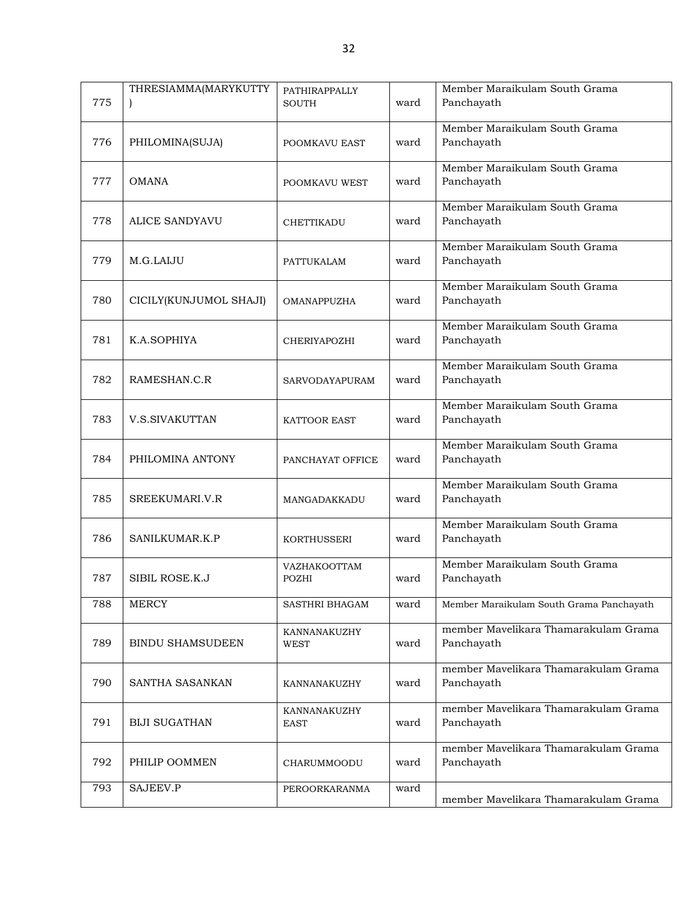| | | | | |
|---|---|---|---|---|
| 775 | THRESIAMMA(MARYKUTTY ) | PATHIRAPPALLY SOUTH | ward | Member Maraikulam South Grama Panchayath |
| 776 | PHILOMINA(SUJA) | POOMKAVU EAST | ward | Member Maraikulam South Grama Panchayath |
| 777 | OMANA | POOMKAVU WEST | ward | Member Maraikulam South Grama Panchayath |
| 778 | ALICE SANDYAVU | CHETTIKADU | ward | Member Maraikulam South Grama Panchayath |
| 779 | M.G.LAIJU | PATTUKALAM | ward | Member Maraikulam South Grama Panchayath |
| 780 | CICILY(KUNJUMOL SHAJI) | OMANAPPUZHA | ward | Member Maraikulam South Grama Panchayath |
| 781 | K.A.SOPHIYA | CHERIYAPOZHI | ward | Member Maraikulam South Grama Panchayath |
| 782 | RAMESHAN.C.R | SARVODAYAPURAM | ward | Member Maraikulam South Grama Panchayath |
| 783 | V.S.SIVAKUTTAN | KATTOOR EAST | ward | Member Maraikulam South Grama Panchayath |
| 784 | PHILOMINA ANTONY | PANCHAYAT OFFICE | ward | Member Maraikulam South Grama Panchayath |
| 785 | SREEKUMARI.V.R | MANGADAKKADU | ward | Member Maraikulam South Grama Panchayath |
| 786 | SANILKUMAR.K.P | KORTHUSSERI | ward | Member Maraikulam South Grama Panchayath |
| 787 | SIBIL ROSE.K.J | VAZHAKOOTTAM POZHI | ward | Member Maraikulam South Grama Panchayath |
| 788 | MERCY | SASTHRI BHAGAM | ward | Member Maraikulam South Grama Panchayath |
| 789 | BINDU SHAMSUDEEN | KANNANAKUZHY WEST | ward | member Mavelikara Thamarakulam Grama Panchayath |
| 790 | SANTHA SASANKAN | KANNANAKUZHY | ward | member Mavelikara Thamarakulam Grama Panchayath |
| 791 | BIJI SUGATHAN | KANNANAKUZHY EAST | ward | member Mavelikara Thamarakulam Grama Panchayath |
| 792 | PHILIP OOMMEN | CHARUMMOODU | ward | member Mavelikara Thamarakulam Grama Panchayath |
| 793 | SAJEEV.P | PEROORKARANMA | ward | member Mavelikara Thamarakulam Grama |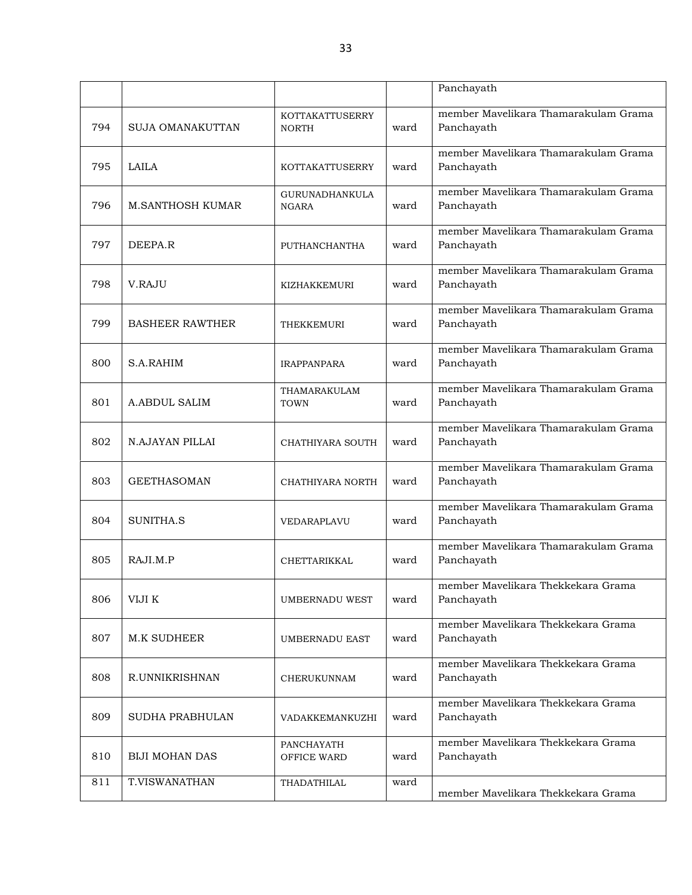| | | | | Panchayath |
|---|---|---|---|---|
| 794 | SUJA OMANAKUTTAN | KOTTAKATTUSERRY NORTH | ward | member Mavelikara Thamarakulam Grama Panchayath |
| 795 | LAILA | KOTTAKATTUSERRY | ward | member Mavelikara Thamarakulam Grama Panchayath |
| 796 | M.SANTHOSH KUMAR | GURUNADHANKULA NGARA | ward | member Mavelikara Thamarakulam Grama Panchayath |
| 797 | DEEPA.R | PUTHANCHANTHA | ward | member Mavelikara Thamarakulam Grama Panchayath |
| 798 | V.RAJU | KIZHAKKEMURI | ward | member Mavelikara Thamarakulam Grama Panchayath |
| 799 | BASHEER RAWTHER | THEKKEMURI | ward | member Mavelikara Thamarakulam Grama Panchayath |
| 800 | S.A.RAHIM | IRAPPANPARA | ward | member Mavelikara Thamarakulam Grama Panchayath |
| 801 | A.ABDUL SALIM | THAMARAKULAM TOWN | ward | member Mavelikara Thamarakulam Grama Panchayath |
| 802 | N.AJAYAN PILLAI | CHATHIYARA SOUTH | ward | member Mavelikara Thamarakulam Grama Panchayath |
| 803 | GEETHASOMAN | CHATHIYARA NORTH | ward | member Mavelikara Thamarakulam Grama Panchayath |
| 804 | SUNITHA.S | VEDARAPLAVU | ward | member Mavelikara Thamarakulam Grama Panchayath |
| 805 | RAJI.M.P | CHETTARIKKAL | ward | member Mavelikara Thamarakulam Grama Panchayath |
| 806 | VIJI K | UMBERNADU WEST | ward | member Mavelikara Thekkekara Grama Panchayath |
| 807 | M.K SUDHEER | UMBERNADU EAST | ward | member Mavelikara Thekkekara Grama Panchayath |
| 808 | R.UNNIKRISHNAN | CHERUKUNNAM | ward | member Mavelikara Thekkekara Grama Panchayath |
| 809 | SUDHA PRABHULAN | VADAKKEMANKUZHI | ward | member Mavelikara Thekkekara Grama Panchayath |
| 810 | BIJI MOHAN DAS | PANCHAYATH OFFICE WARD | ward | member Mavelikara Thekkekara Grama Panchayath |
| 811 | T.VISWANATHAN | THADATHILAL | ward | member Mavelikara Thekkekara Grama |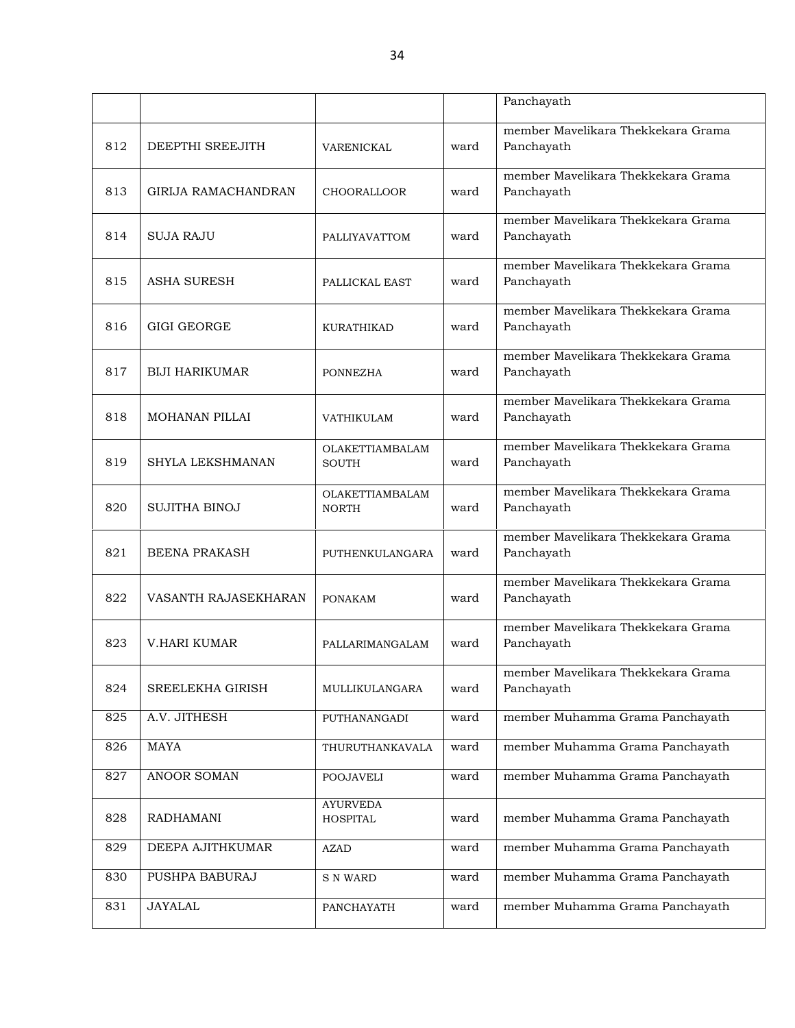| | | | | Panchayath |
|---|---|---|---|---|
| 812 | DEEPTHI SREEJITH | VARENICKAL | ward | member Mavelikara Thekkekara Grama Panchayath |
| 813 | GIRIJA RAMACHANDRAN | CHOORALLOOR | ward | member Mavelikara Thekkekara Grama Panchayath |
| 814 | SUJA RAJU | PALLIYAVATTOM | ward | member Mavelikara Thekkekara Grama Panchayath |
| 815 | ASHA SURESH | PALLICKAL EAST | ward | member Mavelikara Thekkekara Grama Panchayath |
| 816 | GIGI GEORGE | KURATHIKAD | ward | member Mavelikara Thekkekara Grama Panchayath |
| 817 | BIJI HARIKUMAR | PONNEZHA | ward | member Mavelikara Thekkekara Grama Panchayath |
| 818 | MOHANAN PILLAI | VATHIKULAM | ward | member Mavelikara Thekkekara Grama Panchayath |
| 819 | SHYLA LEKSHMANAN | OLAKETTIAMBALAM SOUTH | ward | member Mavelikara Thekkekara Grama Panchayath |
| 820 | SUJITHA BINOJ | OLAKETTIAMBALAM NORTH | ward | member Mavelikara Thekkekara Grama Panchayath |
| 821 | BEENA PRAKASH | PUTHENKULANGARA | ward | member Mavelikara Thekkekara Grama Panchayath |
| 822 | VASANTH RAJASEKHARAN | PONAKAM | ward | member Mavelikara Thekkekara Grama Panchayath |
| 823 | V.HARI KUMAR | PALLARIMANGALAM | ward | member Mavelikara Thekkekara Grama Panchayath |
| 824 | SREELEKHA GIRISH | MULLIKULANGARA | ward | member Mavelikara Thekkekara Grama Panchayath |
| 825 | A.V. JITHESH | PUTHANANGADI | ward | member Muhamma Grama Panchayath |
| 826 | MAYA | THURUTHANKAVALA | ward | member Muhamma Grama Panchayath |
| 827 | ANOOR SOMAN | POOJAVELI | ward | member Muhamma Grama Panchayath |
| 828 | RADHAMANI | AYURVEDA HOSPITAL | ward | member Muhamma Grama Panchayath |
| 829 | DEEPA AJITHKUMAR | AZAD | ward | member Muhamma Grama Panchayath |
| 830 | PUSHPA BABURAJ | S N WARD | ward | member Muhamma Grama Panchayath |
| 831 | JAYALAL | PANCHAYATH | ward | member Muhamma Grama Panchayath |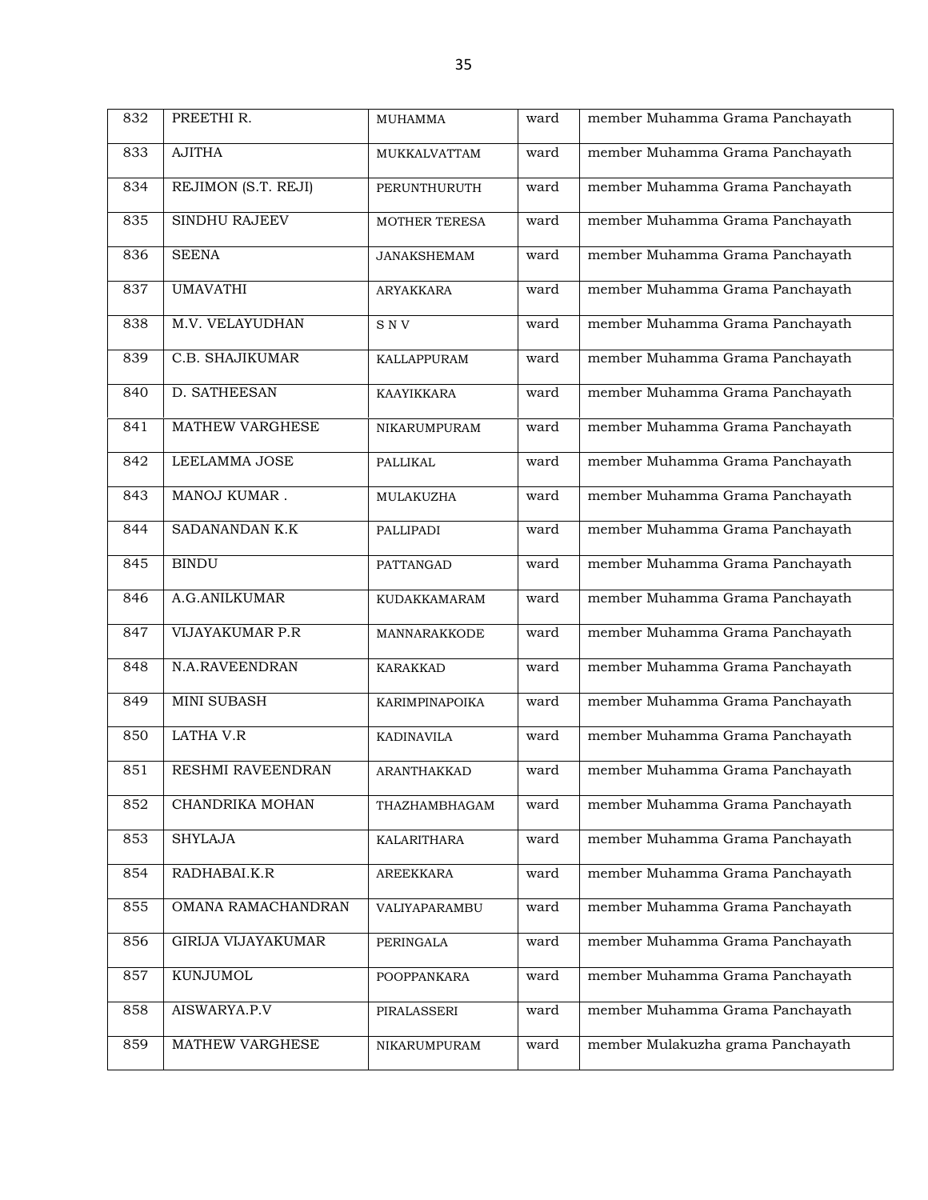| 832 | PREETHI R. | MUHAMMA | ward | member Muhamma Grama Panchayath |
|---|---|---|---|---|
| 833 | AJITHA | MUKKALVATTAM | ward | member Muhamma Grama Panchayath |
| 834 | REJIMON (S.T. REJI) | PERUNTHURUTH | ward | member Muhamma Grama Panchayath |
| 835 | SINDHU RAJEEV | MOTHER TERESA | ward | member Muhamma Grama Panchayath |
| 836 | SEENA | JANAKSHEMAM | ward | member Muhamma Grama Panchayath |
| 837 | UMAVATHI | ARYAKKARA | ward | member Muhamma Grama Panchayath |
| 838 | M.V. VELAYUDHAN | S N V | ward | member Muhamma Grama Panchayath |
| 839 | C.B. SHAJIKUMAR | KALLAPPURAM | ward | member Muhamma Grama Panchayath |
| 840 | D. SATHEESAN | KAAYIKKARA | ward | member Muhamma Grama Panchayath |
| 841 | MATHEW VARGHESE | NIKARUMPURAM | ward | member Muhamma Grama Panchayath |
| 842 | LEELAMMA JOSE | PALLIKAL | ward | member Muhamma Grama Panchayath |
| 843 | MANOJ KUMAR . | MULAKUZHA | ward | member Muhamma Grama Panchayath |
| 844 | SADANANDAN K.K | PALLIPADI | ward | member Muhamma Grama Panchayath |
| 845 | BINDU | PATTANGAD | ward | member Muhamma Grama Panchayath |
| 846 | A.G.ANILKUMAR | KUDAKKAMARAM | ward | member Muhamma Grama Panchayath |
| 847 | VIJAYAKUMAR P.R | MANNARAKKODE | ward | member Muhamma Grama Panchayath |
| 848 | N.A.RAVEENDRAN | KARAKKAD | ward | member Muhamma Grama Panchayath |
| 849 | MINI SUBASH | KARIMPINAPOIKA | ward | member Muhamma Grama Panchayath |
| 850 | LATHA V.R | KADINAVILA | ward | member Muhamma Grama Panchayath |
| 851 | RESHMI RAVEENDRAN | ARANTHAKKAD | ward | member Muhamma Grama Panchayath |
| 852 | CHANDRIKA MOHAN | THAZHAMBHAGAM | ward | member Muhamma Grama Panchayath |
| 853 | SHYLAJA | KALARITHARA | ward | member Muhamma Grama Panchayath |
| 854 | RADHABAI.K.R | AREEKKARA | ward | member Muhamma Grama Panchayath |
| 855 | OMANA RAMACHANDRAN | VALIYAPARAMBU | ward | member Muhamma Grama Panchayath |
| 856 | GIRIJA VIJAYAKUMAR | PERINGALA | ward | member Muhamma Grama Panchayath |
| 857 | KUNJUMOL | POOPPANKARA | ward | member Muhamma Grama Panchayath |
| 858 | AISWARYA.P.V | PIRALASSERI | ward | member Muhamma Grama Panchayath |
| 859 | MATHEW VARGHESE | NIKARUMPURAM | ward | member Mulakuzha grama Panchayath |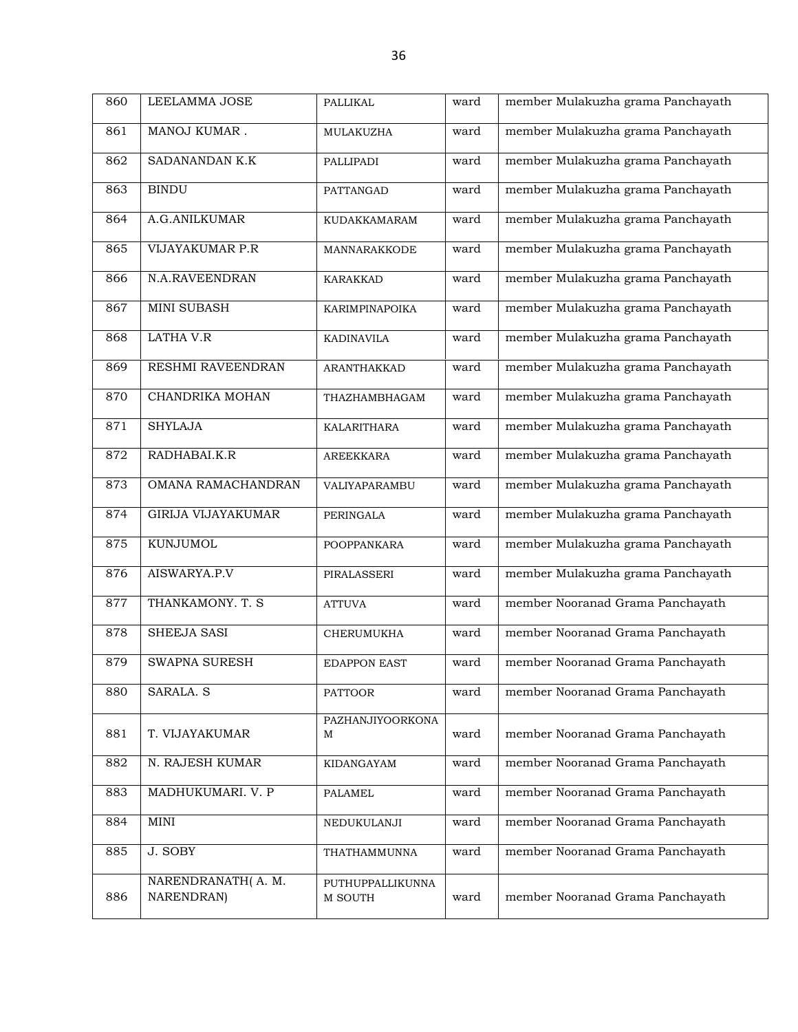| 860 | LEELAMMA JOSE | PALLIKAL | ward | member Mulakuzha grama Panchayath |
|---|---|---|---|---|
| 861 | MANOJ KUMAR . | MULAKUZHA | ward | member Mulakuzha grama Panchayath |
| 862 | SADANANDAN K.K | PALLIPADI | ward | member Mulakuzha grama Panchayath |
| 863 | BINDU | PATTANGAD | ward | member Mulakuzha grama Panchayath |
| 864 | A.G.ANILKUMAR | KUDAKKAMARAM | ward | member Mulakuzha grama Panchayath |
| 865 | VIJAYAKUMAR P.R | MANNARAKKODE | ward | member Mulakuzha grama Panchayath |
| 866 | N.A.RAVEENDRAN | KARAKKAD | ward | member Mulakuzha grama Panchayath |
| 867 | MINI SUBASH | KARIMPINAPOIKA | ward | member Mulakuzha grama Panchayath |
| 868 | LATHA V.R | KADINAVILA | ward | member Mulakuzha grama Panchayath |
| 869 | RESHMI RAVEENDRAN | ARANTHAKKAD | ward | member Mulakuzha grama Panchayath |
| 870 | CHANDRIKA MOHAN | THAZHAMBHAGAM | ward | member Mulakuzha grama Panchayath |
| 871 | SHYLAJA | KALARITHARA | ward | member Mulakuzha grama Panchayath |
| 872 | RADHABAI.K.R | AREEKKARA | ward | member Mulakuzha grama Panchayath |
| 873 | OMANA RAMACHANDRAN | VALIYAPARAMBU | ward | member Mulakuzha grama Panchayath |
| 874 | GIRIJA VIJAYAKUMAR | PERINGALA | ward | member Mulakuzha grama Panchayath |
| 875 | KUNJUMOL | POOPPANKARA | ward | member Mulakuzha grama Panchayath |
| 876 | AISWARYA.P.V | PIRALASSERI | ward | member Mulakuzha grama Panchayath |
| 877 | THANKAMONY. T. S | ATTUVA | ward | member Nooranad Grama Panchayath |
| 878 | SHEEJA SASI | CHERUMUKHA | ward | member Nooranad Grama Panchayath |
| 879 | SWAPNA SURESH | EDAPPON EAST | ward | member Nooranad Grama Panchayath |
| 880 | SARALA. S | PATTOOR | ward | member Nooranad Grama Panchayath |
| 881 | T. VIJAYAKUMAR | PAZHANJIYOORKONAM | ward | member Nooranad Grama Panchayath |
| 882 | N. RAJESH KUMAR | KIDANGAYAM | ward | member Nooranad Grama Panchayath |
| 883 | MADHUKUMARI. V. P | PALAMEL | ward | member Nooranad Grama Panchayath |
| 884 | MINI | NEDUKULANJI | ward | member Nooranad Grama Panchayath |
| 885 | J. SOBY | THATHAMMUNNA | ward | member Nooranad Grama Panchayath |
| 886 | NARENDRANATH( A. M. NARENDRAN) | PUTHUPPALLIKUNNAM SOUTH | ward | member Nooranad Grama Panchayath |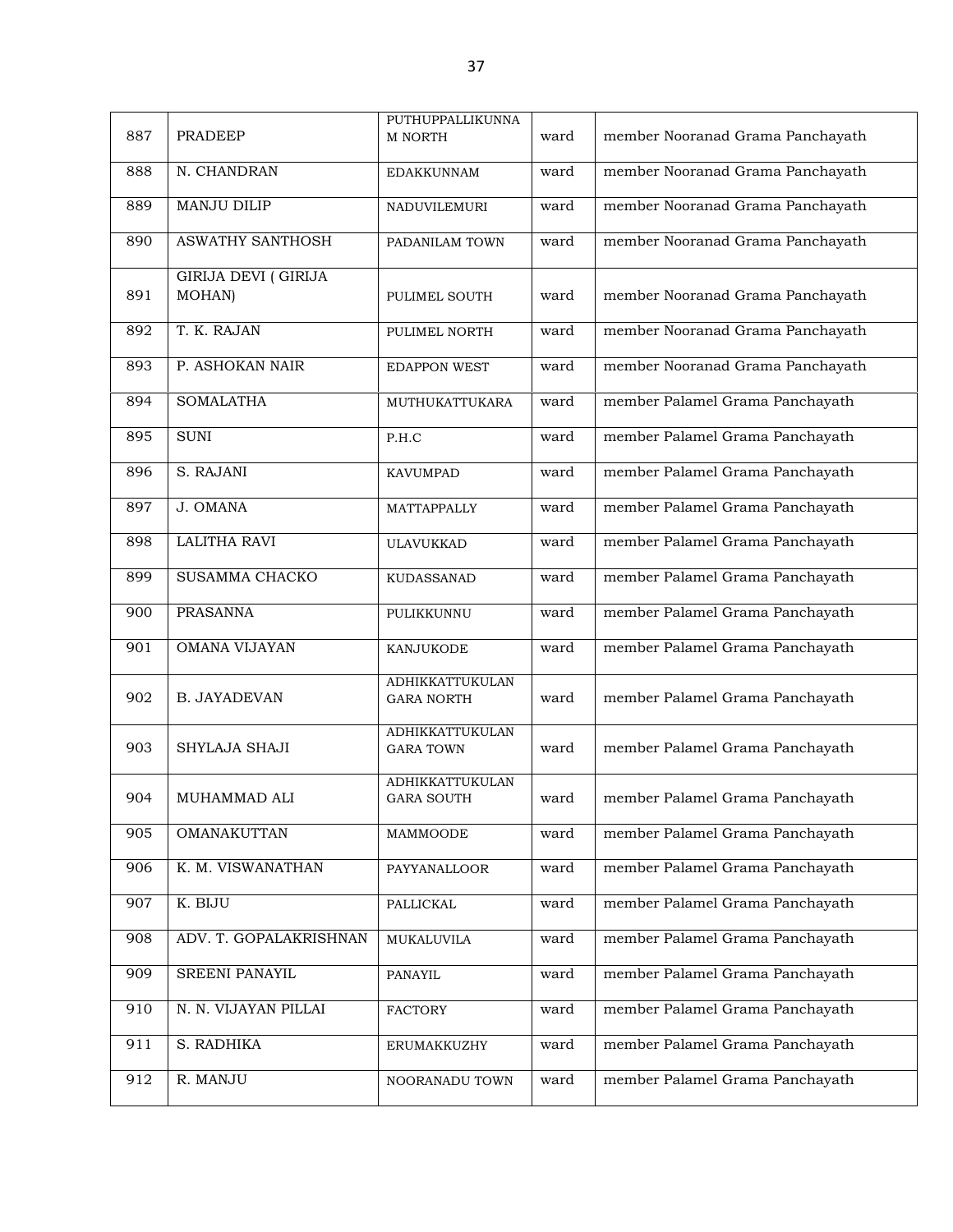| 887 | PRADEEP | PUTHUPPALLIKUNNAM NORTH | ward | member Nooranad Grama Panchayath |
|---|---|---|---|---|
| 888 | N. CHANDRAN | EDAKKUNNAM | ward | member Nooranad Grama Panchayath |
| 889 | MANJU DILIP | NADUVILEMURI | ward | member Nooranad Grama Panchayath |
| 890 | ASWATHY SANTHOSH | PADANILAM TOWN | ward | member Nooranad Grama Panchayath |
| 891 | GIRIJA DEVI ( GIRIJA MOHAN) | PULIMEL SOUTH | ward | member Nooranad Grama Panchayath |
| 892 | T. K. RAJAN | PULIMEL NORTH | ward | member Nooranad Grama Panchayath |
| 893 | P. ASHOKAN NAIR | EDAPPON WEST | ward | member Nooranad Grama Panchayath |
| 894 | SOMALATHA | MUTHUKATTUKARA | ward | member Palamel Grama Panchayath |
| 895 | SUNI | P.H.C | ward | member Palamel Grama Panchayath |
| 896 | S. RAJANI | KAVUMPAD | ward | member Palamel Grama Panchayath |
| 897 | J. OMANA | MATTAPPALLY | ward | member Palamel Grama Panchayath |
| 898 | LALITHA RAVI | ULAVUKKAD | ward | member Palamel Grama Panchayath |
| 899 | SUSAMMA CHACKO | KUDASSANAD | ward | member Palamel Grama Panchayath |
| 900 | PRASANNA | PULIKKUNNU | ward | member Palamel Grama Panchayath |
| 901 | OMANA VIJAYAN | KANJUKODE | ward | member Palamel Grama Panchayath |
| 902 | B. JAYADEVAN | ADHIKKATTUKULANGARA NORTH | ward | member Palamel Grama Panchayath |
| 903 | SHYLAJA SHAJI | ADHIKKATTUKULANGARA TOWN | ward | member Palamel Grama Panchayath |
| 904 | MUHAMMAD ALI | ADHIKKATTUKULANGARA SOUTH | ward | member Palamel Grama Panchayath |
| 905 | OMANAKUTTAN | MAMMOODE | ward | member Palamel Grama Panchayath |
| 906 | K. M. VISWANATHAN | PAYYANALLOOR | ward | member Palamel Grama Panchayath |
| 907 | K. BIJU | PALLICKAL | ward | member Palamel Grama Panchayath |
| 908 | ADV. T. GOPALAKRISHNAN | MUKALUVILA | ward | member Palamel Grama Panchayath |
| 909 | SREENI PANAYIL | PANAYIL | ward | member Palamel Grama Panchayath |
| 910 | N. N. VIJAYAN PILLAI | FACTORY | ward | member Palamel Grama Panchayath |
| 911 | S. RADHIKA | ERUMAKKUZHY | ward | member Palamel Grama Panchayath |
| 912 | R. MANJU | NOORANADU TOWN | ward | member Palamel Grama Panchayath |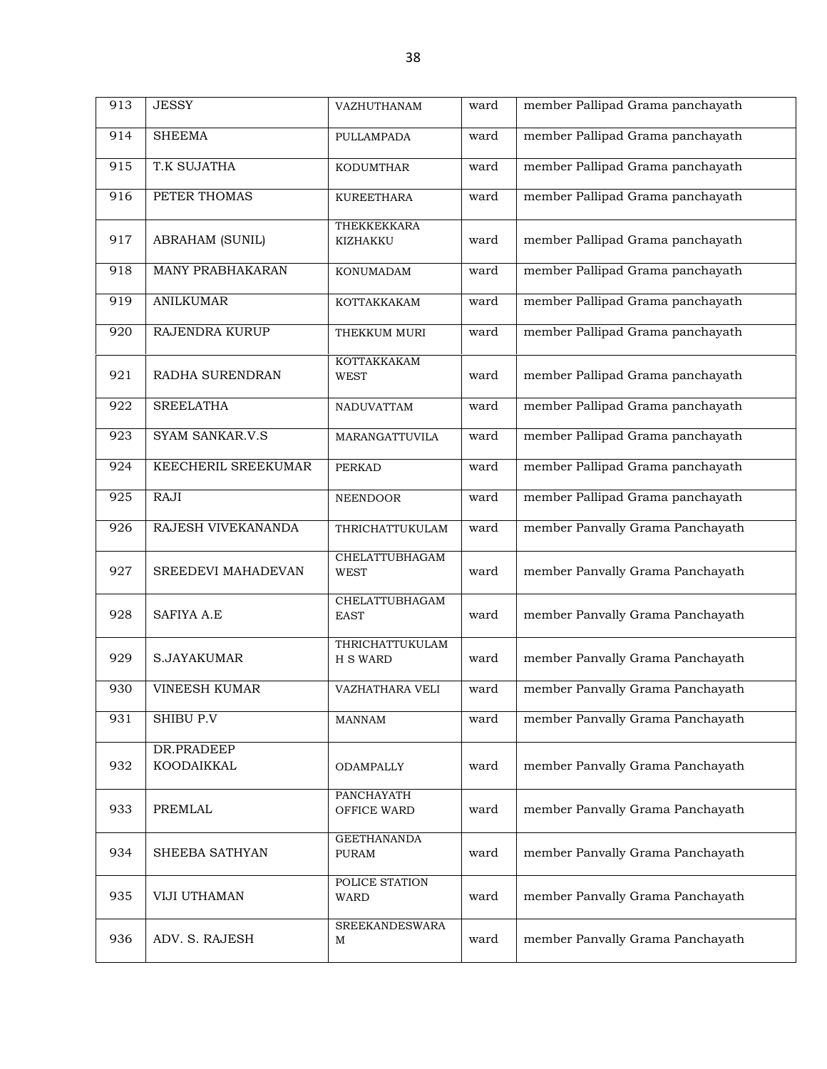| 913 | JESSY | VAZHUTHANAM | ward | member Pallipad Grama panchayath |
|---|---|---|---|---|
| 914 | SHEEMA | PULLAMPADA | ward | member Pallipad Grama panchayath |
| 915 | T.K SUJATHA | KODUMTHAR | ward | member Pallipad Grama panchayath |
| 916 | PETER THOMAS | KUREETHARA | ward | member Pallipad Grama panchayath |
| 917 | ABRAHAM (SUNIL) | THEKKEKKARA KIZHAKKU | ward | member Pallipad Grama panchayath |
| 918 | MANY PRABHAKARAN | KONUMADAM | ward | member Pallipad Grama panchayath |
| 919 | ANILKUMAR | KOTTAKKAKAM | ward | member Pallipad Grama panchayath |
| 920 | RAJENDRA KURUP | THEKKUM MURI | ward | member Pallipad Grama panchayath |
| 921 | RADHA SURENDRAN | KOTTAKKAKAM WEST | ward | member Pallipad Grama panchayath |
| 922 | SREELATHA | NADUVATTAM | ward | member Pallipad Grama panchayath |
| 923 | SYAM SANKAR.V.S | MARANGATTUVILA | ward | member Pallipad Grama panchayath |
| 924 | KEECHERIL SREEKUMAR | PERKAD | ward | member Pallipad Grama panchayath |
| 925 | RAJI | NEENDOOR | ward | member Pallipad Grama panchayath |
| 926 | RAJESH VIVEKANANDA | THRICHATTUKULAM | ward | member Panvally Grama Panchayath |
| 927 | SREEDEVI MAHADEVAN | CHELATTUBHAGAM WEST | ward | member Panvally Grama Panchayath |
| 928 | SAFIYA A.E | CHELATTUBHAGAM EAST | ward | member Panvally Grama Panchayath |
| 929 | S.JAYAKUMAR | THRICHATTUKULAM H S WARD | ward | member Panvally Grama Panchayath |
| 930 | VINEESH KUMAR | VAZHATHARA VELI | ward | member Panvally Grama Panchayath |
| 931 | SHIBU P.V | MANNAM | ward | member Panvally Grama Panchayath |
| 932 | DR.PRADEEP KOODAIKKAL | ODAMPALLY | ward | member Panvally Grama Panchayath |
| 933 | PREMLAL | PANCHAYATH OFFICE WARD | ward | member Panvally Grama Panchayath |
| 934 | SHEEBA SATHYAN | GEETHANANDA PURAM | ward | member Panvally Grama Panchayath |
| 935 | VIJI UTHAMAN | POLICE STATION WARD | ward | member Panvally Grama Panchayath |
| 936 | ADV. S. RAJESH | SREEKANDESWARA M | ward | member Panvally Grama Panchayath |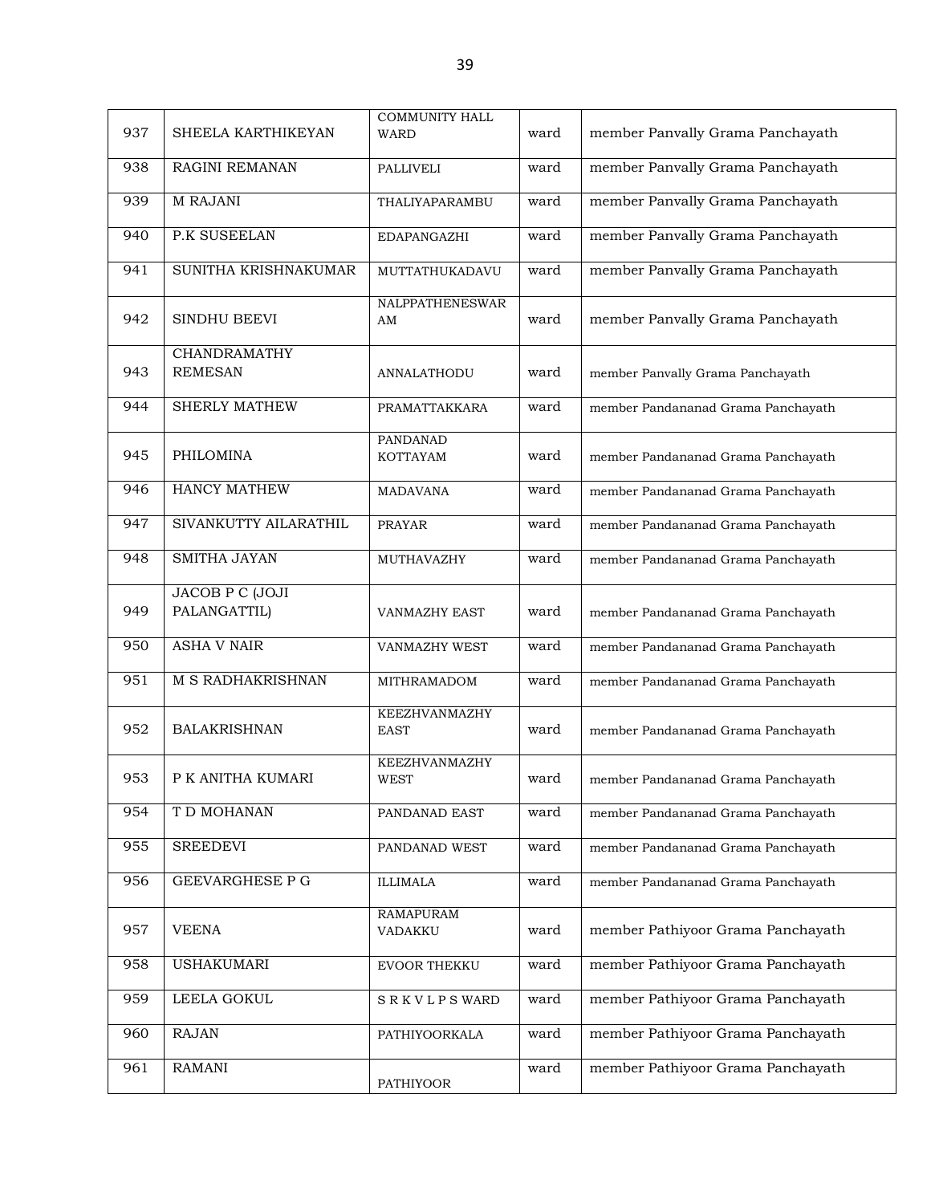| 937 | SHEELA KARTHIKEYAN | COMMUNITY HALL WARD | ward | member Panvally Grama Panchayath |
|---|---|---|---|---|
| 938 | RAGINI REMANAN | PALLIVELI | ward | member Panvally Grama Panchayath |
| 939 | M RAJANI | THALIYAPARAMBU | ward | member Panvally Grama Panchayath |
| 940 | P.K SUSEELAN | EDAPANGAZHI | ward | member Panvally Grama Panchayath |
| 941 | SUNITHA KRISHNAKUMAR | MUTTATHUKADAVU | ward | member Panvally Grama Panchayath |
| 942 | SINDHU BEEVI | NALPPATHENESWARAM | ward | member Panvally Grama Panchayath |
| 943 | CHANDRAMATHY REMESAN | ANNALATHODU | ward | member Panvally Grama Panchayath |
| 944 | SHERLY MATHEW | PRAMATTAKKARA | ward | member Pandananad Grama Panchayath |
| 945 | PHILOMINA | PANDANAD KOTTAYAM | ward | member Pandananad Grama Panchayath |
| 946 | HANCY MATHEW | MADAVANA | ward | member Pandananad Grama Panchayath |
| 947 | SIVANKUTTY AILARATHIL | PRAYAR | ward | member Pandananad Grama Panchayath |
| 948 | SMITHA JAYAN | MUTHAVAZHY | ward | member Pandananad Grama Panchayath |
| 949 | JACOB P C (JOJI PALANGATTIL) | VANMAZHY EAST | ward | member Pandananad Grama Panchayath |
| 950 | ASHA V NAIR | VANMAZHY WEST | ward | member Pandananad Grama Panchayath |
| 951 | M S RADHAKRISHNAN | MITHRAMADOM | ward | member Pandananad Grama Panchayath |
| 952 | BALAKRISHNAN | KEEZHVANMAZHY EAST | ward | member Pandananad Grama Panchayath |
| 953 | P K ANITHA KUMARI | KEEZHVANMAZHY WEST | ward | member Pandananad Grama Panchayath |
| 954 | T D MOHANAN | PANDANAD EAST | ward | member Pandananad Grama Panchayath |
| 955 | SREEDEVI | PANDANAD WEST | ward | member Pandananad Grama Panchayath |
| 956 | GEEVARGHESE P G | ILLIMALA | ward | member Pandananad Grama Panchayath |
| 957 | VEENA | RAMAPURAM VADAKKU | ward | member Pathiyoor Grama Panchayath |
| 958 | USHAKUMARI | EVOOR THEKKU | ward | member Pathiyoor Grama Panchayath |
| 959 | LEELA GOKUL | S R K V L P S WARD | ward | member Pathiyoor Grama Panchayath |
| 960 | RAJAN | PATHIYOORKALA | ward | member Pathiyoor Grama Panchayath |
| 961 | RAMANI | PATHIYOOR | ward | member Pathiyoor Grama Panchayath |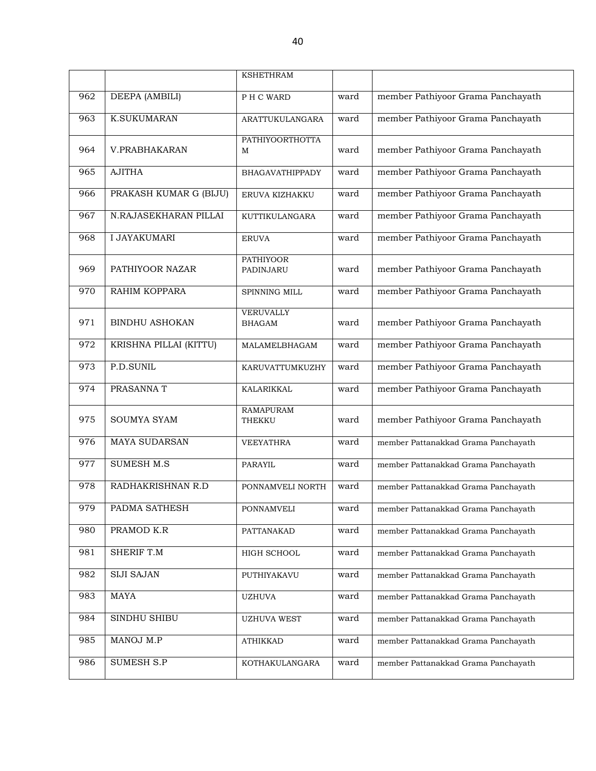| | | KSHETHRAM | | |
|---|---|---|---|---|
| 962 | DEEPA (AMBILI) | P H C WARD | ward | member Pathiyoor Grama Panchayath |
| 963 | K.SUKUMARAN | ARATTUKULANGARA | ward | member Pathiyoor Grama Panchayath |
| 964 | V.PRABHAKARAN | PATHIYOORTHOTTAM | ward | member Pathiyoor Grama Panchayath |
| 965 | AJITHA | BHAGAVATHIPPADY | ward | member Pathiyoor Grama Panchayath |
| 966 | PRAKASH KUMAR G (BIJU) | ERUVA KIZHAKKU | ward | member Pathiyoor Grama Panchayath |
| 967 | N.RAJASEKHARAN PILLAI | KUTTIKULANGARA | ward | member Pathiyoor Grama Panchayath |
| 968 | I JAYAKUMARI | ERUVA | ward | member Pathiyoor Grama Panchayath |
| 969 | PATHIYOOR NAZAR | PATHIYOOR PADINJARU | ward | member Pathiyoor Grama Panchayath |
| 970 | RAHIM KOPPARA | SPINNING MILL | ward | member Pathiyoor Grama Panchayath |
| 971 | BINDHU ASHOKAN | VERUVALLY BHAGAM | ward | member Pathiyoor Grama Panchayath |
| 972 | KRISHNA PILLAI (KITTU) | MALAMELBHAGAM | ward | member Pathiyoor Grama Panchayath |
| 973 | P.D.SUNIL | KARUVATTUMKUZHY | ward | member Pathiyoor Grama Panchayath |
| 974 | PRASANNA T | KALARIKKAL | ward | member Pathiyoor Grama Panchayath |
| 975 | SOUMYA SYAM | RAMAPURAM THEKKU | ward | member Pathiyoor Grama Panchayath |
| 976 | MAYA SUDARSAN | VEEYATHRA | ward | member Pattanakkad Grama Panchayath |
| 977 | SUMESH M.S | PARAYIL | ward | member Pattanakkad Grama Panchayath |
| 978 | RADHAKRISHNAN R.D | PONNAMVELI NORTH | ward | member Pattanakkad Grama Panchayath |
| 979 | PADMA SATHESH | PONNAMVELI | ward | member Pattanakkad Grama Panchayath |
| 980 | PRAMOD K.R | PATTANAKAD | ward | member Pattanakkad Grama Panchayath |
| 981 | SHERIF T.M | HIGH SCHOOL | ward | member Pattanakkad Grama Panchayath |
| 982 | SIJI SAJAN | PUTHIYAKAVU | ward | member Pattanakkad Grama Panchayath |
| 983 | MAYA | UZHUVA | ward | member Pattanakkad Grama Panchayath |
| 984 | SINDHU SHIBU | UZHUVA WEST | ward | member Pattanakkad Grama Panchayath |
| 985 | MANOJ M.P | ATHIKKAD | ward | member Pattanakkad Grama Panchayath |
| 986 | SUMESH S.P | KOTHAKULANGARA | ward | member Pattanakkad Grama Panchayath |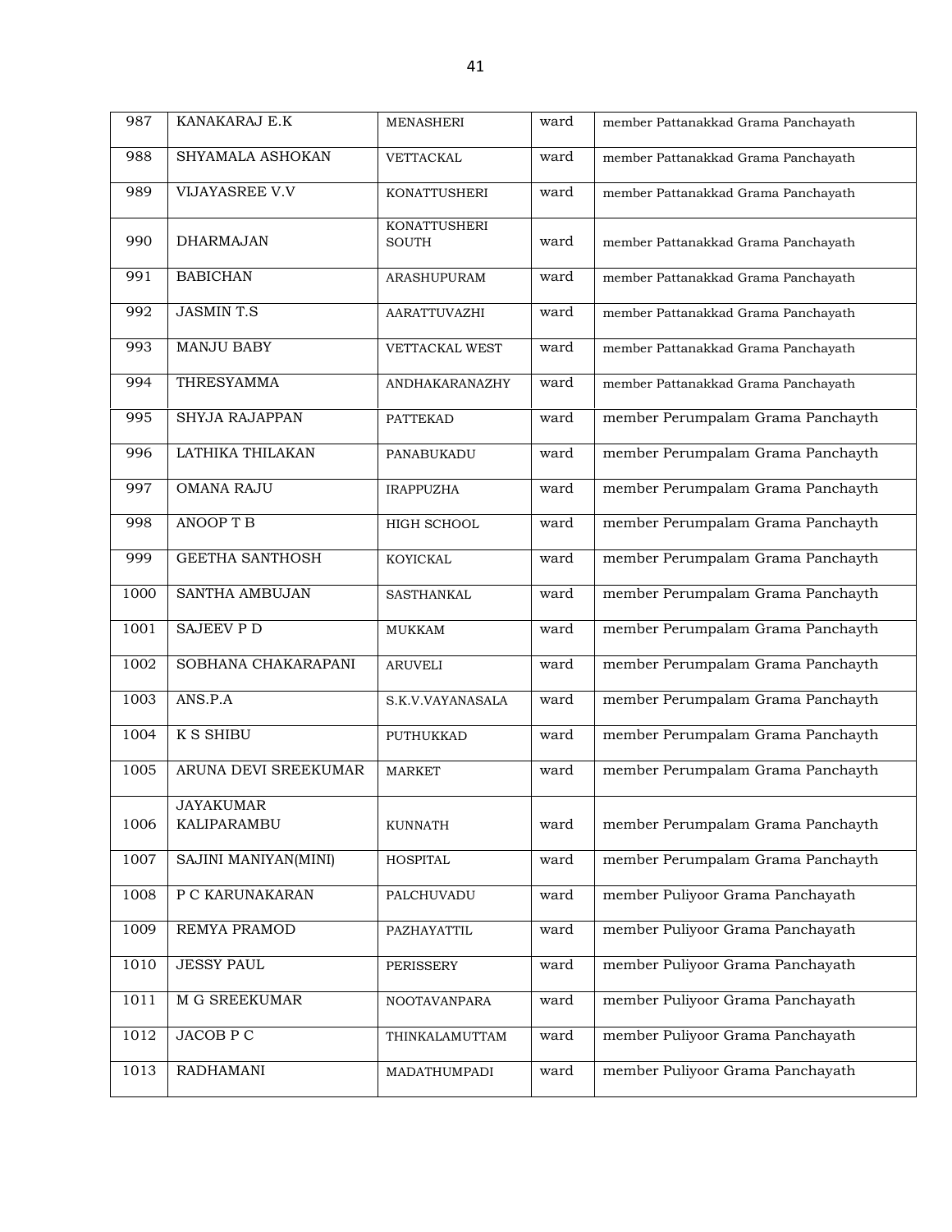| 987 | KANAKARAJ E.K | MENASHERI | ward | member Pattanakkad Grama Panchayath |
|---|---|---|---|---|
| 988 | SHYAMALA ASHOKAN | VETTACKAL | ward | member Pattanakkad Grama Panchayath |
| 989 | VIJAYASREE V.V | KONATTUSHERI | ward | member Pattanakkad Grama Panchayath |
| 990 | DHARMAJAN | KONATTUSHERI SOUTH | ward | member Pattanakkad Grama Panchayath |
| 991 | BABICHAN | ARASHUPURAM | ward | member Pattanakkad Grama Panchayath |
| 992 | JASMIN T.S | AARATTUVAZHI | ward | member Pattanakkad Grama Panchayath |
| 993 | MANJU BABY | VETTACKAL WEST | ward | member Pattanakkad Grama Panchayath |
| 994 | THRESYAMMA | ANDHAKARANAZHY | ward | member Pattanakkad Grama Panchayath |
| 995 | SHYJA RAJAPPAN | PATTEKAD | ward | member Perumpalam Grama Panchayth |
| 996 | LATHIKA THILAKAN | PANABUKADU | ward | member Perumpalam Grama Panchayth |
| 997 | OMANA RAJU | IRAPPUZHA | ward | member Perumpalam Grama Panchayth |
| 998 | ANOOP T B | HIGH SCHOOL | ward | member Perumpalam Grama Panchayth |
| 999 | GEETHA SANTHOSH | KOYICKAL | ward | member Perumpalam Grama Panchayth |
| 1000 | SANTHA AMBUJAN | SASTHANKAL | ward | member Perumpalam Grama Panchayth |
| 1001 | SAJEEV P D | MUKKAM | ward | member Perumpalam Grama Panchayth |
| 1002 | SOBHANA CHAKARAPANI | ARUVELI | ward | member Perumpalam Grama Panchayth |
| 1003 | ANS.P.A | S.K.V.VAYANASALA | ward | member Perumpalam Grama Panchayth |
| 1004 | K S SHIBU | PUTHUKKAD | ward | member Perumpalam Grama Panchayth |
| 1005 | ARUNA DEVI SREEKUMAR | MARKET | ward | member Perumpalam Grama Panchayth |
| 1006 | JAYAKUMAR KALIPARAMBU | KUNNATH | ward | member Perumpalam Grama Panchayth |
| 1007 | SAJINI MANIYAN(MINI) | HOSPITAL | ward | member Perumpalam Grama Panchayth |
| 1008 | P C KARUNAKARAN | PALCHUVADU | ward | member Puliyoor Grama Panchayath |
| 1009 | REMYA PRAMOD | PAZHAYATTIL | ward | member Puliyoor Grama Panchayath |
| 1010 | JESSY PAUL | PERISSERY | ward | member Puliyoor Grama Panchayath |
| 1011 | M G SREEKUMAR | NOOTAVANPARA | ward | member Puliyoor Grama Panchayath |
| 1012 | JACOB P C | THINKALAMUTTAM | ward | member Puliyoor Grama Panchayath |
| 1013 | RADHAMANI | MADATHUMPADI | ward | member Puliyoor Grama Panchayath |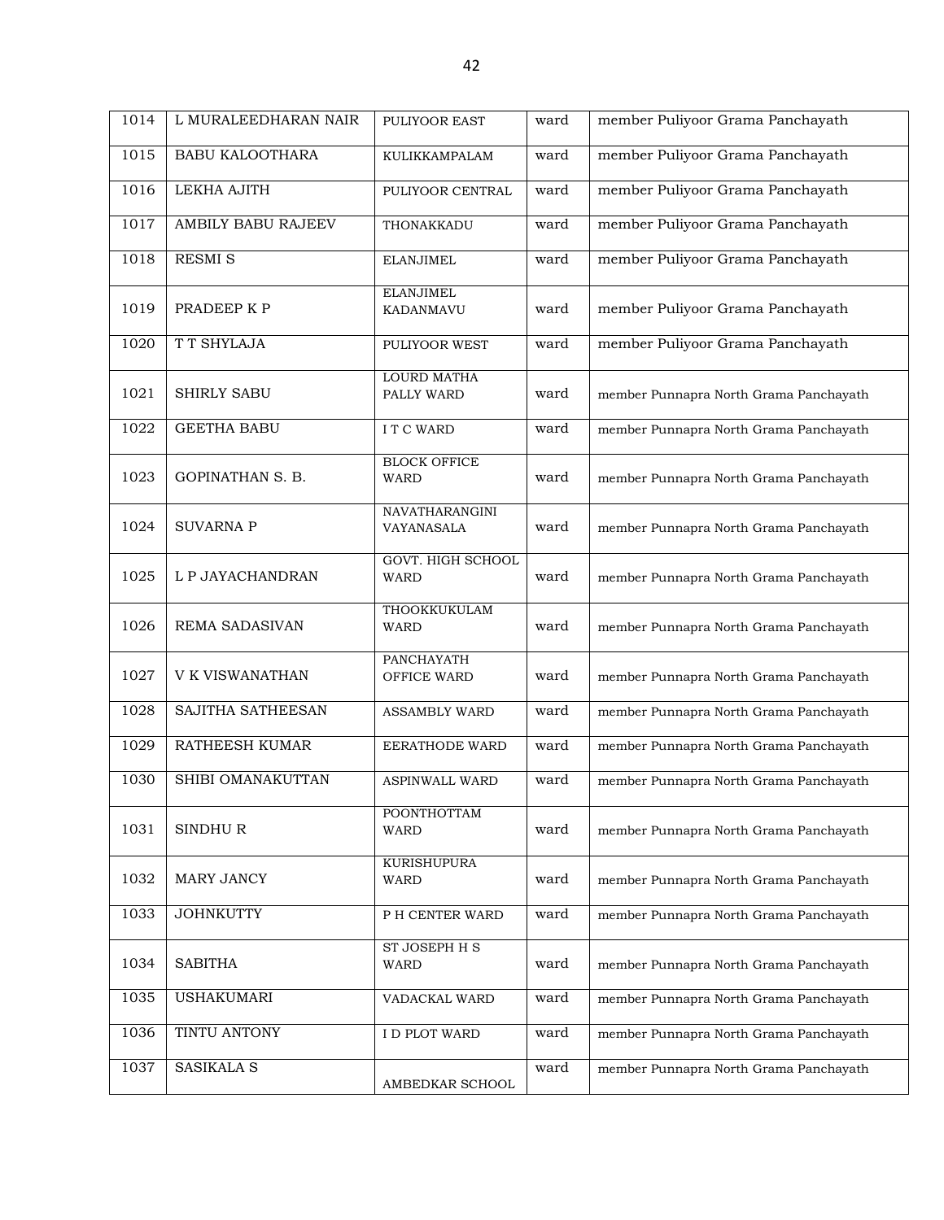| 1014 | L MURALEEDHARAN NAIR | PULIYOOR EAST | ward | member Puliyoor Grama Panchayath |
|---|---|---|---|---|
| 1015 | BABU KALOOTHARA | KULIKKAMPALAM | ward | member Puliyoor Grama Panchayath |
| 1016 | LEKHA AJITH | PULIYOOR CENTRAL | ward | member Puliyoor Grama Panchayath |
| 1017 | AMBILY BABU RAJEEV | THONAKKADU | ward | member Puliyoor Grama Panchayath |
| 1018 | RESMI S | ELANJIMEL | ward | member Puliyoor Grama Panchayath |
| 1019 | PRADEEP K P | ELANJIMEL KADANMAVU | ward | member Puliyoor Grama Panchayath |
| 1020 | T T SHYLAJA | PULIYOOR WEST | ward | member Puliyoor Grama Panchayath |
| 1021 | SHIRLY SABU | LOURD MATHA PALLY WARD | ward | member Punnapra North Grama Panchayath |
| 1022 | GEETHA BABU | I T C WARD | ward | member Punnapra North Grama Panchayath |
| 1023 | GOPINATHAN S. B. | BLOCK OFFICE WARD | ward | member Punnapra North Grama Panchayath |
| 1024 | SUVARNA P | NAVATHARANGINI VAYANASALA | ward | member Punnapra North Grama Panchayath |
| 1025 | L P JAYACHANDRAN | GOVT. HIGH SCHOOL WARD | ward | member Punnapra North Grama Panchayath |
| 1026 | REMA SADASIVAN | THOOKKUKULAM WARD | ward | member Punnapra North Grama Panchayath |
| 1027 | V K VISWANATHAN | PANCHAYATH OFFICE WARD | ward | member Punnapra North Grama Panchayath |
| 1028 | SAJITHA SATHEESAN | ASSAMBLY WARD | ward | member Punnapra North Grama Panchayath |
| 1029 | RATHEESH KUMAR | EERATHODE WARD | ward | member Punnapra North Grama Panchayath |
| 1030 | SHIBI OMANAKUTTAN | ASPINWALL WARD | ward | member Punnapra North Grama Panchayath |
| 1031 | SINDHU R | POONTHOTTAM WARD | ward | member Punnapra North Grama Panchayath |
| 1032 | MARY JANCY | KURISHUPURA WARD | ward | member Punnapra North Grama Panchayath |
| 1033 | JOHNKUTTY | P H CENTER WARD | ward | member Punnapra North Grama Panchayath |
| 1034 | SABITHA | ST JOSEPH H S WARD | ward | member Punnapra North Grama Panchayath |
| 1035 | USHAKUMARI | VADACKAL WARD | ward | member Punnapra North Grama Panchayath |
| 1036 | TINTU ANTONY | I D PLOT WARD | ward | member Punnapra North Grama Panchayath |
| 1037 | SASIKALA S | AMBEDKAR SCHOOL | ward | member Punnapra North Grama Panchayath |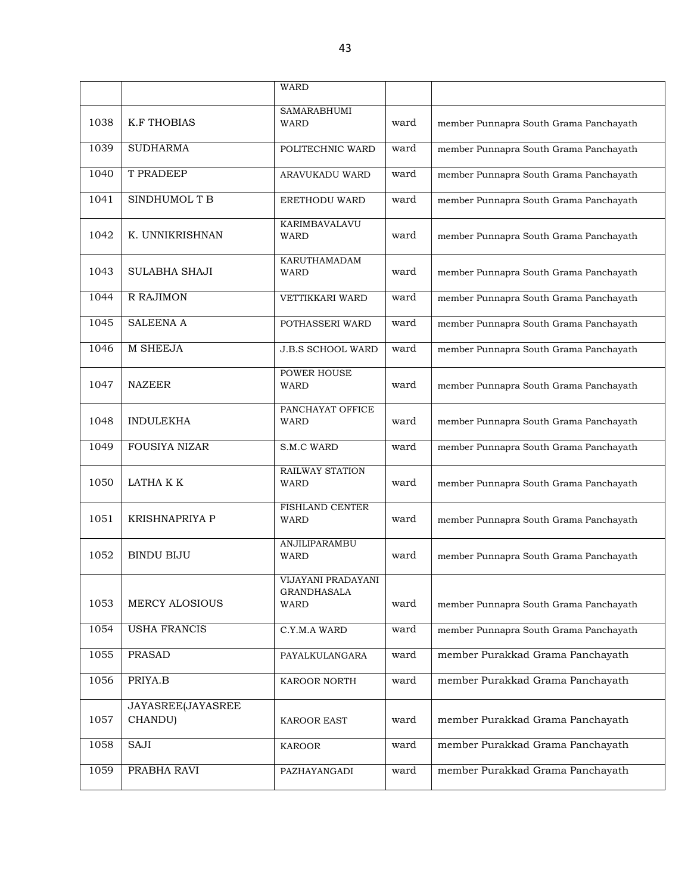|  |  | WARD |  |  |
|---|---|---|---|---|
| 1038 | K.F THOBIAS | SAMARABHUMI WARD | ward | member Punnapra South Grama Panchayath |
| 1039 | SUDHARMA | POLITECHNIC WARD | ward | member Punnapra South Grama Panchayath |
| 1040 | T PRADEEP | ARAVUKADU WARD | ward | member Punnapra South Grama Panchayath |
| 1041 | SINDHUMOL T B | ERETHODU WARD | ward | member Punnapra South Grama Panchayath |
| 1042 | K. UNNIKRISHNAN | KARIMBAVALAVU WARD | ward | member Punnapra South Grama Panchayath |
| 1043 | SULABHA SHAJI | KARUTHAMADAM WARD | ward | member Punnapra South Grama Panchayath |
| 1044 | R RAJIMON | VETTIKKARI WARD | ward | member Punnapra South Grama Panchayath |
| 1045 | SALEENA A | POTHASSERI WARD | ward | member Punnapra South Grama Panchayath |
| 1046 | M SHEEJA | J.B.S SCHOOL WARD | ward | member Punnapra South Grama Panchayath |
| 1047 | NAZEER | POWER HOUSE WARD | ward | member Punnapra South Grama Panchayath |
| 1048 | INDULEKHA | PANCHAYAT OFFICE WARD | ward | member Punnapra South Grama Panchayath |
| 1049 | FOUSIYA NIZAR | S.M.C WARD | ward | member Punnapra South Grama Panchayath |
| 1050 | LATHA K K | RAILWAY STATION WARD | ward | member Punnapra South Grama Panchayath |
| 1051 | KRISHNAPRIYA P | FISHLAND CENTER WARD | ward | member Punnapra South Grama Panchayath |
| 1052 | BINDU BIJU | ANJILIPARAMBU WARD | ward | member Punnapra South Grama Panchayath |
| 1053 | MERCY ALOSIOUS | VIJAYANI PRADAYANI GRANDHASALA WARD | ward | member Punnapra South Grama Panchayath |
| 1054 | USHA FRANCIS | C.Y.M.A WARD | ward | member Punnapra South Grama Panchayath |
| 1055 | PRASAD | PAYALKULANGARA | ward | member Purakkad Grama Panchayath |
| 1056 | PRIYA.B | KAROOR NORTH | ward | member Purakkad Grama Panchayath |
| 1057 | JAYASREE(JAYASREE CHANDU) | KAROOR EAST | ward | member Purakkad Grama Panchayath |
| 1058 | SAJI | KAROOR | ward | member Purakkad Grama Panchayath |
| 1059 | PRABHA RAVI | PAZHAYANGADI | ward | member Purakkad Grama Panchayath |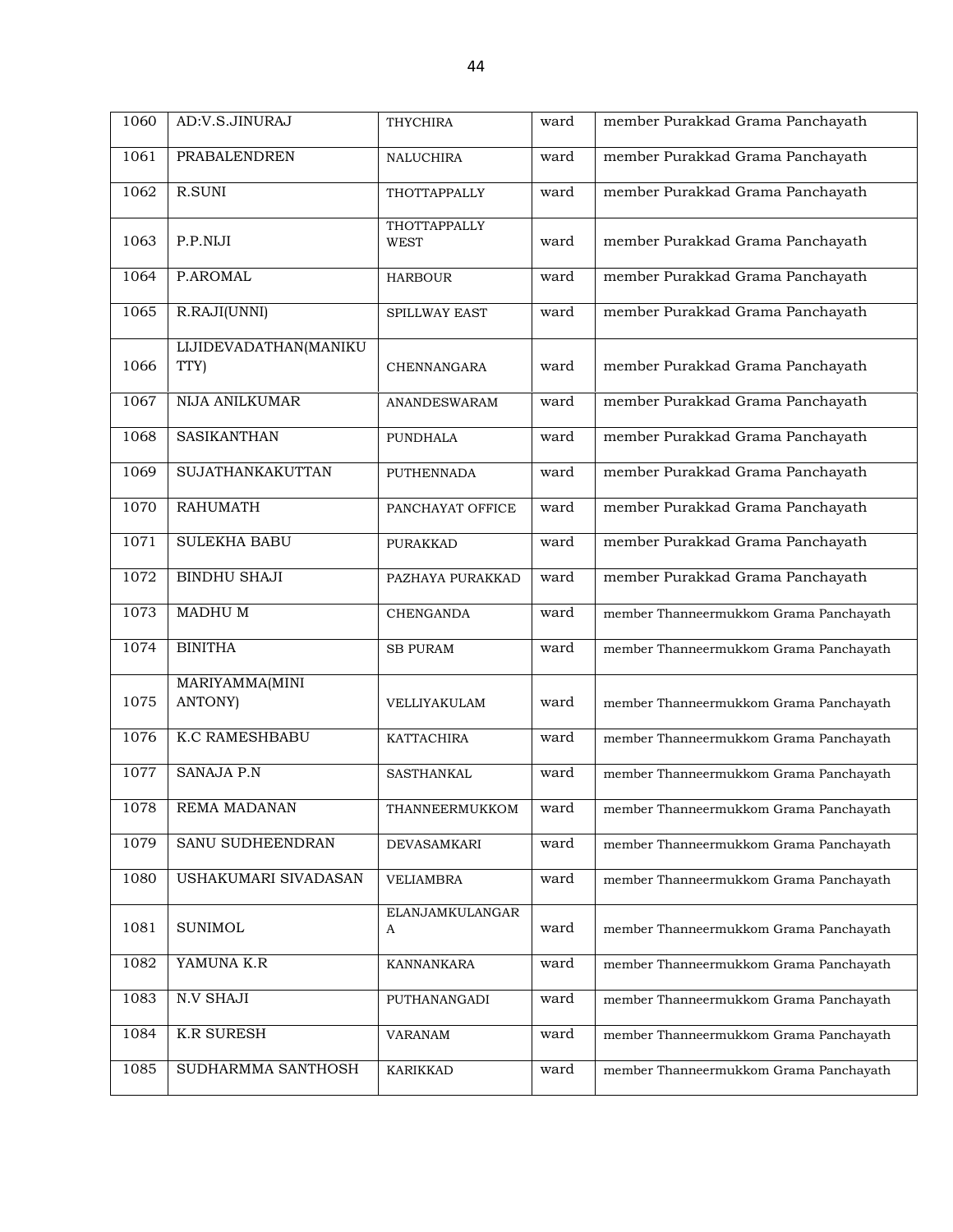| 1060 | AD:V.S.JINURAJ | THYCHIRA | ward | member Purakkad Grama Panchayath |
|---|---|---|---|---|
| 1061 | PRABALENDREN | NALUCHIRA | ward | member Purakkad Grama Panchayath |
| 1062 | R.SUNI | THOTTAPPALLY | ward | member Purakkad Grama Panchayath |
| 1063 | P.P.NIJI | THOTTAPPALLY WEST | ward | member Purakkad Grama Panchayath |
| 1064 | P.AROMAL | HARBOUR | ward | member Purakkad Grama Panchayath |
| 1065 | R.RAJI(UNNI) | SPILLWAY EAST | ward | member Purakkad Grama Panchayath |
| 1066 | LIJIDEVADATHAN(MANIKUTTY) | CHENNANGARA | ward | member Purakkad Grama Panchayath |
| 1067 | NIJA ANILKUMAR | ANANDESWARAM | ward | member Purakkad Grama Panchayath |
| 1068 | SASIKANTHAN | PUNDHALA | ward | member Purakkad Grama Panchayath |
| 1069 | SUJATHANKAKUTTAN | PUTHENNADA | ward | member Purakkad Grama Panchayath |
| 1070 | RAHUMATH | PANCHAYAT OFFICE | ward | member Purakkad Grama Panchayath |
| 1071 | SULEKHA BABU | PURAKKAD | ward | member Purakkad Grama Panchayath |
| 1072 | BINDHU SHAJI | PAZHAYA PURAKKAD | ward | member Purakkad Grama Panchayath |
| 1073 | MADHU M | CHENGANDA | ward | member Thanneermukkom Grama Panchayath |
| 1074 | BINITHA | SB PURAM | ward | member Thanneermukkom Grama Panchayath |
| 1075 | MARIYAMMA(MINI ANTONY) | VELLIYAKULAM | ward | member Thanneermukkom Grama Panchayath |
| 1076 | K.C RAMESHBABU | KATTACHIRA | ward | member Thanneermukkom Grama Panchayath |
| 1077 | SANAJA P.N | SASTHANKAL | ward | member Thanneermukkom Grama Panchayath |
| 1078 | REMA MADANAN | THANNEERMUKKOM | ward | member Thanneermukkom Grama Panchayath |
| 1079 | SANU SUDHEENDRAN | DEVASAMKARI | ward | member Thanneermukkom Grama Panchayath |
| 1080 | USHAKUMARI SIVADASAN | VELIAMBRA | ward | member Thanneermukkom Grama Panchayath |
| 1081 | SUNIMOL | ELANJAMKULANGARA | ward | member Thanneermukkom Grama Panchayath |
| 1082 | YAMUNA K.R | KANNANKARA | ward | member Thanneermukkom Grama Panchayath |
| 1083 | N.V SHAJI | PUTHANANGADI | ward | member Thanneermukkom Grama Panchayath |
| 1084 | K.R SURESH | VARANAM | ward | member Thanneermukkom Grama Panchayath |
| 1085 | SUDHARMMA SANTHOSH | KARIKKAD | ward | member Thanneermukkom Grama Panchayath |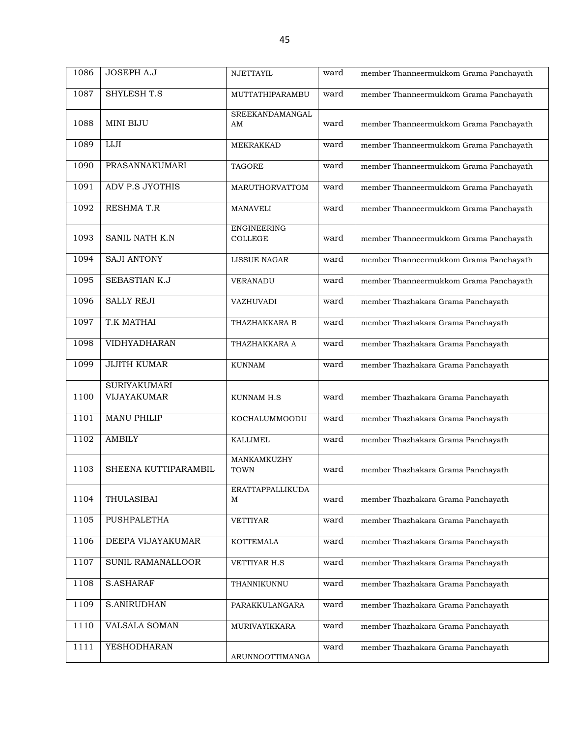| 1086 | JOSEPH A.J | NJETTAYIL | ward | member Thanneermukkom Grama Panchayath |
|---|---|---|---|---|
| 1087 | SHYLESH T.S | MUTTATHIPARAMBU | ward | member Thanneermukkom Grama Panchayath |
| 1088 | MINI BIJU | SREEKANDAMANGALAM | ward | member Thanneermukkom Grama Panchayath |
| 1089 | LIJI | MEKRAKKAD | ward | member Thanneermukkom Grama Panchayath |
| 1090 | PRASANNAKUMARI | TAGORE | ward | member Thanneermukkom Grama Panchayath |
| 1091 | ADV P.S JYOTHIS | MARUTHORVATTOM | ward | member Thanneermukkom Grama Panchayath |
| 1092 | RESHMA T.R | MANAVELI | ward | member Thanneermukkom Grama Panchayath |
| 1093 | SANIL NATH K.N | ENGINEERING COLLEGE | ward | member Thanneermukkom Grama Panchayath |
| 1094 | SAJI ANTONY | LISSUE NAGAR | ward | member Thanneermukkom Grama Panchayath |
| 1095 | SEBASTIAN K.J | VERANADU | ward | member Thanneermukkom Grama Panchayath |
| 1096 | SALLY REJI | VAZHUVADI | ward | member Thazhakara Grama Panchayath |
| 1097 | T.K MATHAI | THAZHAKKARA B | ward | member Thazhakara Grama Panchayath |
| 1098 | VIDHYADHARAN | THAZHAKKARA A | ward | member Thazhakara Grama Panchayath |
| 1099 | JIJITH KUMAR | KUNNAM | ward | member Thazhakara Grama Panchayath |
| 1100 | SURIYAKUMARI VIJAYAKUMAR | KUNNAM H.S | ward | member Thazhakara Grama Panchayath |
| 1101 | MANU PHILIP | KOCHALUMMOODU | ward | member Thazhakara Grama Panchayath |
| 1102 | AMBILY | KALLIMEL | ward | member Thazhakara Grama Panchayath |
| 1103 | SHEENA KUTTIPARAMBIL | MANKAMKUZHY TOWN | ward | member Thazhakara Grama Panchayath |
| 1104 | THULASIBAI | ERATTAPPALLIKUDAM | ward | member Thazhakara Grama Panchayath |
| 1105 | PUSHPALETHA | VETTIYAR | ward | member Thazhakara Grama Panchayath |
| 1106 | DEEPA VIJAYAKUMAR | KOTTEMALA | ward | member Thazhakara Grama Panchayath |
| 1107 | SUNIL RAMANALLOOR | VETTIYAR H.S | ward | member Thazhakara Grama Panchayath |
| 1108 | S.ASHARAF | THANNIKUNNU | ward | member Thazhakara Grama Panchayath |
| 1109 | S.ANIRUDHAN | PARAKKULANGARA | ward | member Thazhakara Grama Panchayath |
| 1110 | VALSALA SOMAN | MURIVAYIKKARA | ward | member Thazhakara Grama Panchayath |
| 1111 | YESHODHARAN | ARUNNOOTTIMANGA | ward | member Thazhakara Grama Panchayath |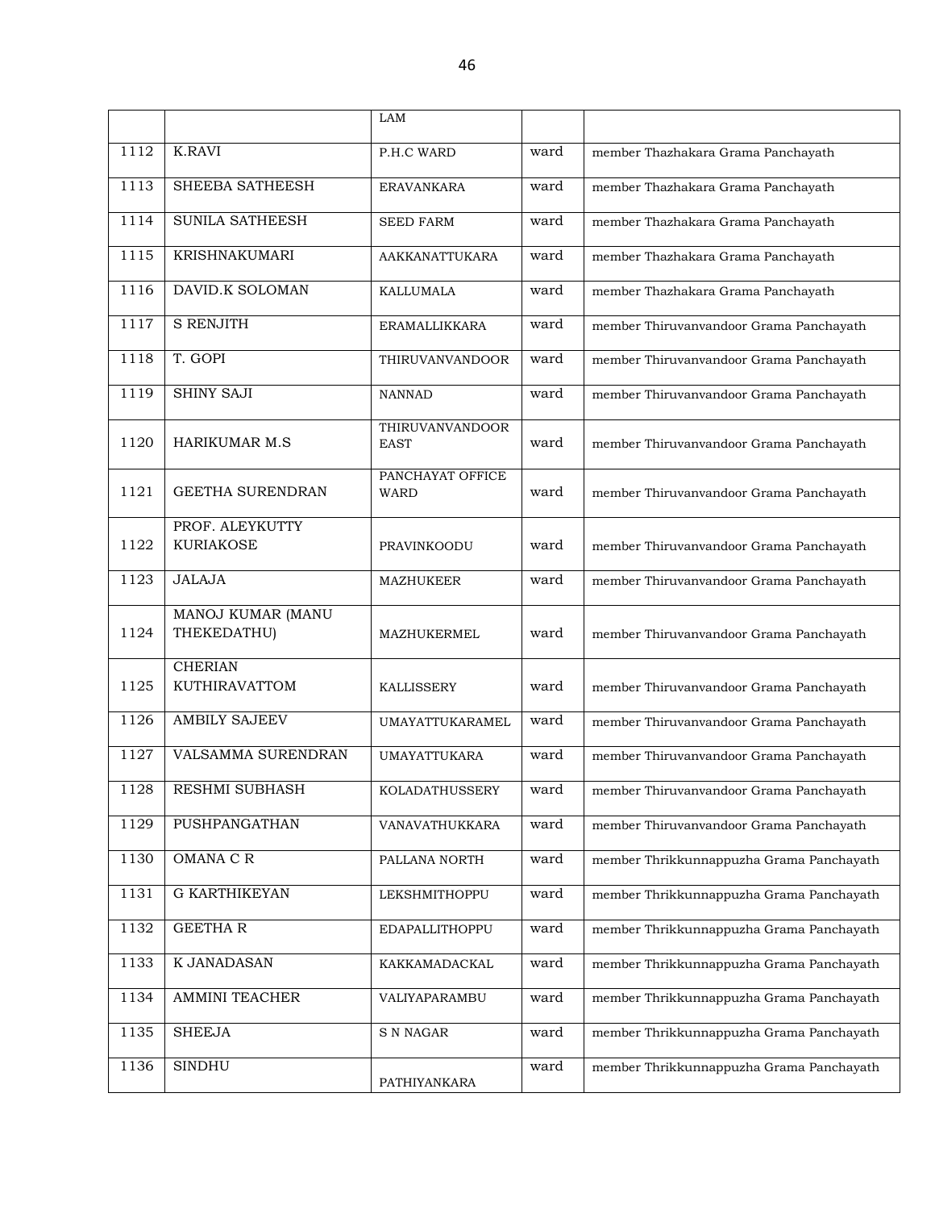| | | LAM | | |
|---|---|---|---|---|
| 1112 | K.RAVI | P.H.C WARD | ward | member Thazhakara Grama Panchayath |
| 1113 | SHEEBA SATHEESH | ERAVANKARA | ward | member Thazhakara Grama Panchayath |
| 1114 | SUNILA SATHEESH | SEED FARM | ward | member Thazhakara Grama Panchayath |
| 1115 | KRISHNAKUMARI | AAKKANATTUKARA | ward | member Thazhakara Grama Panchayath |
| 1116 | DAVID.K SOLOMAN | KALLUMALA | ward | member Thazhakara Grama Panchayath |
| 1117 | S RENJITH | ERAMALLIKKARA | ward | member Thiruvanvandoor Grama Panchayath |
| 1118 | T. GOPI | THIRUVANVANDOOR | ward | member Thiruvanvandoor Grama Panchayath |
| 1119 | SHINY SAJI | NANNAD | ward | member Thiruvanvandoor Grama Panchayath |
| 1120 | HARIKUMAR M.S | THIRUVANVANDOOR EAST | ward | member Thiruvanvandoor Grama Panchayath |
| 1121 | GEETHA SURENDRAN | PANCHAYAT OFFICE WARD | ward | member Thiruvanvandoor Grama Panchayath |
| 1122 | PROF. ALEYKUTTY KURIAKOSE | PRAVINKOODU | ward | member Thiruvanvandoor Grama Panchayath |
| 1123 | JALAJA | MAZHUKEER | ward | member Thiruvanvandoor Grama Panchayath |
| 1124 | MANOJ KUMAR (MANU THEKEDATHU) | MAZHUKERMEL | ward | member Thiruvanvandoor Grama Panchayath |
| 1125 | CHERIAN KUTHIRAVATTOM | KALLISSERY | ward | member Thiruvanvandoor Grama Panchayath |
| 1126 | AMBILY SAJEEV | UMAYATTUKARAMEL | ward | member Thiruvanvandoor Grama Panchayath |
| 1127 | VALSAMMA SURENDRAN | UMAYATTUKARA | ward | member Thiruvanvandoor Grama Panchayath |
| 1128 | RESHMI SUBHASH | KOLADATHUSSERY | ward | member Thiruvanvandoor Grama Panchayath |
| 1129 | PUSHPANGATHAN | VANAVATHUKKARA | ward | member Thiruvanvandoor Grama Panchayath |
| 1130 | OMANA C R | PALLANA NORTH | ward | member Thrikkunnappuzha Grama Panchayath |
| 1131 | G KARTHIKEYAN | LEKSHMITHOPPU | ward | member Thrikkunnappuzha Grama Panchayath |
| 1132 | GEETHA R | EDAPALLITHOPPU | ward | member Thrikkunnappuzha Grama Panchayath |
| 1133 | K JANADASAN | KAKKAMADACKAL | ward | member Thrikkunnappuzha Grama Panchayath |
| 1134 | AMMINI TEACHER | VALIYAPARAMBU | ward | member Thrikkunnappuzha Grama Panchayath |
| 1135 | SHEEJA | S N NAGAR | ward | member Thrikkunnappuzha Grama Panchayath |
| 1136 | SINDHU | PATHIYANKARA | ward | member Thrikkunnappuzha Grama Panchayath |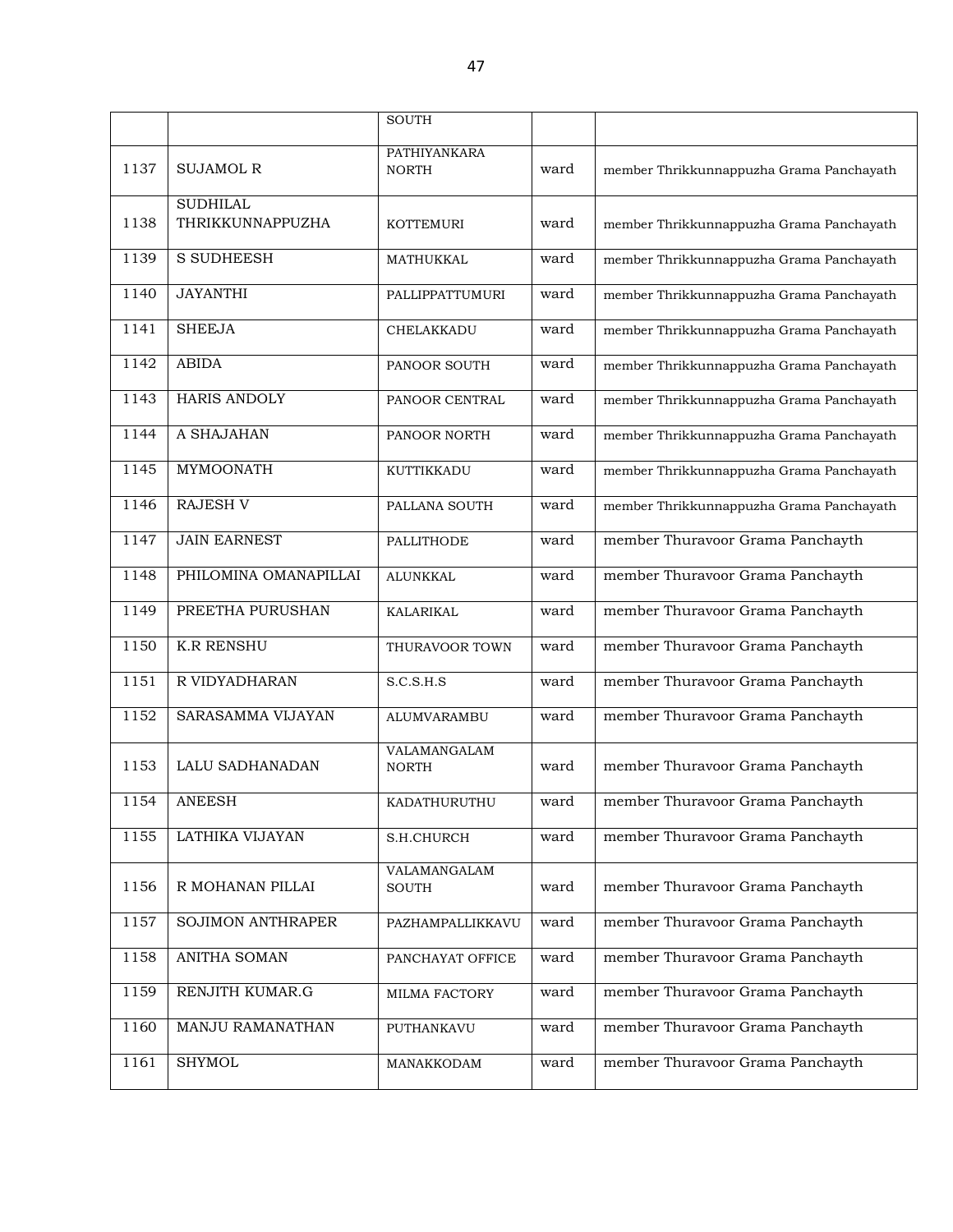| | | | | |
|---|---|---|---|---|
| | | SOUTH | | |
| 1137 | SUJAMOL R | PATHIYANKARA NORTH | ward | member Thrikkunnappuzha Grama Panchayath |
| 1138 | SUDHILAL THRIKKUNNAPPUZHA | KOTTEMURI | ward | member Thrikkunnappuzha Grama Panchayath |
| 1139 | S SUDHEESH | MATHUKKAL | ward | member Thrikkunnappuzha Grama Panchayath |
| 1140 | JAYANTHI | PALLIPPATTUMURI | ward | member Thrikkunnappuzha Grama Panchayath |
| 1141 | SHEEJA | CHELAKKADU | ward | member Thrikkunnappuzha Grama Panchayath |
| 1142 | ABIDA | PANOOR SOUTH | ward | member Thrikkunnappuzha Grama Panchayath |
| 1143 | HARIS ANDOLY | PANOOR CENTRAL | ward | member Thrikkunnappuzha Grama Panchayath |
| 1144 | A SHAJAHAN | PANOOR NORTH | ward | member Thrikkunnappuzha Grama Panchayath |
| 1145 | MYMOONATH | KUTTIKKADU | ward | member Thrikkunnappuzha Grama Panchayath |
| 1146 | RAJESH V | PALLANA SOUTH | ward | member Thrikkunnappuzha Grama Panchayath |
| 1147 | JAIN EARNEST | PALLITHODE | ward | member Thuravoor Grama Panchayth |
| 1148 | PHILOMINA OMANAPILLAI | ALUNKKAL | ward | member Thuravoor Grama Panchayth |
| 1149 | PREETHA PURUSHAN | KALARIKAL | ward | member Thuravoor Grama Panchayth |
| 1150 | K.R RENSHU | THURAVOOR TOWN | ward | member Thuravoor Grama Panchayth |
| 1151 | R VIDYADHARAN | S.C.S.H.S | ward | member Thuravoor Grama Panchayth |
| 1152 | SARASAMMA VIJAYAN | ALUMVARAMBU | ward | member Thuravoor Grama Panchayth |
| 1153 | LALU SADHANADAN | VALAMANGALAM NORTH | ward | member Thuravoor Grama Panchayth |
| 1154 | ANEESH | KADATHURUTHU | ward | member Thuravoor Grama Panchayth |
| 1155 | LATHIKA VIJAYAN | S.H.CHURCH | ward | member Thuravoor Grama Panchayth |
| 1156 | R MOHANAN PILLAI | VALAMANGALAM SOUTH | ward | member Thuravoor Grama Panchayth |
| 1157 | SOJIMON ANTHRAPER | PAZHAMPALLIKKAVU | ward | member Thuravoor Grama Panchayth |
| 1158 | ANITHA SOMAN | PANCHAYAT OFFICE | ward | member Thuravoor Grama Panchayth |
| 1159 | RENJITH KUMAR.G | MILMA FACTORY | ward | member Thuravoor Grama Panchayth |
| 1160 | MANJU RAMANATHAN | PUTHANKAVU | ward | member Thuravoor Grama Panchayth |
| 1161 | SHYMOL | MANAKKODAM | ward | member Thuravoor Grama Panchayth |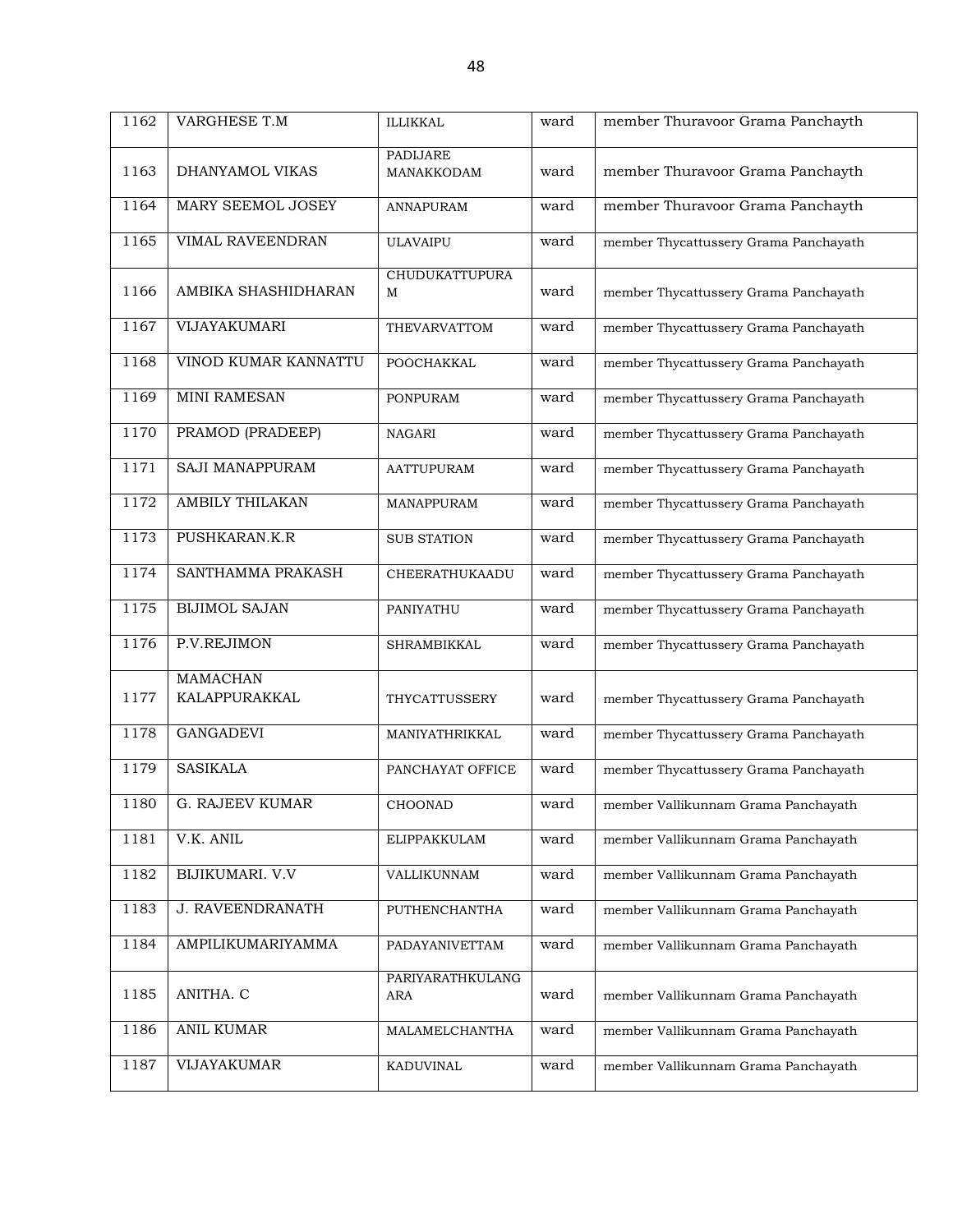| 1162 | VARGHESE T.M | ILLIKKAL | ward | member Thuravoor Grama Panchayth |
|---|---|---|---|---|
| 1163 | DHANYAMOL VIKAS | PADIJARE MANAKKODAM | ward | member Thuravoor Grama Panchayth |
| 1164 | MARY SEEMOL JOSEY | ANNAPURAM | ward | member Thuravoor Grama Panchayth |
| 1165 | VIMAL RAVEENDRAN | ULAVAIPU | ward | member Thycattussery Grama Panchayath |
| 1166 | AMBIKA SHASHIDHARAN | CHUDUKATTUPURAM | ward | member Thycattussery Grama Panchayath |
| 1167 | VIJAYAKUMARI | THEVARVATTOM | ward | member Thycattussery Grama Panchayath |
| 1168 | VINOD KUMAR KANNATTU | POOCHAKKAL | ward | member Thycattussery Grama Panchayath |
| 1169 | MINI RAMESAN | PONPURAM | ward | member Thycattussery Grama Panchayath |
| 1170 | PRAMOD (PRADEEP) | NAGARI | ward | member Thycattussery Grama Panchayath |
| 1171 | SAJI MANAPPURAM | AATTUPURAM | ward | member Thycattussery Grama Panchayath |
| 1172 | AMBILY THILAKAN | MANAPPURAM | ward | member Thycattussery Grama Panchayath |
| 1173 | PUSHKARAN.K.R | SUB STATION | ward | member Thycattussery Grama Panchayath |
| 1174 | SANTHAMMA PRAKASH | CHEERATHUKAADU | ward | member Thycattussery Grama Panchayath |
| 1175 | BIJIMOL SAJAN | PANIYATHU | ward | member Thycattussery Grama Panchayath |
| 1176 | P.V.REJIMON | SHRAMBIKKAL | ward | member Thycattussery Grama Panchayath |
| 1177 | MAMACHAN KALAPPURAKKAL | THYCATTUSSERY | ward | member Thycattussery Grama Panchayath |
| 1178 | GANGADEVI | MANIYATHRIKKAL | ward | member Thycattussery Grama Panchayath |
| 1179 | SASIKALA | PANCHAYAT OFFICE | ward | member Thycattussery Grama Panchayath |
| 1180 | G. RAJEEV KUMAR | CHOONAD | ward | member Vallikunnam Grama Panchayath |
| 1181 | V.K. ANIL | ELIPPAKKULAM | ward | member Vallikunnam Grama Panchayath |
| 1182 | BIJIKUMARI. V.V | VALLIKUNNAM | ward | member Vallikunnam Grama Panchayath |
| 1183 | J. RAVEENDRANATH | PUTHENCHANTHA | ward | member Vallikunnam Grama Panchayath |
| 1184 | AMPILIKUMARIYAMMA | PADAYANIVETTAM | ward | member Vallikunnam Grama Panchayath |
| 1185 | ANITHA. C | PARIYARATHKULANGARA | ward | member Vallikunnam Grama Panchayath |
| 1186 | ANIL KUMAR | MALAMELCHANTHA | ward | member Vallikunnam Grama Panchayath |
| 1187 | VIJAYAKUMAR | KADUVINAL | ward | member Vallikunnam Grama Panchayath |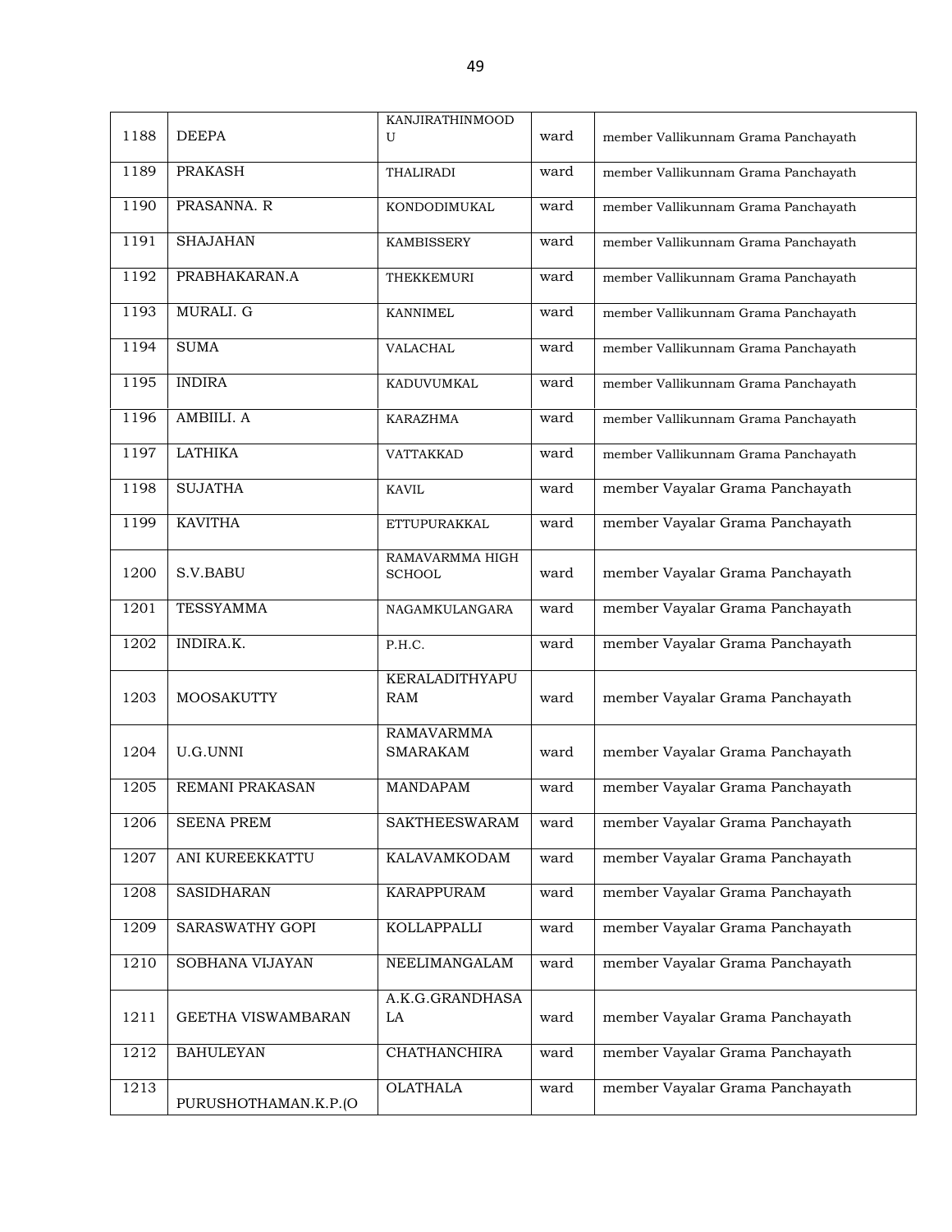| 1188 | DEEPA | KANJIRATHINMOODU | ward | member Vallikunnam Grama Panchayath |
|---|---|---|---|---|
| 1189 | PRAKASH | THALIRADI | ward | member Vallikunnam Grama Panchayath |
| 1190 | PRASANNA. R | KONDODIMUKAL | ward | member Vallikunnam Grama Panchayath |
| 1191 | SHAJAHAN | KAMBISSERY | ward | member Vallikunnam Grama Panchayath |
| 1192 | PRABHAKARAN.A | THEKKEMURI | ward | member Vallikunnam Grama Panchayath |
| 1193 | MURALI. G | KANNIMEL | ward | member Vallikunnam Grama Panchayath |
| 1194 | SUMA | VALACHAL | ward | member Vallikunnam Grama Panchayath |
| 1195 | INDIRA | KADUVUMKAL | ward | member Vallikunnam Grama Panchayath |
| 1196 | AMBIILI. A | KARAZHMA | ward | member Vallikunnam Grama Panchayath |
| 1197 | LATHIKA | VATTAKKAD | ward | member Vallikunnam Grama Panchayath |
| 1198 | SUJATHA | KAVIL | ward | member Vayalar Grama Panchayath |
| 1199 | KAVITHA | ETTUPURAKKAL | ward | member Vayalar Grama Panchayath |
| 1200 | S.V.BABU | RAMAVARMMA HIGH SCHOOL | ward | member Vayalar Grama Panchayath |
| 1201 | TESSYAMMA | NAGAMKULANGARA | ward | member Vayalar Grama Panchayath |
| 1202 | INDIRA.K. | P.H.C. | ward | member Vayalar Grama Panchayath |
| 1203 | MOOSAKUTTY | KERALADITHYAPURAM | ward | member Vayalar Grama Panchayath |
| 1204 | U.G.UNNI | RAMAVARMMA SMARAKAM | ward | member Vayalar Grama Panchayath |
| 1205 | REMANI PRAKASAN | MANDAPAM | ward | member Vayalar Grama Panchayath |
| 1206 | SEENA PREM | SAKTHEESWARAM | ward | member Vayalar Grama Panchayath |
| 1207 | ANI KUREEKKATTU | KALAVAMKODAM | ward | member Vayalar Grama Panchayath |
| 1208 | SASIDHARAN | KARAPPURAM | ward | member Vayalar Grama Panchayath |
| 1209 | SARASWATHY GOPI | KOLLAPPALLI | ward | member Vayalar Grama Panchayath |
| 1210 | SOBHANA VIJAYAN | NEELIMANGALAM | ward | member Vayalar Grama Panchayath |
| 1211 | GEETHA VISWAMBARAN | A.K.G.GRANDHASALA | ward | member Vayalar Grama Panchayath |
| 1212 | BAHULEYAN | CHATHANCHIRA | ward | member Vayalar Grama Panchayath |
| 1213 | PURUSHOTHAMAN.K.P.(O | OLATHALA | ward | member Vayalar Grama Panchayath |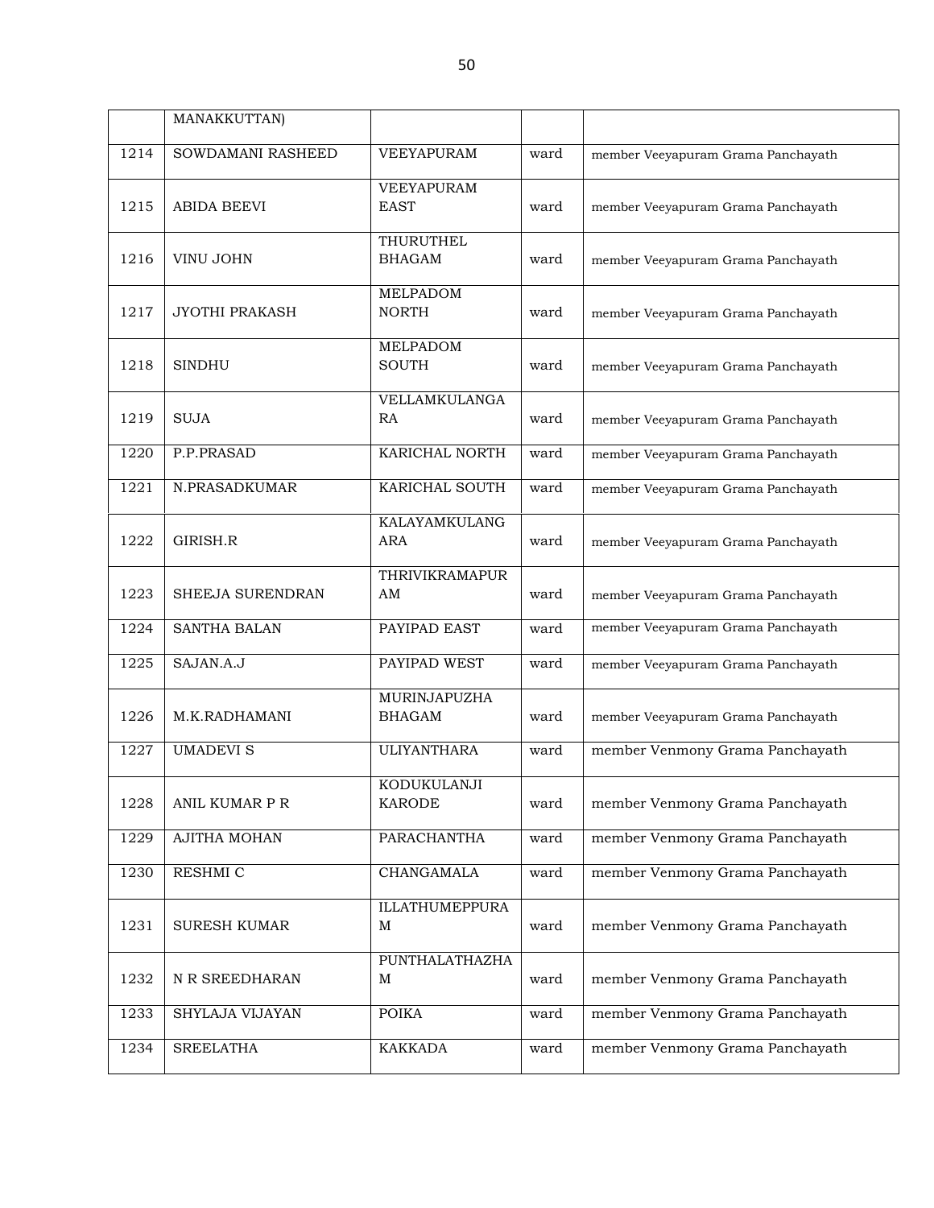| | | | | |
|---|---|---|---|---|
| | MANAKKUTTAN) | | | |
| 1214 | SOWDAMANI RASHEED | VEEYAPURAM | ward | member Veeyapuram Grama Panchayath |
| 1215 | ABIDA BEEVI | VEEYAPURAM EAST | ward | member Veeyapuram Grama Panchayath |
| 1216 | VINU JOHN | THURUTHEL BHAGAM | ward | member Veeyapuram Grama Panchayath |
| 1217 | JYOTHI PRAKASH | MELPADOM NORTH | ward | member Veeyapuram Grama Panchayath |
| 1218 | SINDHU | MELPADOM SOUTH | ward | member Veeyapuram Grama Panchayath |
| 1219 | SUJA | VELLAMKULANGARA | ward | member Veeyapuram Grama Panchayath |
| 1220 | P.P.PRASAD | KARICHAL NORTH | ward | member Veeyapuram Grama Panchayath |
| 1221 | N.PRASADKUMAR | KARICHAL SOUTH | ward | member Veeyapuram Grama Panchayath |
| 1222 | GIRISH.R | KALAYAMKULANGARA | ward | member Veeyapuram Grama Panchayath |
| 1223 | SHEEJA SURENDRAN | THRIVIKRAMAPURAM | ward | member Veeyapuram Grama Panchayath |
| 1224 | SANTHA BALAN | PAYIPAD EAST | ward | member Veeyapuram Grama Panchayath |
| 1225 | SAJAN.A.J | PAYIPAD WEST | ward | member Veeyapuram Grama Panchayath |
| 1226 | M.K.RADHAMANI | MURINJAPUZHA BHAGAM | ward | member Veeyapuram Grama Panchayath |
| 1227 | UMADEVI S | ULIYANTHARA | ward | member Venmony Grama Panchayath |
| 1228 | ANIL KUMAR P R | KODUKULANJI KARODE | ward | member Venmony Grama Panchayath |
| 1229 | AJITHA MOHAN | PARACHANTHA | ward | member Venmony Grama Panchayath |
| 1230 | RESHMI C | CHANGAMALA | ward | member Venmony Grama Panchayath |
| 1231 | SURESH KUMAR | ILLATHUMEPPURAM | ward | member Venmony Grama Panchayath |
| 1232 | N R SREEDHARAN | PUNTHALATHAZHAM | ward | member Venmony Grama Panchayath |
| 1233 | SHYLAJA VIJAYAN | POIKA | ward | member Venmony Grama Panchayath |
| 1234 | SREELATHA | KAKKADA | ward | member Venmony Grama Panchayath |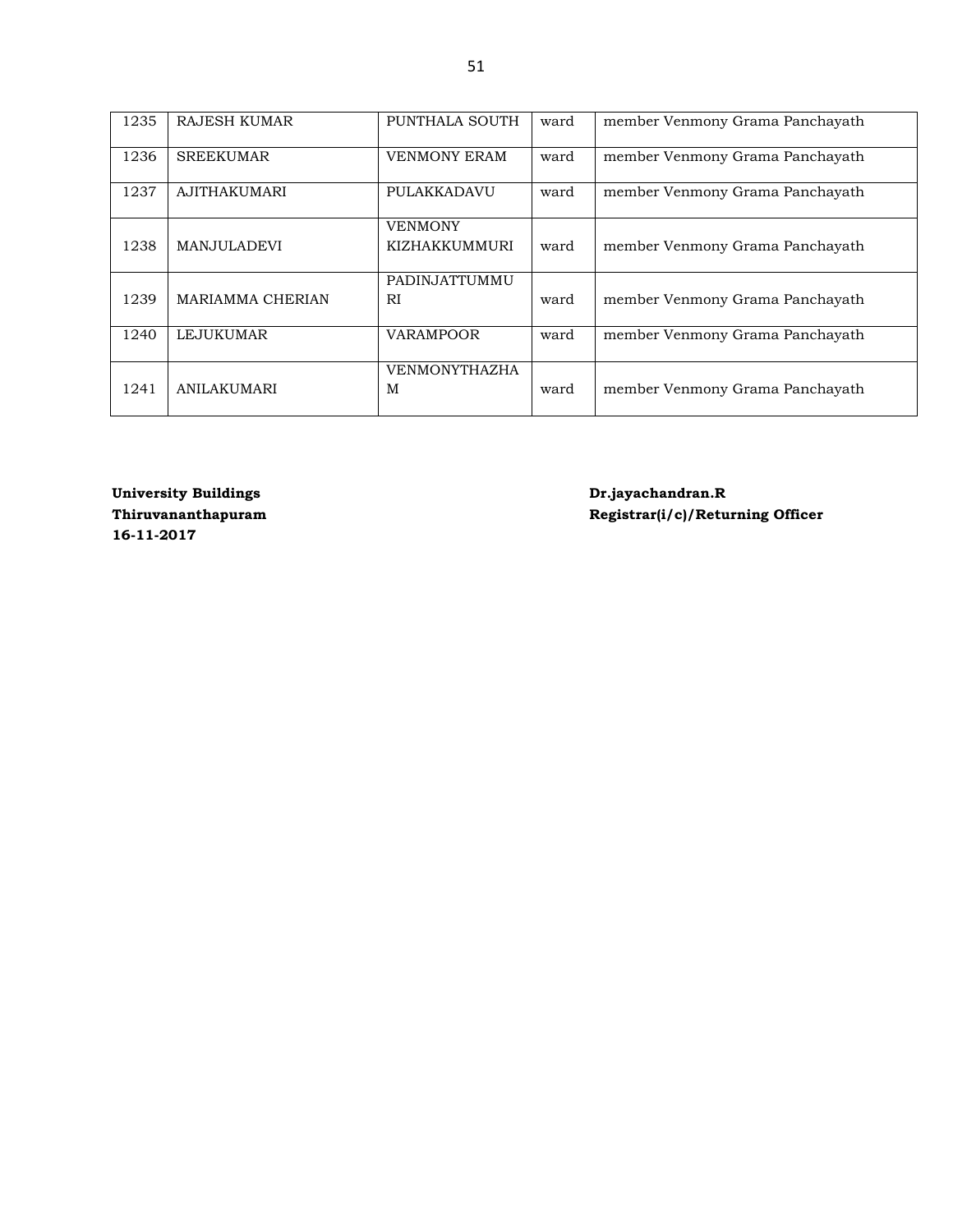| | | | | |
|---|---|---|---|---|
| 1235 | RAJESH KUMAR | PUNTHALA SOUTH | ward | member Venmony Grama Panchayath |
| 1236 | SREEKUMAR | VENMONY ERAM | ward | member Venmony Grama Panchayath |
| 1237 | AJITHAKUMARI | PULAKKADAVU | ward | member Venmony Grama Panchayath |
| 1238 | MANJULADEVI | VENMONY KIZHAKKUMMURI | ward | member Venmony Grama Panchayath |
| 1239 | MARIAMMA CHERIAN | PADINJATTUMMURI | ward | member Venmony Grama Panchayath |
| 1240 | LEJUKUMAR | VARAMPOOR | ward | member Venmony Grama Panchayath |
| 1241 | ANILAKUMARI | VENMONYTHAZHAM | ward | member Venmony Grama Panchayath |

**University Buildings**
**Thiruvananthapuram**
**16-11-2017**

**Dr.jayachandran.R**
**Registrar(i/c)/Returning Officer**